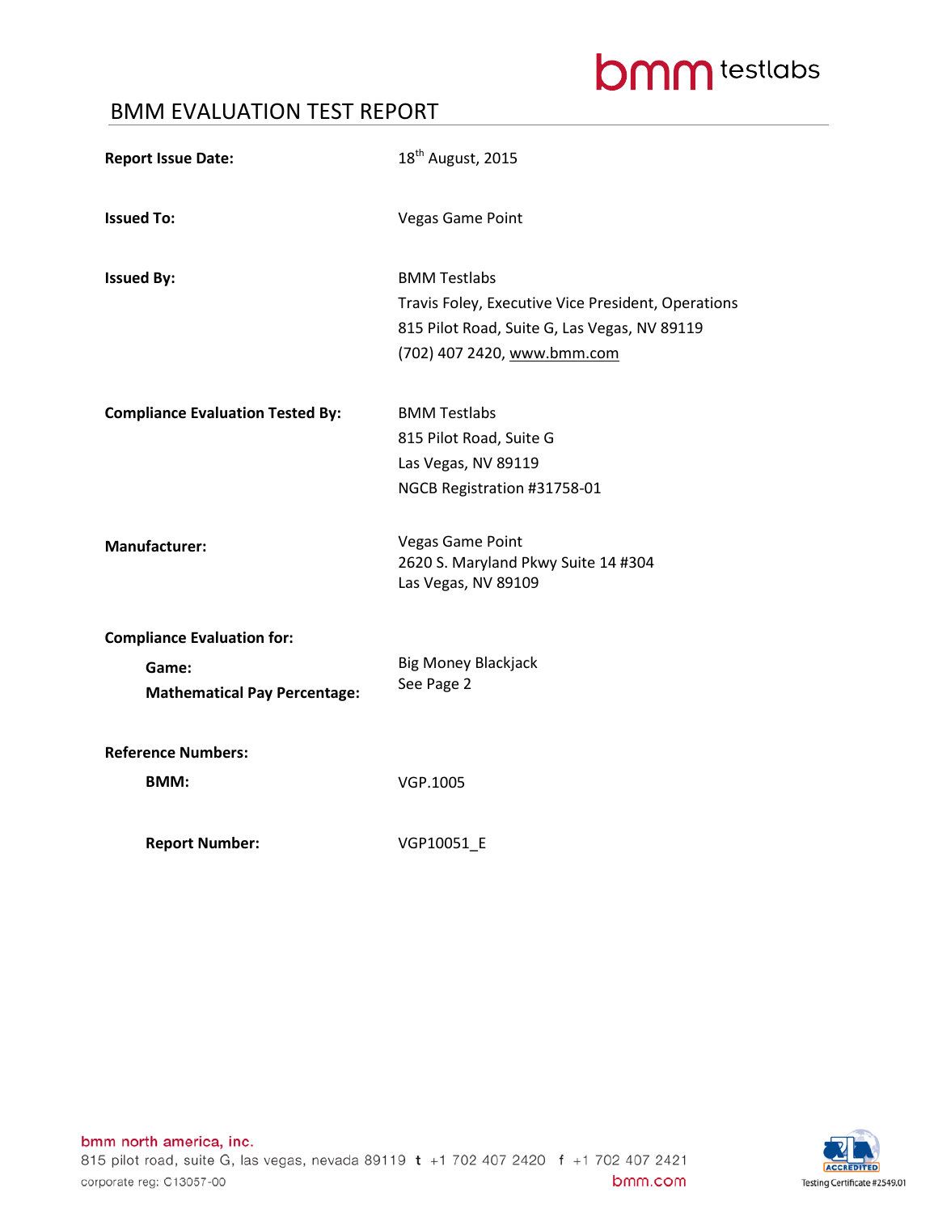# BMM EVALUATION TEST REPORT

**Report Issue Date:** 18th August, 2015

**Issued To:** Vegas Game Point

**Issued By:** BMM Testlabs
Travis Foley, Executive Vice President, Operations
815 Pilot Road, Suite G, Las Vegas, NV 89119
(702) 407 2420, www.bmm.com

**Compliance Evaluation Tested By:** BMM Testlabs
815 Pilot Road, Suite G
Las Vegas, NV 89119
NGCB Registration #31758-01

**Manufacturer:** Vegas Game Point
2620 S. Maryland Pkwy Suite 14 #304
Las Vegas, NV 89109

**Compliance Evaluation for:**

- **Game:** Big Money Blackjack
- **Mathematical Pay Percentage:** See Page 2

**Reference Numbers:**

- **BMM:** VGP.1005
- **Report Number:** VGP10051_E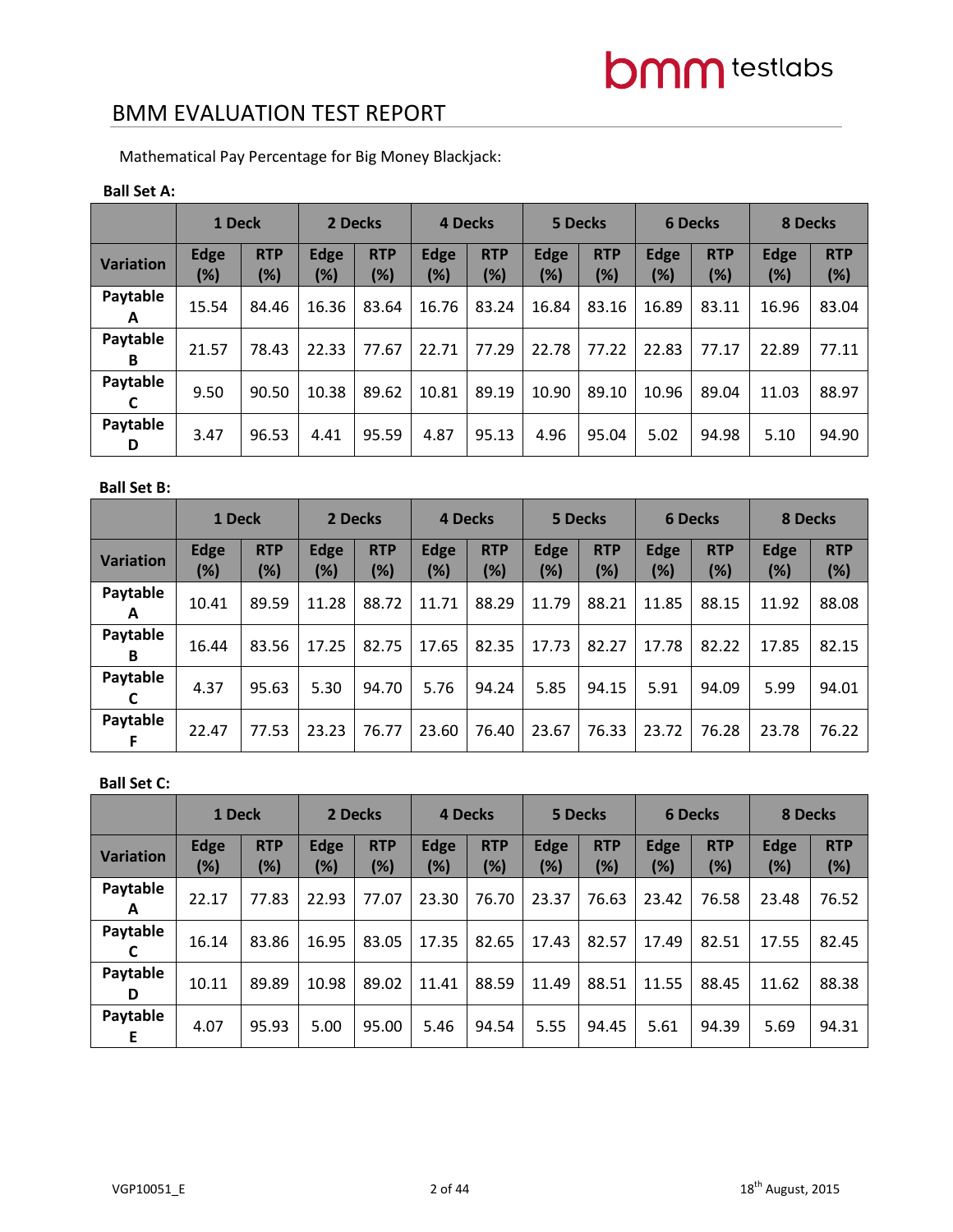## BMM EVALUATION TEST REPORT

Mathematical Pay Percentage for Big Money Blackjack:

**Ball Set A:**

| | 1 Deck | | 2 Decks | | 4 Decks | | 5 Decks | | 6 Decks | | 8 Decks | |
|---|---|---|---|---|---|---|---|---|---|---|---|---|
| **Variation** | **Edge (%)** | **RTP (%)** | **Edge (%)** | **RTP (%)** | **Edge (%)** | **RTP (%)** | **Edge (%)** | **RTP (%)** | **Edge (%)** | **RTP (%)** | **Edge (%)** | **RTP (%)** |
| **Paytable A** | 15.54 | 84.46 | 16.36 | 83.64 | 16.76 | 83.24 | 16.84 | 83.16 | 16.89 | 83.11 | 16.96 | 83.04 |
| **Paytable B** | 21.57 | 78.43 | 22.33 | 77.67 | 22.71 | 77.29 | 22.78 | 77.22 | 22.83 | 77.17 | 22.89 | 77.11 |
| **Paytable C** | 9.50 | 90.50 | 10.38 | 89.62 | 10.81 | 89.19 | 10.90 | 89.10 | 10.96 | 89.04 | 11.03 | 88.97 |
| **Paytable D** | 3.47 | 96.53 | 4.41 | 95.59 | 4.87 | 95.13 | 4.96 | 95.04 | 5.02 | 94.98 | 5.10 | 94.90 |

**Ball Set B:**

| | 1 Deck | | 2 Decks | | 4 Decks | | 5 Decks | | 6 Decks | | 8 Decks | |
|---|---|---|---|---|---|---|---|---|---|---|---|---|
| **Variation** | **Edge (%)** | **RTP (%)** | **Edge (%)** | **RTP (%)** | **Edge (%)** | **RTP (%)** | **Edge (%)** | **RTP (%)** | **Edge (%)** | **RTP (%)** | **Edge (%)** | **RTP (%)** |
| **Paytable A** | 10.41 | 89.59 | 11.28 | 88.72 | 11.71 | 88.29 | 11.79 | 88.21 | 11.85 | 88.15 | 11.92 | 88.08 |
| **Paytable B** | 16.44 | 83.56 | 17.25 | 82.75 | 17.65 | 82.35 | 17.73 | 82.27 | 17.78 | 82.22 | 17.85 | 82.15 |
| **Paytable C** | 4.37 | 95.63 | 5.30 | 94.70 | 5.76 | 94.24 | 5.85 | 94.15 | 5.91 | 94.09 | 5.99 | 94.01 |
| **Paytable F** | 22.47 | 77.53 | 23.23 | 76.77 | 23.60 | 76.40 | 23.67 | 76.33 | 23.72 | 76.28 | 23.78 | 76.22 |

**Ball Set C:**

| | 1 Deck | | 2 Decks | | 4 Decks | | 5 Decks | | 6 Decks | | 8 Decks | |
|---|---|---|---|---|---|---|---|---|---|---|---|---|
| **Variation** | **Edge (%)** | **RTP (%)** | **Edge (%)** | **RTP (%)** | **Edge (%)** | **RTP (%)** | **Edge (%)** | **RTP (%)** | **Edge (%)** | **RTP (%)** | **Edge (%)** | **RTP (%)** |
| **Paytable A** | 22.17 | 77.83 | 22.93 | 77.07 | 23.30 | 76.70 | 23.37 | 76.63 | 23.42 | 76.58 | 23.48 | 76.52 |
| **Paytable C** | 16.14 | 83.86 | 16.95 | 83.05 | 17.35 | 82.65 | 17.43 | 82.57 | 17.49 | 82.51 | 17.55 | 82.45 |
| **Paytable D** | 10.11 | 89.89 | 10.98 | 89.02 | 11.41 | 88.59 | 11.49 | 88.51 | 11.55 | 88.45 | 11.62 | 88.38 |
| **Paytable E** | 4.07 | 95.93 | 5.00 | 95.00 | 5.46 | 94.54 | 5.55 | 94.45 | 5.61 | 94.39 | 5.69 | 94.31 |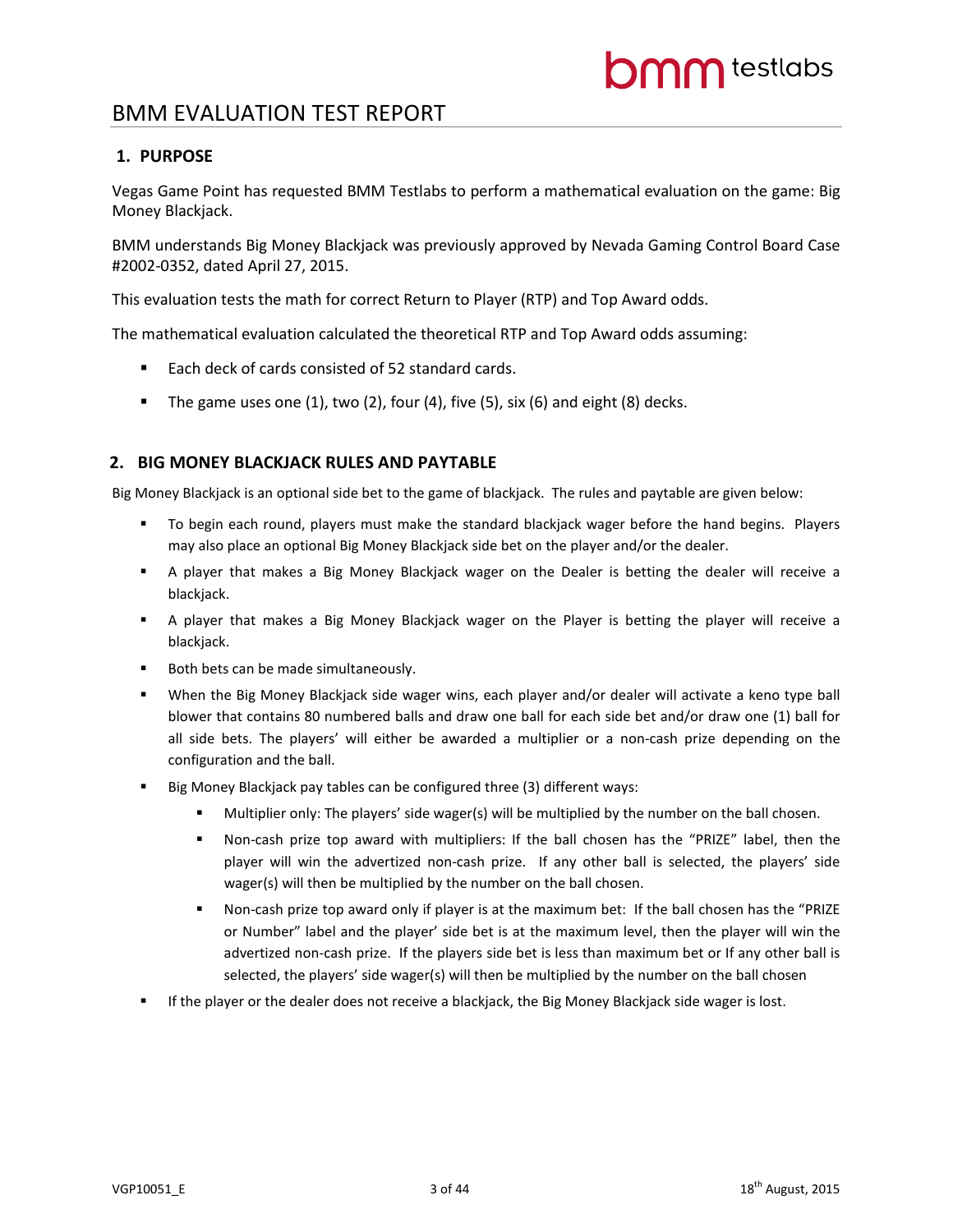# BMM EVALUATION TEST REPORT

## 1. PURPOSE

Vegas Game Point has requested BMM Testlabs to perform a mathematical evaluation on the game: Big Money Blackjack.

BMM understands Big Money Blackjack was previously approved by Nevada Gaming Control Board Case #2002-0352, dated April 27, 2015.

This evaluation tests the math for correct Return to Player (RTP) and Top Award odds.

The mathematical evaluation calculated the theoretical RTP and Top Award odds assuming:

- Each deck of cards consisted of 52 standard cards.
- The game uses one (1), two (2), four (4), five (5), six (6) and eight (8) decks.

## 2. BIG MONEY BLACKJACK RULES AND PAYTABLE

Big Money Blackjack is an optional side bet to the game of blackjack. The rules and paytable are given below:

- To begin each round, players must make the standard blackjack wager before the hand begins. Players may also place an optional Big Money Blackjack side bet on the player and/or the dealer.
- A player that makes a Big Money Blackjack wager on the Dealer is betting the dealer will receive a blackjack.
- A player that makes a Big Money Blackjack wager on the Player is betting the player will receive a blackjack.
- Both bets can be made simultaneously.
- When the Big Money Blackjack side wager wins, each player and/or dealer will activate a keno type ball blower that contains 80 numbered balls and draw one ball for each side bet and/or draw one (1) ball for all side bets. The players' will either be awarded a multiplier or a non-cash prize depending on the configuration and the ball.
- Big Money Blackjack pay tables can be configured three (3) different ways:
  - Multiplier only: The players' side wager(s) will be multiplied by the number on the ball chosen.
  - Non-cash prize top award with multipliers: If the ball chosen has the "PRIZE" label, then the player will win the advertized non-cash prize. If any other ball is selected, the players' side wager(s) will then be multiplied by the number on the ball chosen.
  - Non-cash prize top award only if player is at the maximum bet: If the ball chosen has the "PRIZE or Number" label and the player' side bet is at the maximum level, then the player will win the advertized non-cash prize. If the players side bet is less than maximum bet or If any other ball is selected, the players' side wager(s) will then be multiplied by the number on the ball chosen
- If the player or the dealer does not receive a blackjack, the Big Money Blackjack side wager is lost.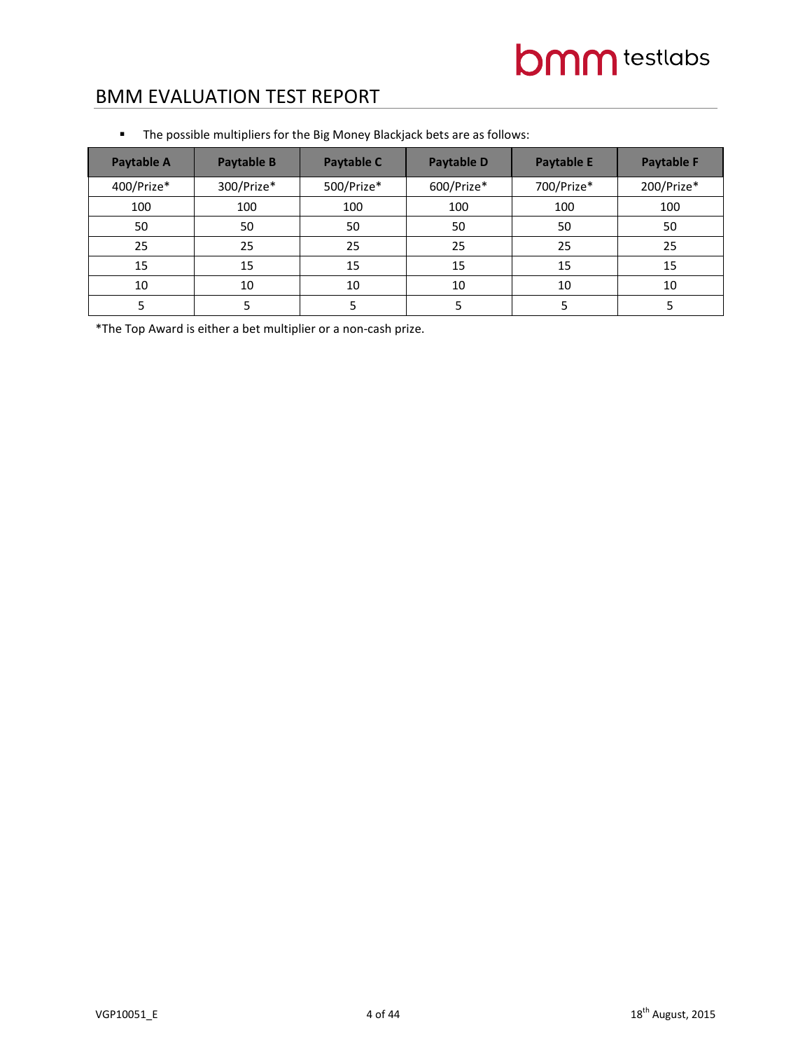- The possible multipliers for the Big Money Blackjack bets are as follows:

| Paytable A | Paytable B | Paytable C | Paytable D | Paytable E | Paytable F |
|---|---|---|---|---|---|
| 400/Prize* | 300/Prize* | 500/Prize* | 600/Prize* | 700/Prize* | 200/Prize* |
| 100 | 100 | 100 | 100 | 100 | 100 |
| 50 | 50 | 50 | 50 | 50 | 50 |
| 25 | 25 | 25 | 25 | 25 | 25 |
| 15 | 15 | 15 | 15 | 15 | 15 |
| 10 | 10 | 10 | 10 | 10 | 10 |
| 5 | 5 | 5 | 5 | 5 | 5 |

*The Top Award is either a bet multiplier or a non-cash prize.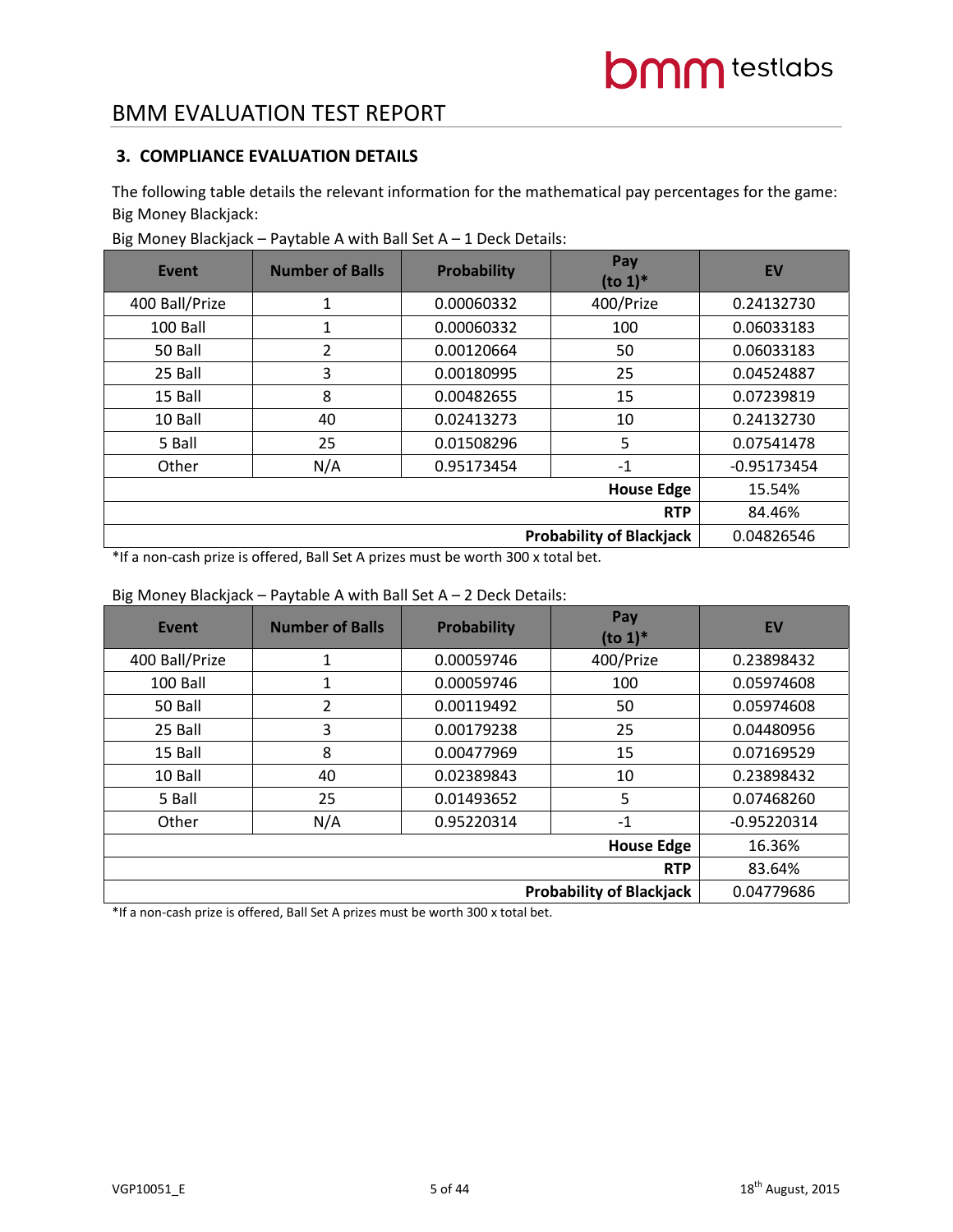### 3. COMPLIANCE EVALUATION DETAILS

The following table details the relevant information for the mathematical pay percentages for the game: Big Money Blackjack:

Big Money Blackjack – Paytable A with Ball Set A – 1 Deck Details:

| Event | Number of Balls | Probability | Pay (to 1)* | EV |
|---|---|---|---|---|
| 400 Ball/Prize | 1 | 0.00060332 | 400/Prize | 0.24132730 |
| 100 Ball | 1 | 0.00060332 | 100 | 0.06033183 |
| 50 Ball | 2 | 0.00120664 | 50 | 0.06033183 |
| 25 Ball | 3 | 0.00180995 | 25 | 0.04524887 |
| 15 Ball | 8 | 0.00482655 | 15 | 0.07239819 |
| 10 Ball | 40 | 0.02413273 | 10 | 0.24132730 |
| 5 Ball | 25 | 0.01508296 | 5 | 0.07541478 |
| Other | N/A | 0.95173454 | -1 | -0.95173454 |
| | | | **House Edge** | 15.54% |
| | | | **RTP** | 84.46% |
| | | | **Probability of Blackjack** | 0.04826546 |

*If a non-cash prize is offered, Ball Set A prizes must be worth 300 x total bet.

Big Money Blackjack – Paytable A with Ball Set A – 2 Deck Details:

| Event | Number of Balls | Probability | Pay (to 1)* | EV |
|---|---|---|---|---|
| 400 Ball/Prize | 1 | 0.00059746 | 400/Prize | 0.23898432 |
| 100 Ball | 1 | 0.00059746 | 100 | 0.05974608 |
| 50 Ball | 2 | 0.00119492 | 50 | 0.05974608 |
| 25 Ball | 3 | 0.00179238 | 25 | 0.04480956 |
| 15 Ball | 8 | 0.00477969 | 15 | 0.07169529 |
| 10 Ball | 40 | 0.02389843 | 10 | 0.23898432 |
| 5 Ball | 25 | 0.01493652 | 5 | 0.07468260 |
| Other | N/A | 0.95220314 | -1 | -0.95220314 |
| | | | **House Edge** | 16.36% |
| | | | **RTP** | 83.64% |
| | | | **Probability of Blackjack** | 0.04779686 |

*If a non-cash prize is offered, Ball Set A prizes must be worth 300 x total bet.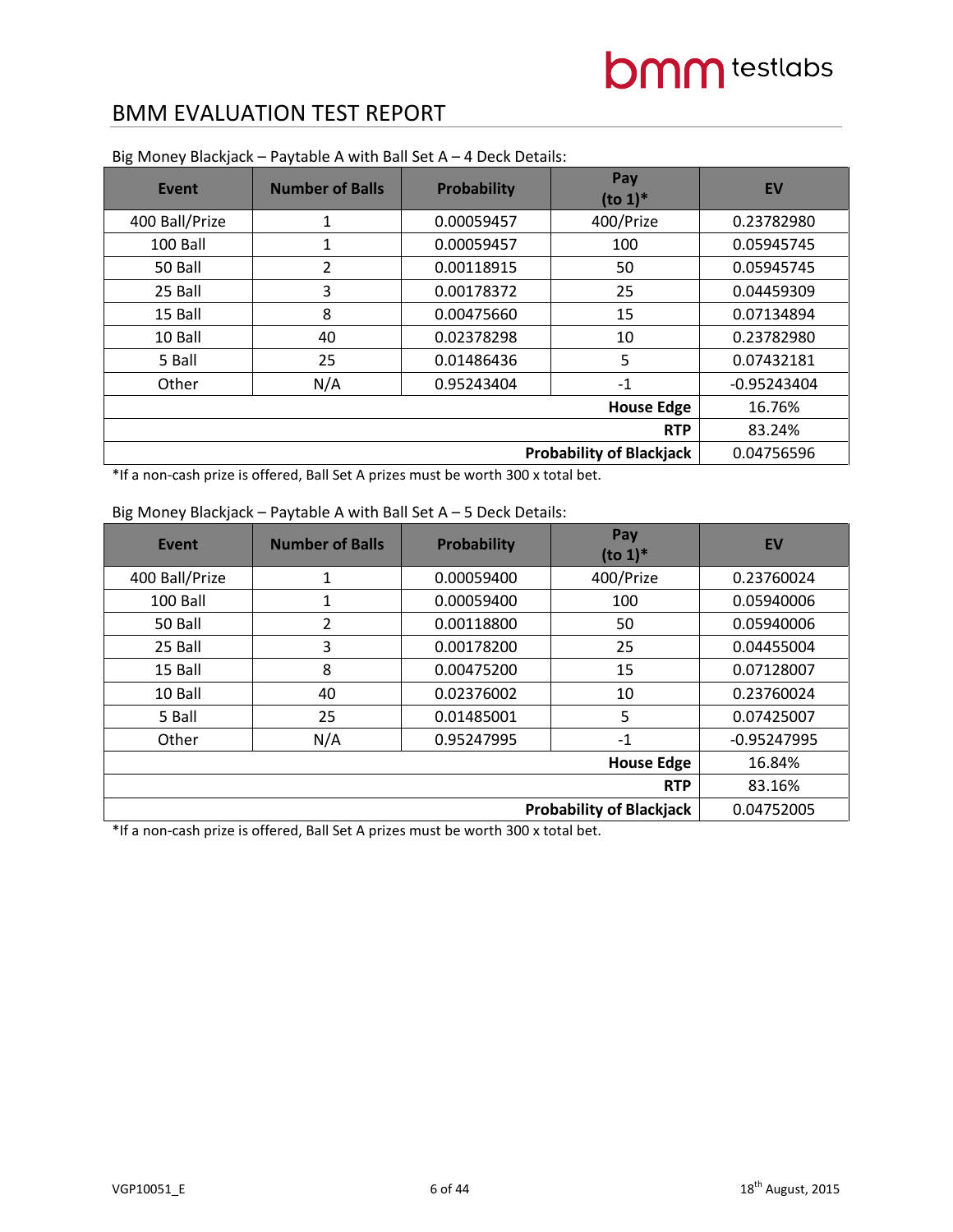Big Money Blackjack – Paytable A with Ball Set A – 4 Deck Details:

| Event | Number of Balls | Probability | Pay (to 1)* | EV |
|---|---|---|---|---|
| 400 Ball/Prize | 1 | 0.00059457 | 400/Prize | 0.23782980 |
| 100 Ball | 1 | 0.00059457 | 100 | 0.05945745 |
| 50 Ball | 2 | 0.00118915 | 50 | 0.05945745 |
| 25 Ball | 3 | 0.00178372 | 25 | 0.04459309 |
| 15 Ball | 8 | 0.00475660 | 15 | 0.07134894 |
| 10 Ball | 40 | 0.02378298 | 10 | 0.23782980 |
| 5 Ball | 25 | 0.01486436 | 5 | 0.07432181 |
| Other | N/A | 0.95243404 | -1 | -0.95243404 |
| | | | **House Edge** | 16.76% |
| | | | **RTP** | 83.24% |
| | | | **Probability of Blackjack** | 0.04756596 |

*If a non-cash prize is offered, Ball Set A prizes must be worth 300 x total bet.

Big Money Blackjack – Paytable A with Ball Set A – 5 Deck Details:

| Event | Number of Balls | Probability | Pay (to 1)* | EV |
|---|---|---|---|---|
| 400 Ball/Prize | 1 | 0.00059400 | 400/Prize | 0.23760024 |
| 100 Ball | 1 | 0.00059400 | 100 | 0.05940006 |
| 50 Ball | 2 | 0.00118800 | 50 | 0.05940006 |
| 25 Ball | 3 | 0.00178200 | 25 | 0.04455004 |
| 15 Ball | 8 | 0.00475200 | 15 | 0.07128007 |
| 10 Ball | 40 | 0.02376002 | 10 | 0.23760024 |
| 5 Ball | 25 | 0.01485001 | 5 | 0.07425007 |
| Other | N/A | 0.95247995 | -1 | -0.95247995 |
| | | | **House Edge** | 16.84% |
| | | | **RTP** | 83.16% |
| | | | **Probability of Blackjack** | 0.04752005 |

*If a non-cash prize is offered, Ball Set A prizes must be worth 300 x total bet.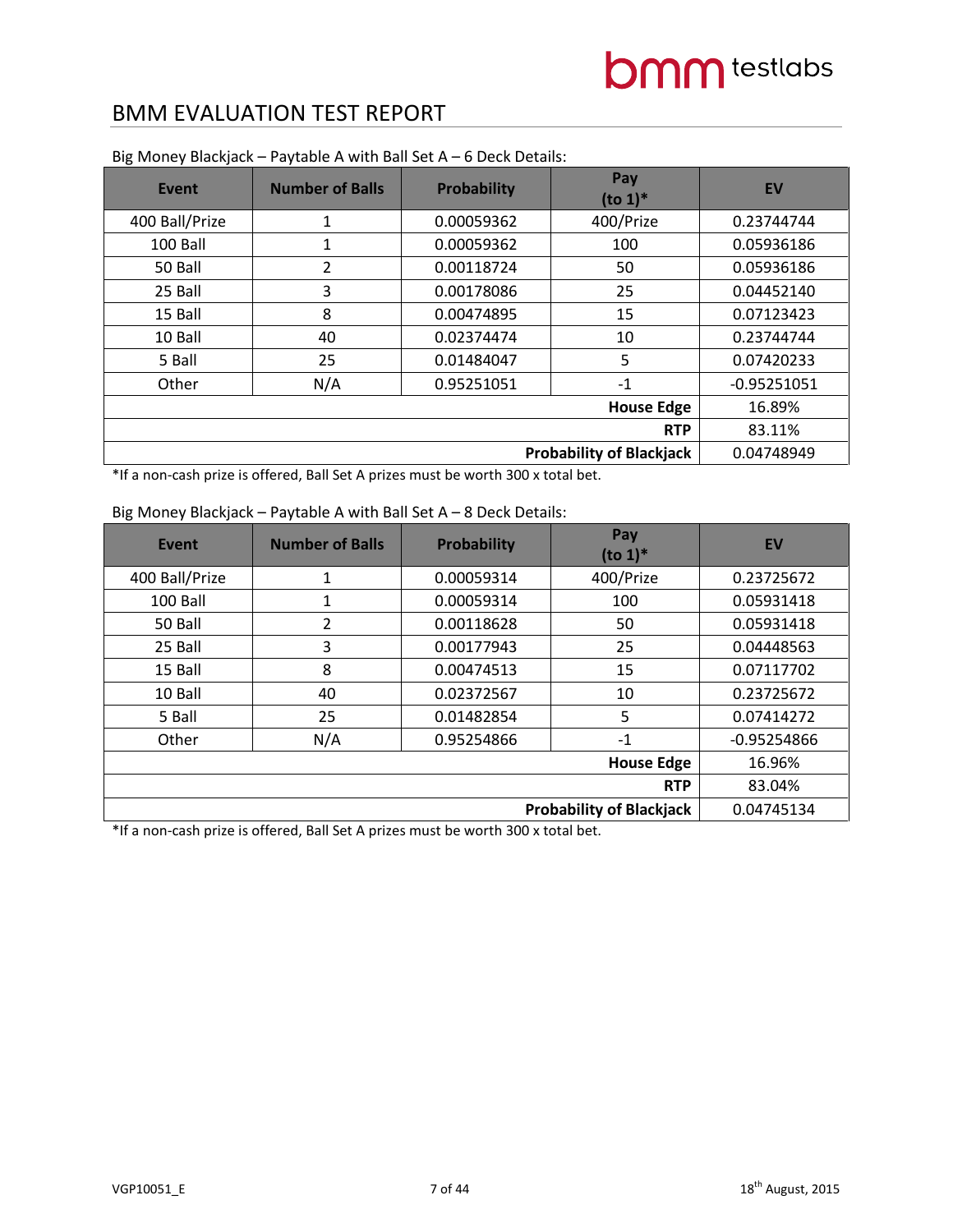Big Money Blackjack – Paytable A with Ball Set A – 6 Deck Details:

| Event | Number of Balls | Probability | Pay (to 1)* | EV |
|---|---|---|---|---|
| 400 Ball/Prize | 1 | 0.00059362 | 400/Prize | 0.23744744 |
| 100 Ball | 1 | 0.00059362 | 100 | 0.05936186 |
| 50 Ball | 2 | 0.00118724 | 50 | 0.05936186 |
| 25 Ball | 3 | 0.00178086 | 25 | 0.04452140 |
| 15 Ball | 8 | 0.00474895 | 15 | 0.07123423 |
| 10 Ball | 40 | 0.02374474 | 10 | 0.23744744 |
| 5 Ball | 25 | 0.01484047 | 5 | 0.07420233 |
| Other | N/A | 0.95251051 | -1 | -0.95251051 |
| | | | **House Edge** | 16.89% |
| | | | **RTP** | 83.11% |
| | | | **Probability of Blackjack** | 0.04748949 |

*If a non-cash prize is offered, Ball Set A prizes must be worth 300 x total bet.

Big Money Blackjack – Paytable A with Ball Set A – 8 Deck Details:

| Event | Number of Balls | Probability | Pay (to 1)* | EV |
|---|---|---|---|---|
| 400 Ball/Prize | 1 | 0.00059314 | 400/Prize | 0.23725672 |
| 100 Ball | 1 | 0.00059314 | 100 | 0.05931418 |
| 50 Ball | 2 | 0.00118628 | 50 | 0.05931418 |
| 25 Ball | 3 | 0.00177943 | 25 | 0.04448563 |
| 15 Ball | 8 | 0.00474513 | 15 | 0.07117702 |
| 10 Ball | 40 | 0.02372567 | 10 | 0.23725672 |
| 5 Ball | 25 | 0.01482854 | 5 | 0.07414272 |
| Other | N/A | 0.95254866 | -1 | -0.95254866 |
| | | | **House Edge** | 16.96% |
| | | | **RTP** | 83.04% |
| | | | **Probability of Blackjack** | 0.04745134 |

*If a non-cash prize is offered, Ball Set A prizes must be worth 300 x total bet.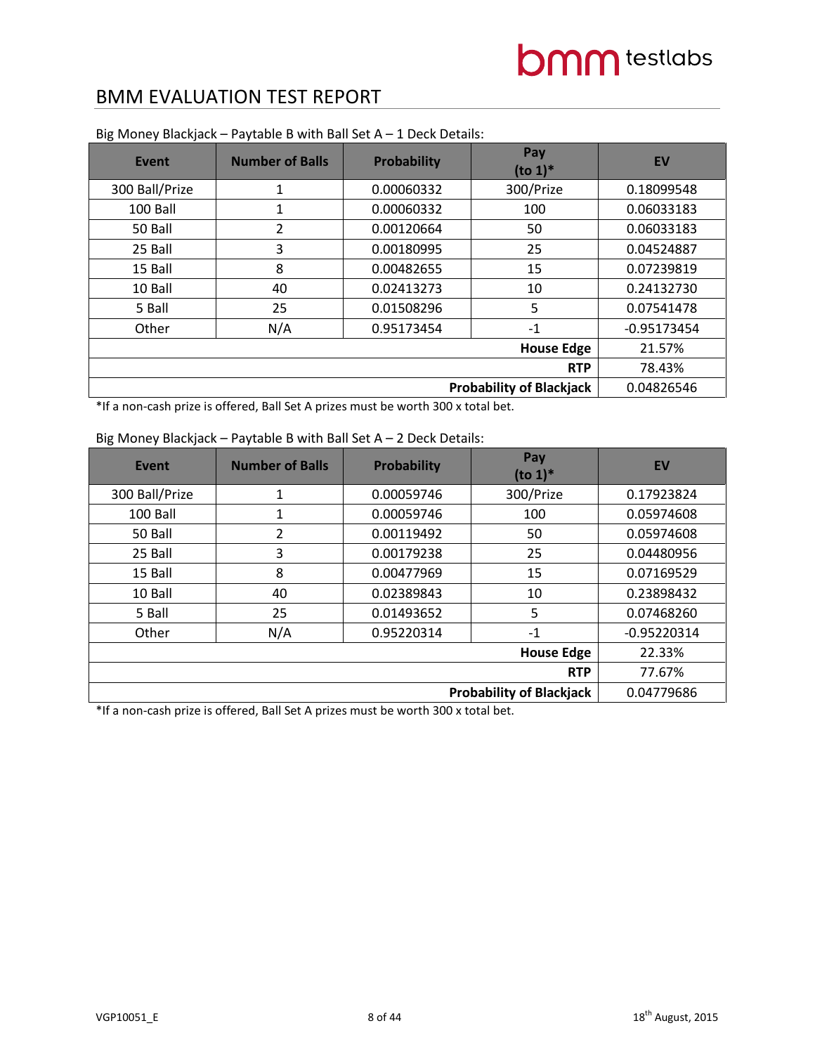# BMM EVALUATION TEST REPORT

Big Money Blackjack – Paytable B with Ball Set A – 1 Deck Details:

| Event | Number of Balls | Probability | Pay (to 1)* | EV |
|---|---|---|---|---|
| 300 Ball/Prize | 1 | 0.00060332 | 300/Prize | 0.18099548 |
| 100 Ball | 1 | 0.00060332 | 100 | 0.06033183 |
| 50 Ball | 2 | 0.00120664 | 50 | 0.06033183 |
| 25 Ball | 3 | 0.00180995 | 25 | 0.04524887 |
| 15 Ball | 8 | 0.00482655 | 15 | 0.07239819 |
| 10 Ball | 40 | 0.02413273 | 10 | 0.24132730 |
| 5 Ball | 25 | 0.01508296 | 5 | 0.07541478 |
| Other | N/A | 0.95173454 | -1 | -0.95173454 |
| | | | **House Edge** | 21.57% |
| | | | **RTP** | 78.43% |
| | | | **Probability of Blackjack** | 0.04826546 |

*If a non-cash prize is offered, Ball Set A prizes must be worth 300 x total bet.

Big Money Blackjack – Paytable B with Ball Set A – 2 Deck Details:

| Event | Number of Balls | Probability | Pay (to 1)* | EV |
|---|---|---|---|---|
| 300 Ball/Prize | 1 | 0.00059746 | 300/Prize | 0.17923824 |
| 100 Ball | 1 | 0.00059746 | 100 | 0.05974608 |
| 50 Ball | 2 | 0.00119492 | 50 | 0.05974608 |
| 25 Ball | 3 | 0.00179238 | 25 | 0.04480956 |
| 15 Ball | 8 | 0.00477969 | 15 | 0.07169529 |
| 10 Ball | 40 | 0.02389843 | 10 | 0.23898432 |
| 5 Ball | 25 | 0.01493652 | 5 | 0.07468260 |
| Other | N/A | 0.95220314 | -1 | -0.95220314 |
| | | | **House Edge** | 22.33% |
| | | | **RTP** | 77.67% |
| | | | **Probability of Blackjack** | 0.04779686 |

*If a non-cash prize is offered, Ball Set A prizes must be worth 300 x total bet.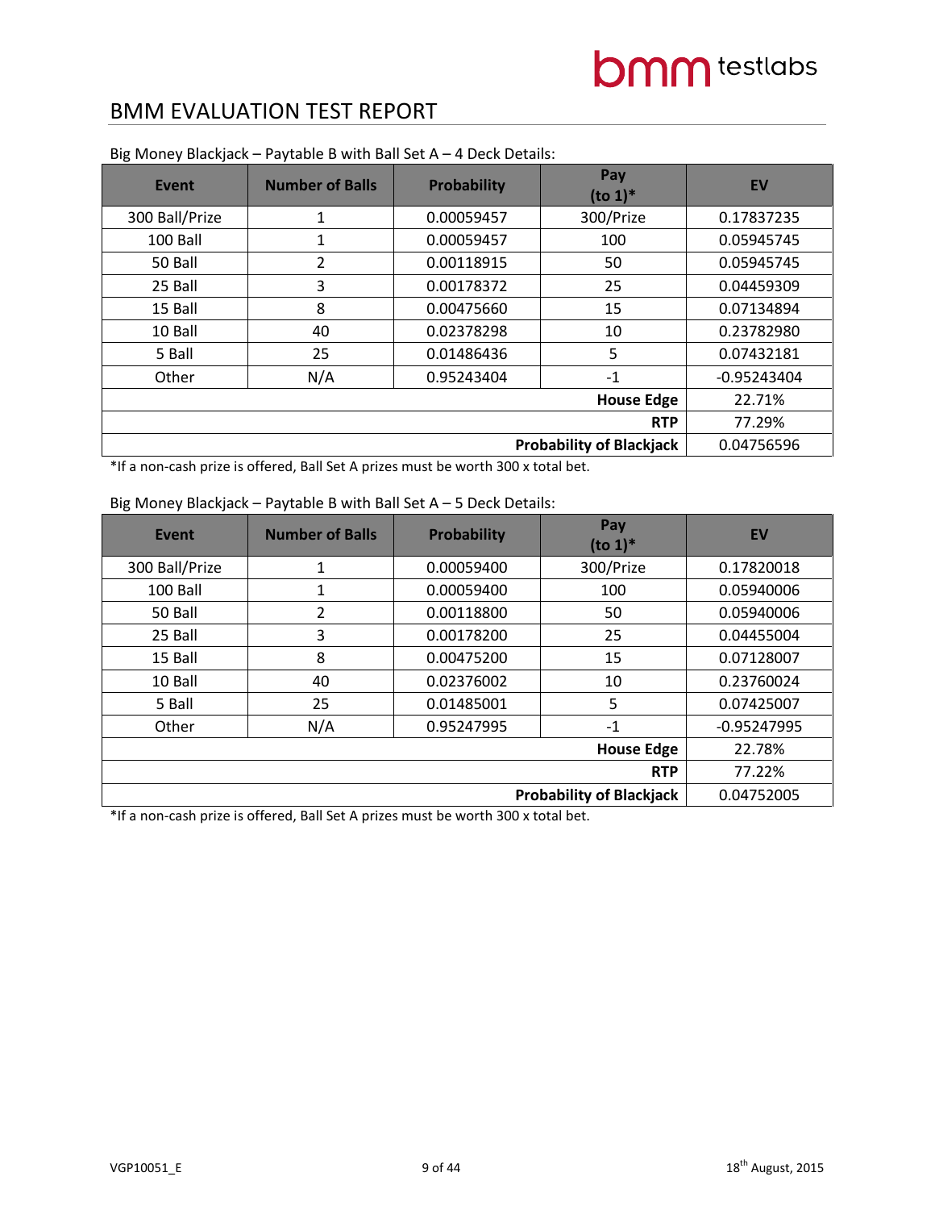# BMM EVALUATION TEST REPORT

Big Money Blackjack – Paytable B with Ball Set A – 4 Deck Details:

| Event | Number of Balls | Probability | Pay (to 1)* | EV |
|---|---|---|---|---|
| 300 Ball/Prize | 1 | 0.00059457 | 300/Prize | 0.17837235 |
| 100 Ball | 1 | 0.00059457 | 100 | 0.05945745 |
| 50 Ball | 2 | 0.00118915 | 50 | 0.05945745 |
| 25 Ball | 3 | 0.00178372 | 25 | 0.04459309 |
| 15 Ball | 8 | 0.00475660 | 15 | 0.07134894 |
| 10 Ball | 40 | 0.02378298 | 10 | 0.23782980 |
| 5 Ball | 25 | 0.01486436 | 5 | 0.07432181 |
| Other | N/A | 0.95243404 | -1 | -0.95243404 |
| | | | **House Edge** | 22.71% |
| | | | **RTP** | 77.29% |
| | | | **Probability of Blackjack** | 0.04756596 |

*If a non-cash prize is offered, Ball Set A prizes must be worth 300 x total bet.

Big Money Blackjack – Paytable B with Ball Set A – 5 Deck Details:

| Event | Number of Balls | Probability | Pay (to 1)* | EV |
|---|---|---|---|---|
| 300 Ball/Prize | 1 | 0.00059400 | 300/Prize | 0.17820018 |
| 100 Ball | 1 | 0.00059400 | 100 | 0.05940006 |
| 50 Ball | 2 | 0.00118800 | 50 | 0.05940006 |
| 25 Ball | 3 | 0.00178200 | 25 | 0.04455004 |
| 15 Ball | 8 | 0.00475200 | 15 | 0.07128007 |
| 10 Ball | 40 | 0.02376002 | 10 | 0.23760024 |
| 5 Ball | 25 | 0.01485001 | 5 | 0.07425007 |
| Other | N/A | 0.95247995 | -1 | -0.95247995 |
| | | | **House Edge** | 22.78% |
| | | | **RTP** | 77.22% |
| | | | **Probability of Blackjack** | 0.04752005 |

*If a non-cash prize is offered, Ball Set A prizes must be worth 300 x total bet.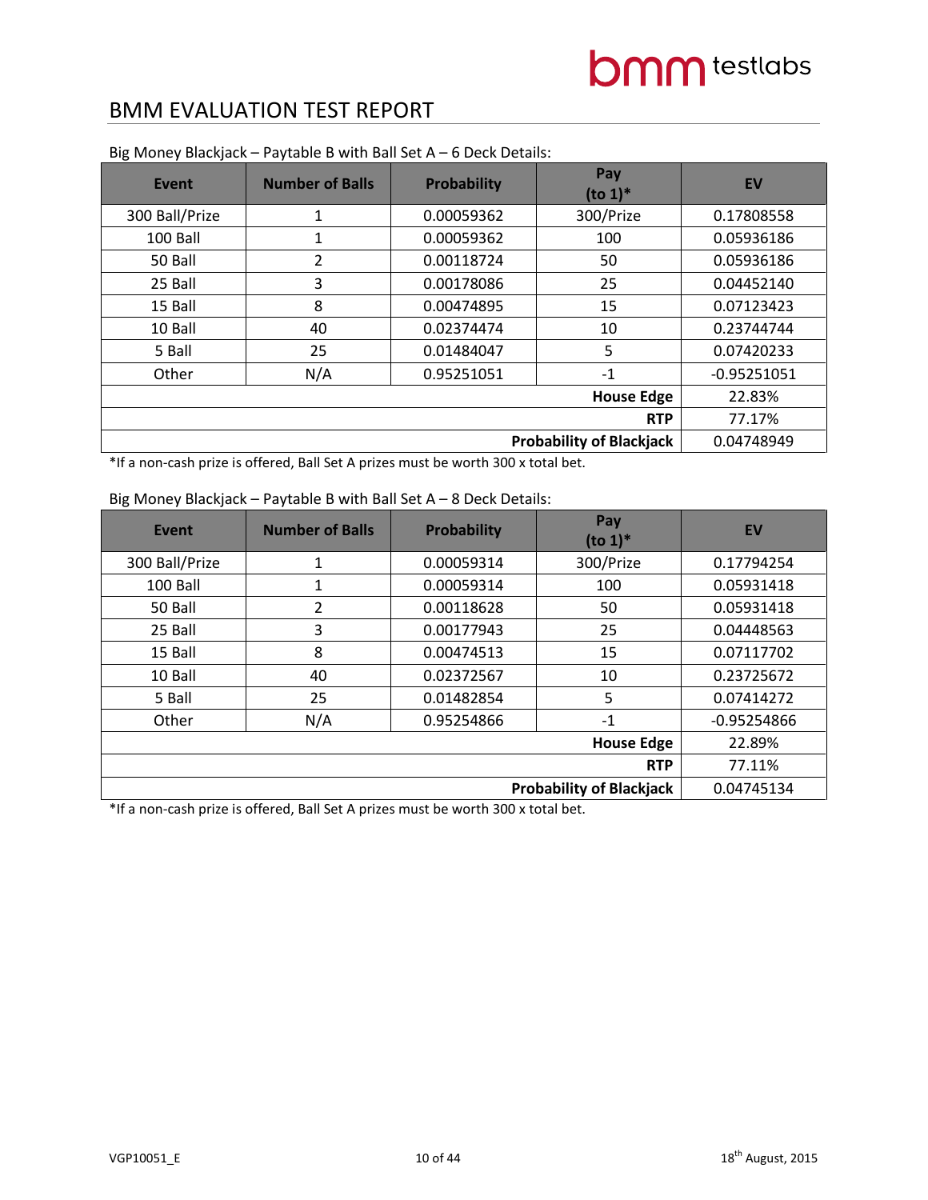Big Money Blackjack – Paytable B with Ball Set A – 6 Deck Details:

| Event | Number of Balls | Probability | Pay (to 1)* | EV |
|---|---|---|---|---|
| 300 Ball/Prize | 1 | 0.00059362 | 300/Prize | 0.17808558 |
| 100 Ball | 1 | 0.00059362 | 100 | 0.05936186 |
| 50 Ball | 2 | 0.00118724 | 50 | 0.05936186 |
| 25 Ball | 3 | 0.00178086 | 25 | 0.04452140 |
| 15 Ball | 8 | 0.00474895 | 15 | 0.07123423 |
| 10 Ball | 40 | 0.02374474 | 10 | 0.23744744 |
| 5 Ball | 25 | 0.01484047 | 5 | 0.07420233 |
| Other | N/A | 0.95251051 | -1 | -0.95251051 |
| | | | **House Edge** | 22.83% |
| | | | **RTP** | 77.17% |
| | | | **Probability of Blackjack** | 0.04748949 |

*If a non-cash prize is offered, Ball Set A prizes must be worth 300 x total bet.

Big Money Blackjack – Paytable B with Ball Set A – 8 Deck Details:

| Event | Number of Balls | Probability | Pay (to 1)* | EV |
|---|---|---|---|---|
| 300 Ball/Prize | 1 | 0.00059314 | 300/Prize | 0.17794254 |
| 100 Ball | 1 | 0.00059314 | 100 | 0.05931418 |
| 50 Ball | 2 | 0.00118628 | 50 | 0.05931418 |
| 25 Ball | 3 | 0.00177943 | 25 | 0.04448563 |
| 15 Ball | 8 | 0.00474513 | 15 | 0.07117702 |
| 10 Ball | 40 | 0.02372567 | 10 | 0.23725672 |
| 5 Ball | 25 | 0.01482854 | 5 | 0.07414272 |
| Other | N/A | 0.95254866 | -1 | -0.95254866 |
| | | | **House Edge** | 22.89% |
| | | | **RTP** | 77.11% |
| | | | **Probability of Blackjack** | 0.04745134 |

*If a non-cash prize is offered, Ball Set A prizes must be worth 300 x total bet.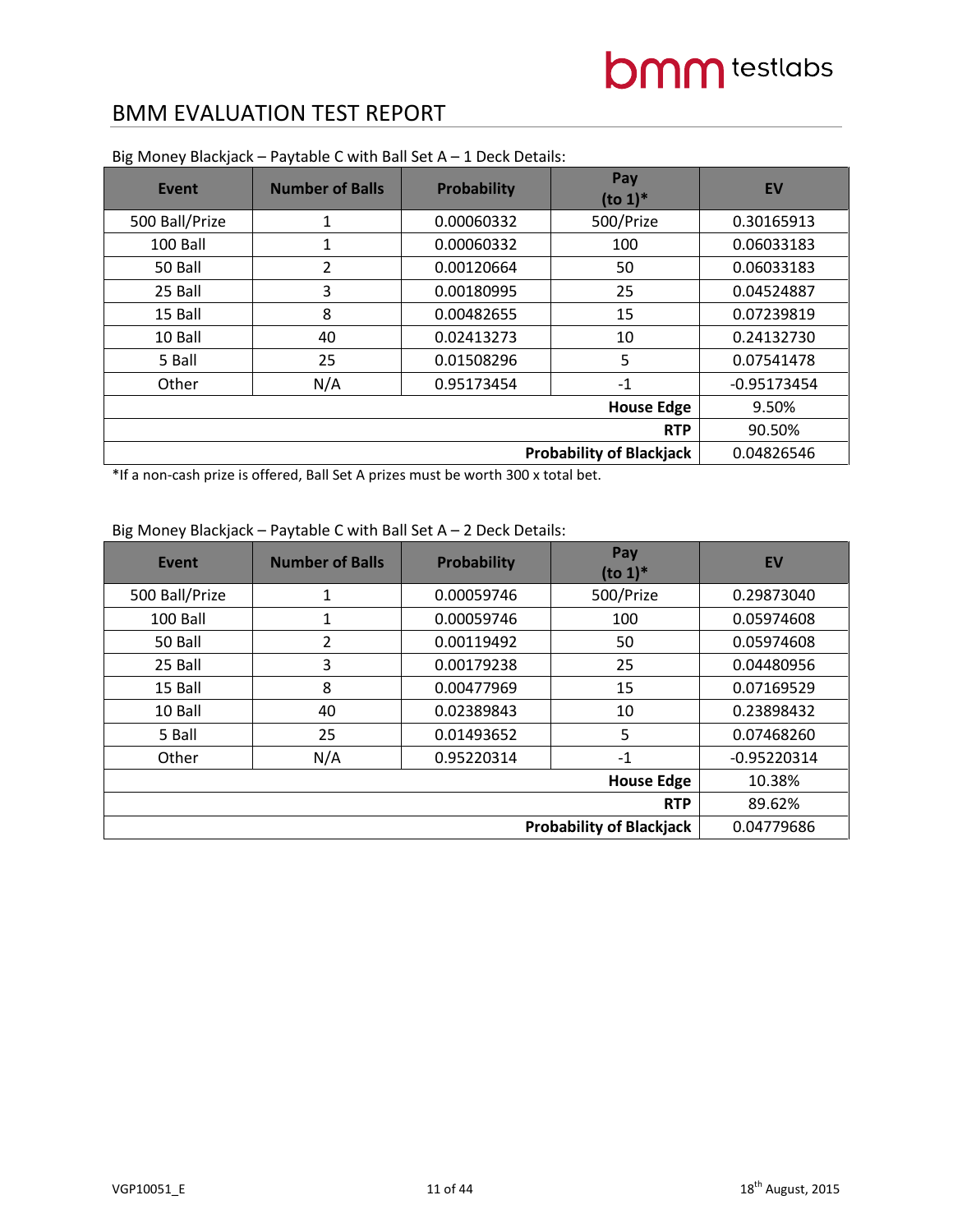## BMM EVALUATION TEST REPORT

Big Money Blackjack – Paytable C with Ball Set A – 1 Deck Details:

| Event | Number of Balls | Probability | Pay (to 1)* | EV |
|---|---|---|---|---|
| 500 Ball/Prize | 1 | 0.00060332 | 500/Prize | 0.30165913 |
| 100 Ball | 1 | 0.00060332 | 100 | 0.06033183 |
| 50 Ball | 2 | 0.00120664 | 50 | 0.06033183 |
| 25 Ball | 3 | 0.00180995 | 25 | 0.04524887 |
| 15 Ball | 8 | 0.00482655 | 15 | 0.07239819 |
| 10 Ball | 40 | 0.02413273 | 10 | 0.24132730 |
| 5 Ball | 25 | 0.01508296 | 5 | 0.07541478 |
| Other | N/A | 0.95173454 | -1 | -0.95173454 |
| | | | **House Edge** | 9.50% |
| | | | **RTP** | 90.50% |
| | | | **Probability of Blackjack** | 0.04826546 |

*If a non-cash prize is offered, Ball Set A prizes must be worth 300 x total bet.

Big Money Blackjack – Paytable C with Ball Set A – 2 Deck Details:

| Event | Number of Balls | Probability | Pay (to 1)* | EV |
|---|---|---|---|---|
| 500 Ball/Prize | 1 | 0.00059746 | 500/Prize | 0.29873040 |
| 100 Ball | 1 | 0.00059746 | 100 | 0.05974608 |
| 50 Ball | 2 | 0.00119492 | 50 | 0.05974608 |
| 25 Ball | 3 | 0.00179238 | 25 | 0.04480956 |
| 15 Ball | 8 | 0.00477969 | 15 | 0.07169529 |
| 10 Ball | 40 | 0.02389843 | 10 | 0.23898432 |
| 5 Ball | 25 | 0.01493652 | 5 | 0.07468260 |
| Other | N/A | 0.95220314 | -1 | -0.95220314 |
| | | | **House Edge** | 10.38% |
| | | | **RTP** | 89.62% |
| | | | **Probability of Blackjack** | 0.04779686 |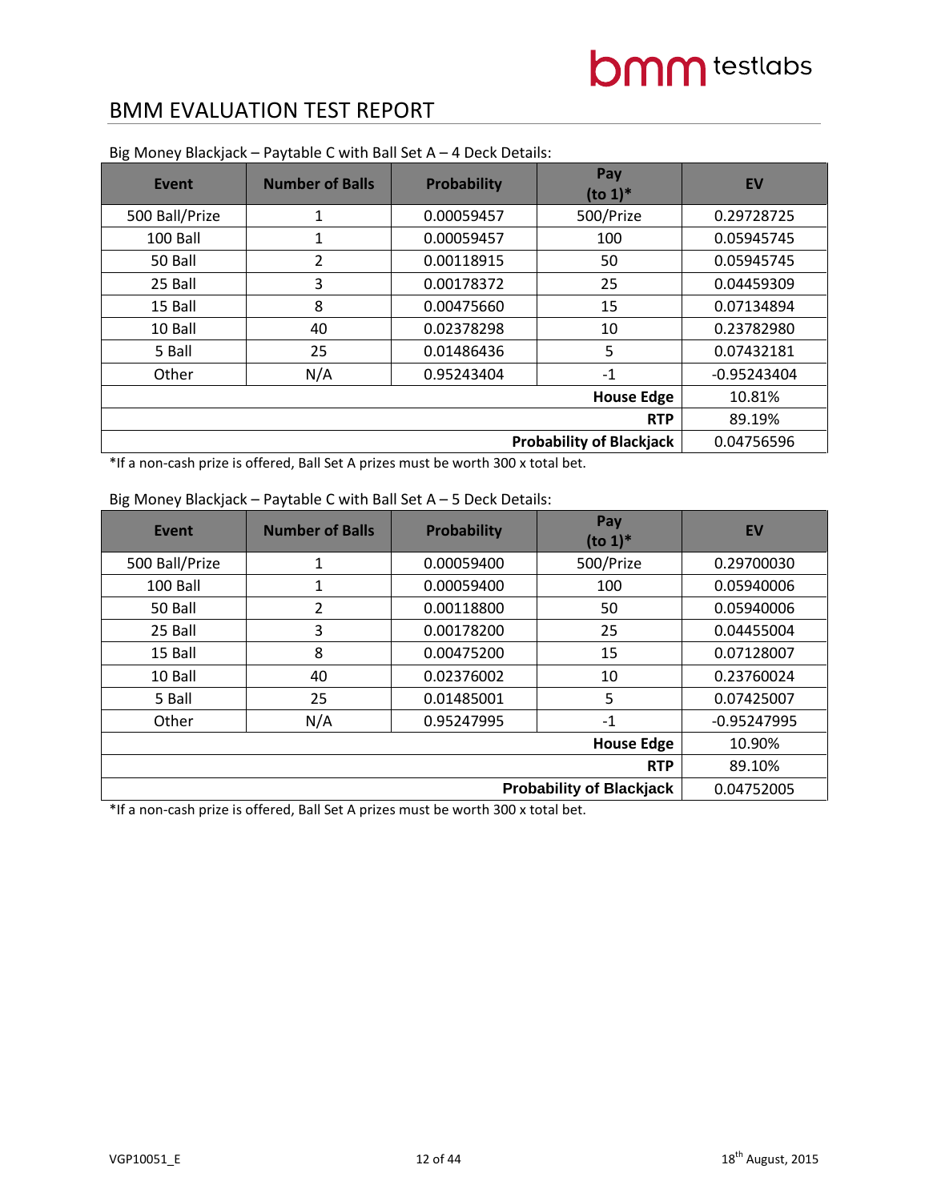# BMM EVALUATION TEST REPORT

Big Money Blackjack – Paytable C with Ball Set A – 4 Deck Details:

| Event | Number of Balls | Probability | Pay (to 1)* | EV |
|---|---|---|---|---|
| 500 Ball/Prize | 1 | 0.00059457 | 500/Prize | 0.29728725 |
| 100 Ball | 1 | 0.00059457 | 100 | 0.05945745 |
| 50 Ball | 2 | 0.00118915 | 50 | 0.05945745 |
| 25 Ball | 3 | 0.00178372 | 25 | 0.04459309 |
| 15 Ball | 8 | 0.00475660 | 15 | 0.07134894 |
| 10 Ball | 40 | 0.02378298 | 10 | 0.23782980 |
| 5 Ball | 25 | 0.01486436 | 5 | 0.07432181 |
| Other | N/A | 0.95243404 | -1 | -0.95243404 |
| | | | **House Edge** | 10.81% |
| | | | **RTP** | 89.19% |
| | | | **Probability of Blackjack** | 0.04756596 |

*If a non-cash prize is offered, Ball Set A prizes must be worth 300 x total bet.

Big Money Blackjack – Paytable C with Ball Set A – 5 Deck Details:

| Event | Number of Balls | Probability | Pay (to 1)* | EV |
|---|---|---|---|---|
| 500 Ball/Prize | 1 | 0.00059400 | 500/Prize | 0.29700030 |
| 100 Ball | 1 | 0.00059400 | 100 | 0.05940006 |
| 50 Ball | 2 | 0.00118800 | 50 | 0.05940006 |
| 25 Ball | 3 | 0.00178200 | 25 | 0.04455004 |
| 15 Ball | 8 | 0.00475200 | 15 | 0.07128007 |
| 10 Ball | 40 | 0.02376002 | 10 | 0.23760024 |
| 5 Ball | 25 | 0.01485001 | 5 | 0.07425007 |
| Other | N/A | 0.95247995 | -1 | -0.95247995 |
| | | | **House Edge** | 10.90% |
| | | | **RTP** | 89.10% |
| | | | **Probability of Blackjack** | 0.04752005 |

*If a non-cash prize is offered, Ball Set A prizes must be worth 300 x total bet.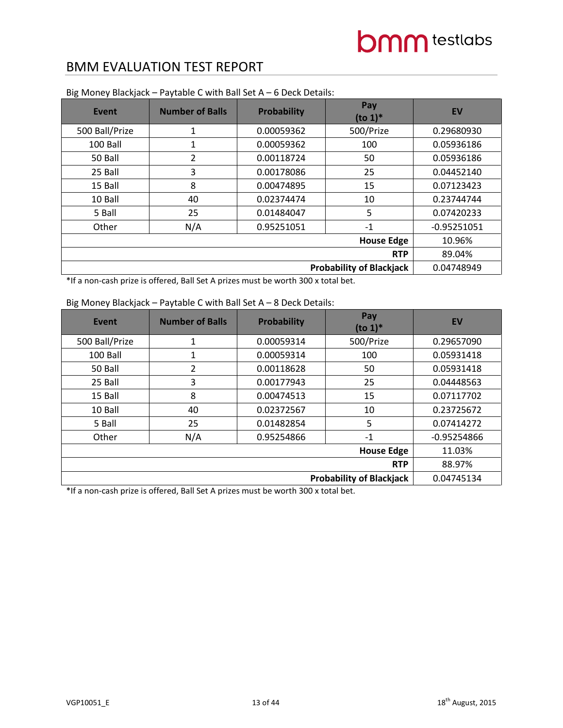# BMM EVALUATION TEST REPORT

Big Money Blackjack – Paytable C with Ball Set A – 6 Deck Details:

| Event | Number of Balls | Probability | Pay (to 1)* | EV |
|---|---|---|---|---|
| 500 Ball/Prize | 1 | 0.00059362 | 500/Prize | 0.29680930 |
| 100 Ball | 1 | 0.00059362 | 100 | 0.05936186 |
| 50 Ball | 2 | 0.00118724 | 50 | 0.05936186 |
| 25 Ball | 3 | 0.00178086 | 25 | 0.04452140 |
| 15 Ball | 8 | 0.00474895 | 15 | 0.07123423 |
| 10 Ball | 40 | 0.02374474 | 10 | 0.23744744 |
| 5 Ball | 25 | 0.01484047 | 5 | 0.07420233 |
| Other | N/A | 0.95251051 | -1 | -0.95251051 |
| | | | **House Edge** | 10.96% |
| | | | **RTP** | 89.04% |
| | | | **Probability of Blackjack** | 0.04748949 |

*If a non-cash prize is offered, Ball Set A prizes must be worth 300 x total bet.

Big Money Blackjack – Paytable C with Ball Set A – 8 Deck Details:

| Event | Number of Balls | Probability | Pay (to 1)* | EV |
|---|---|---|---|---|
| 500 Ball/Prize | 1 | 0.00059314 | 500/Prize | 0.29657090 |
| 100 Ball | 1 | 0.00059314 | 100 | 0.05931418 |
| 50 Ball | 2 | 0.00118628 | 50 | 0.05931418 |
| 25 Ball | 3 | 0.00177943 | 25 | 0.04448563 |
| 15 Ball | 8 | 0.00474513 | 15 | 0.07117702 |
| 10 Ball | 40 | 0.02372567 | 10 | 0.23725672 |
| 5 Ball | 25 | 0.01482854 | 5 | 0.07414272 |
| Other | N/A | 0.95254866 | -1 | -0.95254866 |
| | | | **House Edge** | 11.03% |
| | | | **RTP** | 88.97% |
| | | | **Probability of Blackjack** | 0.04745134 |

*If a non-cash prize is offered, Ball Set A prizes must be worth 300 x total bet.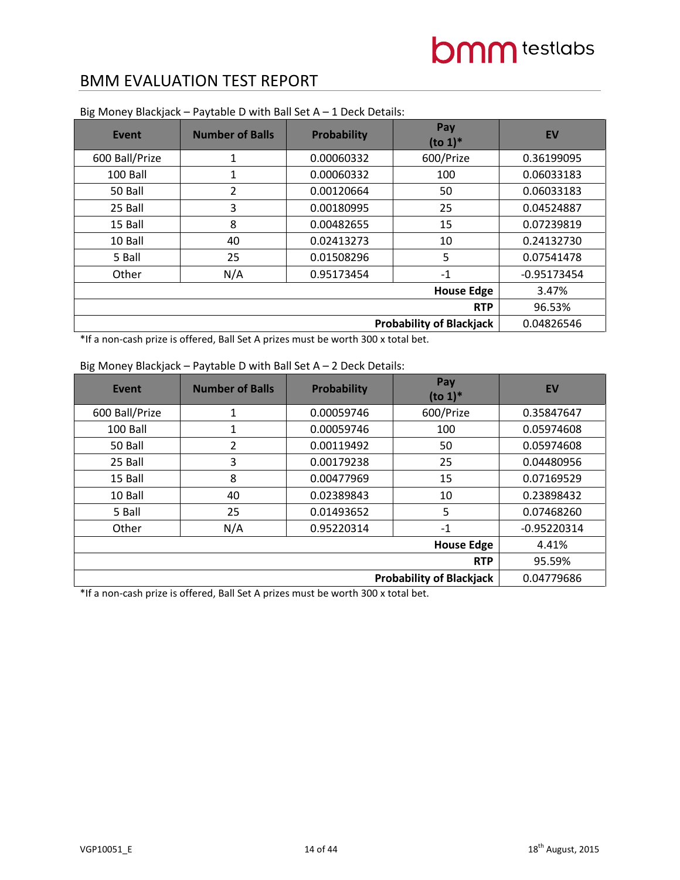Big Money Blackjack – Paytable D with Ball Set A – 1 Deck Details:

| Event | Number of Balls | Probability | Pay (to 1)* | EV |
|---|---|---|---|---|
| 600 Ball/Prize | 1 | 0.00060332 | 600/Prize | 0.36199095 |
| 100 Ball | 1 | 0.00060332 | 100 | 0.06033183 |
| 50 Ball | 2 | 0.00120664 | 50 | 0.06033183 |
| 25 Ball | 3 | 0.00180995 | 25 | 0.04524887 |
| 15 Ball | 8 | 0.00482655 | 15 | 0.07239819 |
| 10 Ball | 40 | 0.02413273 | 10 | 0.24132730 |
| 5 Ball | 25 | 0.01508296 | 5 | 0.07541478 |
| Other | N/A | 0.95173454 | -1 | -0.95173454 |
| | | | **House Edge** | 3.47% |
| | | | **RTP** | 96.53% |
| | | | **Probability of Blackjack** | 0.04826546 |

*If a non-cash prize is offered, Ball Set A prizes must be worth 300 x total bet.

Big Money Blackjack – Paytable D with Ball Set A – 2 Deck Details:

| Event | Number of Balls | Probability | Pay (to 1)* | EV |
|---|---|---|---|---|
| 600 Ball/Prize | 1 | 0.00059746 | 600/Prize | 0.35847647 |
| 100 Ball | 1 | 0.00059746 | 100 | 0.05974608 |
| 50 Ball | 2 | 0.00119492 | 50 | 0.05974608 |
| 25 Ball | 3 | 0.00179238 | 25 | 0.04480956 |
| 15 Ball | 8 | 0.00477969 | 15 | 0.07169529 |
| 10 Ball | 40 | 0.02389843 | 10 | 0.23898432 |
| 5 Ball | 25 | 0.01493652 | 5 | 0.07468260 |
| Other | N/A | 0.95220314 | -1 | -0.95220314 |
| | | | **House Edge** | 4.41% |
| | | | **RTP** | 95.59% |
| | | | **Probability of Blackjack** | 0.04779686 |

*If a non-cash prize is offered, Ball Set A prizes must be worth 300 x total bet.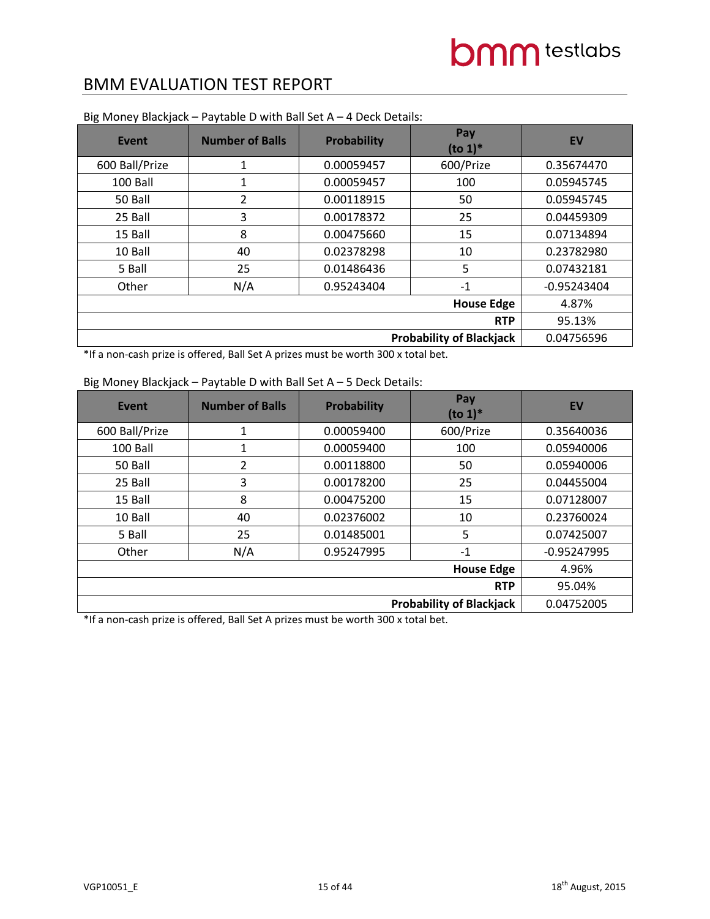## BMM EVALUATION TEST REPORT

Big Money Blackjack – Paytable D with Ball Set A – 4 Deck Details:

| Event | Number of Balls | Probability | Pay (to 1)* | EV |
|---|---|---|---|---|
| 600 Ball/Prize | 1 | 0.00059457 | 600/Prize | 0.35674470 |
| 100 Ball | 1 | 0.00059457 | 100 | 0.05945745 |
| 50 Ball | 2 | 0.00118915 | 50 | 0.05945745 |
| 25 Ball | 3 | 0.00178372 | 25 | 0.04459309 |
| 15 Ball | 8 | 0.00475660 | 15 | 0.07134894 |
| 10 Ball | 40 | 0.02378298 | 10 | 0.23782980 |
| 5 Ball | 25 | 0.01486436 | 5 | 0.07432181 |
| Other | N/A | 0.95243404 | -1 | -0.95243404 |
| | | | **House Edge** | 4.87% |
| | | | **RTP** | 95.13% |
| | | | **Probability of Blackjack** | 0.04756596 |

*If a non-cash prize is offered, Ball Set A prizes must be worth 300 x total bet.

Big Money Blackjack – Paytable D with Ball Set A – 5 Deck Details:

| Event | Number of Balls | Probability | Pay (to 1)* | EV |
|---|---|---|---|---|
| 600 Ball/Prize | 1 | 0.00059400 | 600/Prize | 0.35640036 |
| 100 Ball | 1 | 0.00059400 | 100 | 0.05940006 |
| 50 Ball | 2 | 0.00118800 | 50 | 0.05940006 |
| 25 Ball | 3 | 0.00178200 | 25 | 0.04455004 |
| 15 Ball | 8 | 0.00475200 | 15 | 0.07128007 |
| 10 Ball | 40 | 0.02376002 | 10 | 0.23760024 |
| 5 Ball | 25 | 0.01485001 | 5 | 0.07425007 |
| Other | N/A | 0.95247995 | -1 | -0.95247995 |
| | | | **House Edge** | 4.96% |
| | | | **RTP** | 95.04% |
| | | | **Probability of Blackjack** | 0.04752005 |

*If a non-cash prize is offered, Ball Set A prizes must be worth 300 x total bet.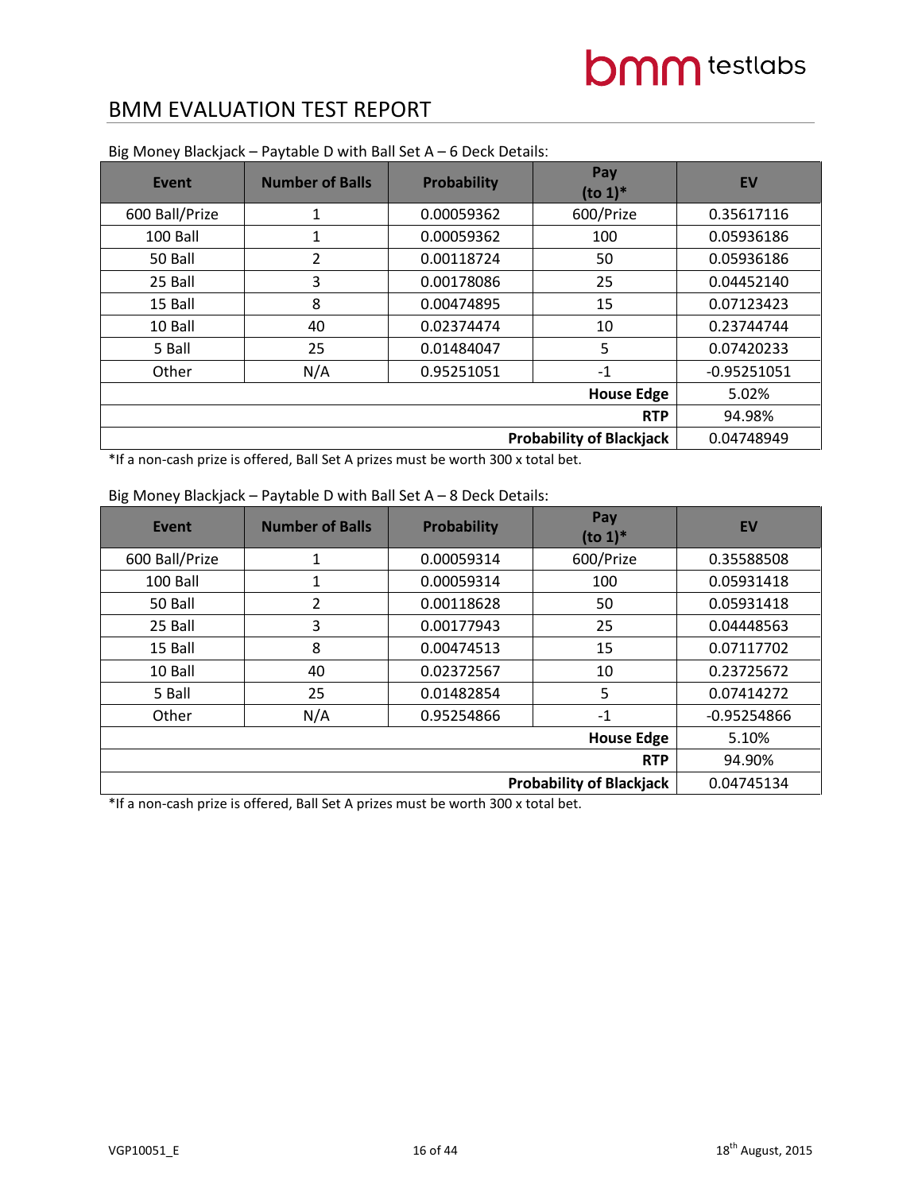# BMM EVALUATION TEST REPORT

Big Money Blackjack – Paytable D with Ball Set A – 6 Deck Details:

| Event | Number of Balls | Probability | Pay (to 1)* | EV |
|---|---|---|---|---|
| 600 Ball/Prize | 1 | 0.00059362 | 600/Prize | 0.35617116 |
| 100 Ball | 1 | 0.00059362 | 100 | 0.05936186 |
| 50 Ball | 2 | 0.00118724 | 50 | 0.05936186 |
| 25 Ball | 3 | 0.00178086 | 25 | 0.04452140 |
| 15 Ball | 8 | 0.00474895 | 15 | 0.07123423 |
| 10 Ball | 40 | 0.02374474 | 10 | 0.23744744 |
| 5 Ball | 25 | 0.01484047 | 5 | 0.07420233 |
| Other | N/A | 0.95251051 | -1 | -0.95251051 |
| | | | **House Edge** | 5.02% |
| | | | **RTP** | 94.98% |
| | | | **Probability of Blackjack** | 0.04748949 |

*If a non-cash prize is offered, Ball Set A prizes must be worth 300 x total bet.

Big Money Blackjack – Paytable D with Ball Set A – 8 Deck Details:

| Event | Number of Balls | Probability | Pay (to 1)* | EV |
|---|---|---|---|---|
| 600 Ball/Prize | 1 | 0.00059314 | 600/Prize | 0.35588508 |
| 100 Ball | 1 | 0.00059314 | 100 | 0.05931418 |
| 50 Ball | 2 | 0.00118628 | 50 | 0.05931418 |
| 25 Ball | 3 | 0.00177943 | 25 | 0.04448563 |
| 15 Ball | 8 | 0.00474513 | 15 | 0.07117702 |
| 10 Ball | 40 | 0.02372567 | 10 | 0.23725672 |
| 5 Ball | 25 | 0.01482854 | 5 | 0.07414272 |
| Other | N/A | 0.95254866 | -1 | -0.95254866 |
| | | | **House Edge** | 5.10% |
| | | | **RTP** | 94.90% |
| | | | **Probability of Blackjack** | 0.04745134 |

*If a non-cash prize is offered, Ball Set A prizes must be worth 300 x total bet.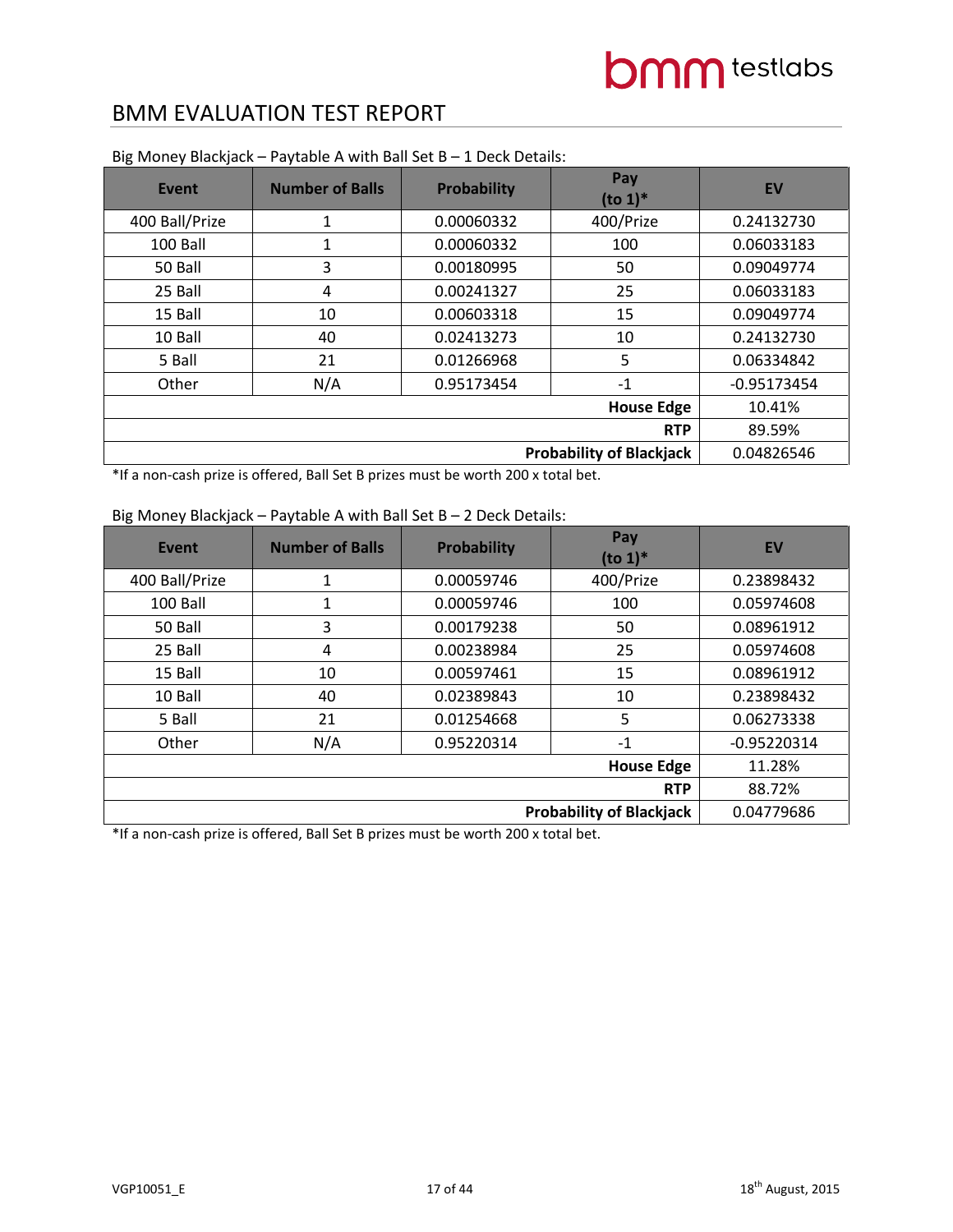# BMM EVALUATION TEST REPORT

Big Money Blackjack – Paytable A with Ball Set B – 1 Deck Details:

| Event | Number of Balls | Probability | Pay (to 1)* | EV |
|---|---|---|---|---|
| 400 Ball/Prize | 1 | 0.00060332 | 400/Prize | 0.24132730 |
| 100 Ball | 1 | 0.00060332 | 100 | 0.06033183 |
| 50 Ball | 3 | 0.00180995 | 50 | 0.09049774 |
| 25 Ball | 4 | 0.00241327 | 25 | 0.06033183 |
| 15 Ball | 10 | 0.00603318 | 15 | 0.09049774 |
| 10 Ball | 40 | 0.02413273 | 10 | 0.24132730 |
| 5 Ball | 21 | 0.01266968 | 5 | 0.06334842 |
| Other | N/A | 0.95173454 | -1 | -0.95173454 |
| | | | **House Edge** | 10.41% |
| | | | **RTP** | 89.59% |
| | | | **Probability of Blackjack** | 0.04826546 |

*If a non-cash prize is offered, Ball Set B prizes must be worth 200 x total bet.

Big Money Blackjack – Paytable A with Ball Set B – 2 Deck Details:

| Event | Number of Balls | Probability | Pay (to 1)* | EV |
|---|---|---|---|---|
| 400 Ball/Prize | 1 | 0.00059746 | 400/Prize | 0.23898432 |
| 100 Ball | 1 | 0.00059746 | 100 | 0.05974608 |
| 50 Ball | 3 | 0.00179238 | 50 | 0.08961912 |
| 25 Ball | 4 | 0.00238984 | 25 | 0.05974608 |
| 15 Ball | 10 | 0.00597461 | 15 | 0.08961912 |
| 10 Ball | 40 | 0.02389843 | 10 | 0.23898432 |
| 5 Ball | 21 | 0.01254668 | 5 | 0.06273338 |
| Other | N/A | 0.95220314 | -1 | -0.95220314 |
| | | | **House Edge** | 11.28% |
| | | | **RTP** | 88.72% |
| | | | **Probability of Blackjack** | 0.04779686 |

*If a non-cash prize is offered, Ball Set B prizes must be worth 200 x total bet.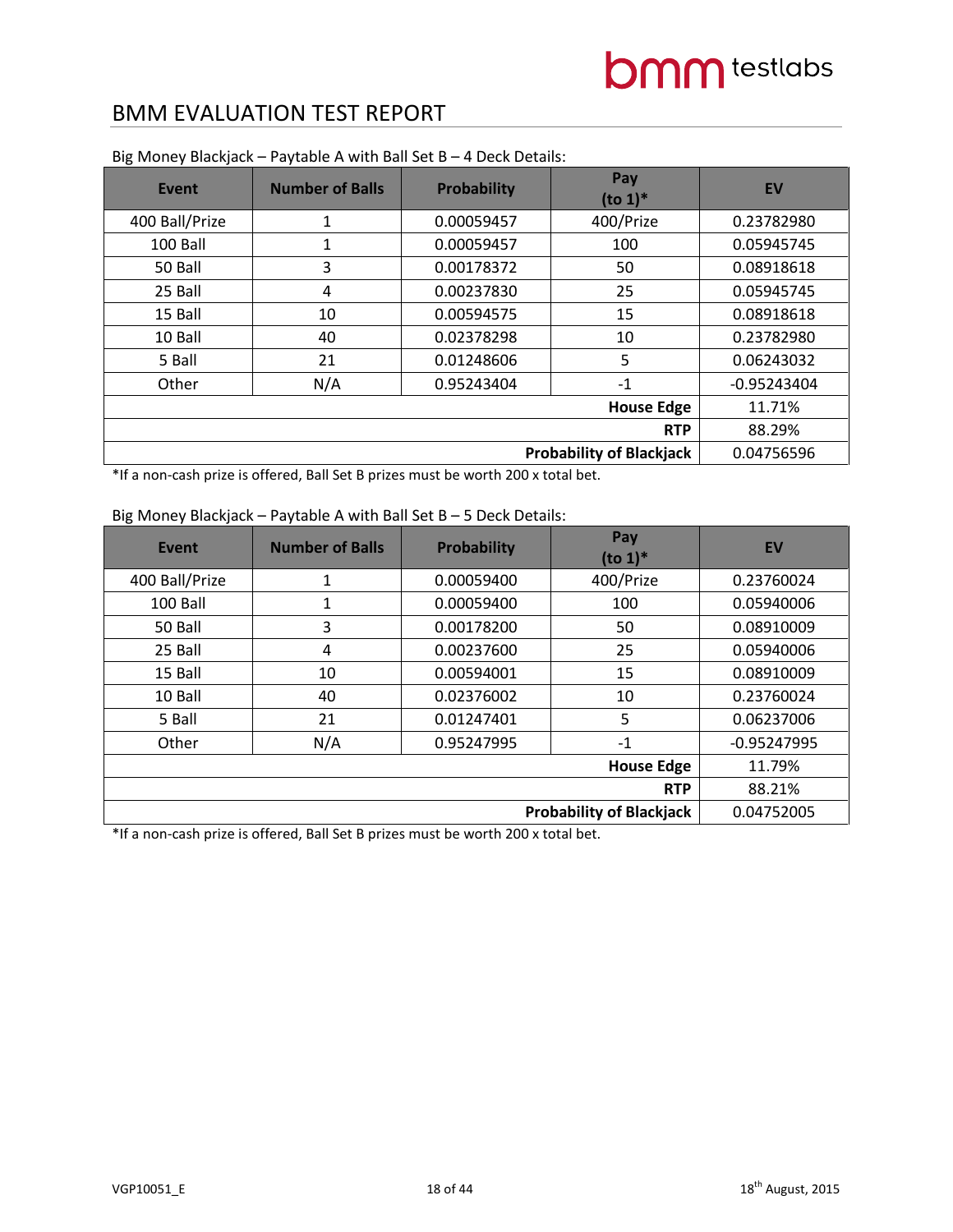Big Money Blackjack – Paytable A with Ball Set B – 4 Deck Details:

| Event | Number of Balls | Probability | Pay (to 1)* | EV |
|---|---|---|---|---|
| 400 Ball/Prize | 1 | 0.00059457 | 400/Prize | 0.23782980 |
| 100 Ball | 1 | 0.00059457 | 100 | 0.05945745 |
| 50 Ball | 3 | 0.00178372 | 50 | 0.08918618 |
| 25 Ball | 4 | 0.00237830 | 25 | 0.05945745 |
| 15 Ball | 10 | 0.00594575 | 15 | 0.08918618 |
| 10 Ball | 40 | 0.02378298 | 10 | 0.23782980 |
| 5 Ball | 21 | 0.01248606 | 5 | 0.06243032 |
| Other | N/A | 0.95243404 | -1 | -0.95243404 |
| | | | **House Edge** | 11.71% |
| | | | **RTP** | 88.29% |
| | | | **Probability of Blackjack** | 0.04756596 |

*If a non-cash prize is offered, Ball Set B prizes must be worth 200 x total bet.

Big Money Blackjack – Paytable A with Ball Set B – 5 Deck Details:

| Event | Number of Balls | Probability | Pay (to 1)* | EV |
|---|---|---|---|---|
| 400 Ball/Prize | 1 | 0.00059400 | 400/Prize | 0.23760024 |
| 100 Ball | 1 | 0.00059400 | 100 | 0.05940006 |
| 50 Ball | 3 | 0.00178200 | 50 | 0.08910009 |
| 25 Ball | 4 | 0.00237600 | 25 | 0.05940006 |
| 15 Ball | 10 | 0.00594001 | 15 | 0.08910009 |
| 10 Ball | 40 | 0.02376002 | 10 | 0.23760024 |
| 5 Ball | 21 | 0.01247401 | 5 | 0.06237006 |
| Other | N/A | 0.95247995 | -1 | -0.95247995 |
| | | | **House Edge** | 11.79% |
| | | | **RTP** | 88.21% |
| | | | **Probability of Blackjack** | 0.04752005 |

*If a non-cash prize is offered, Ball Set B prizes must be worth 200 x total bet.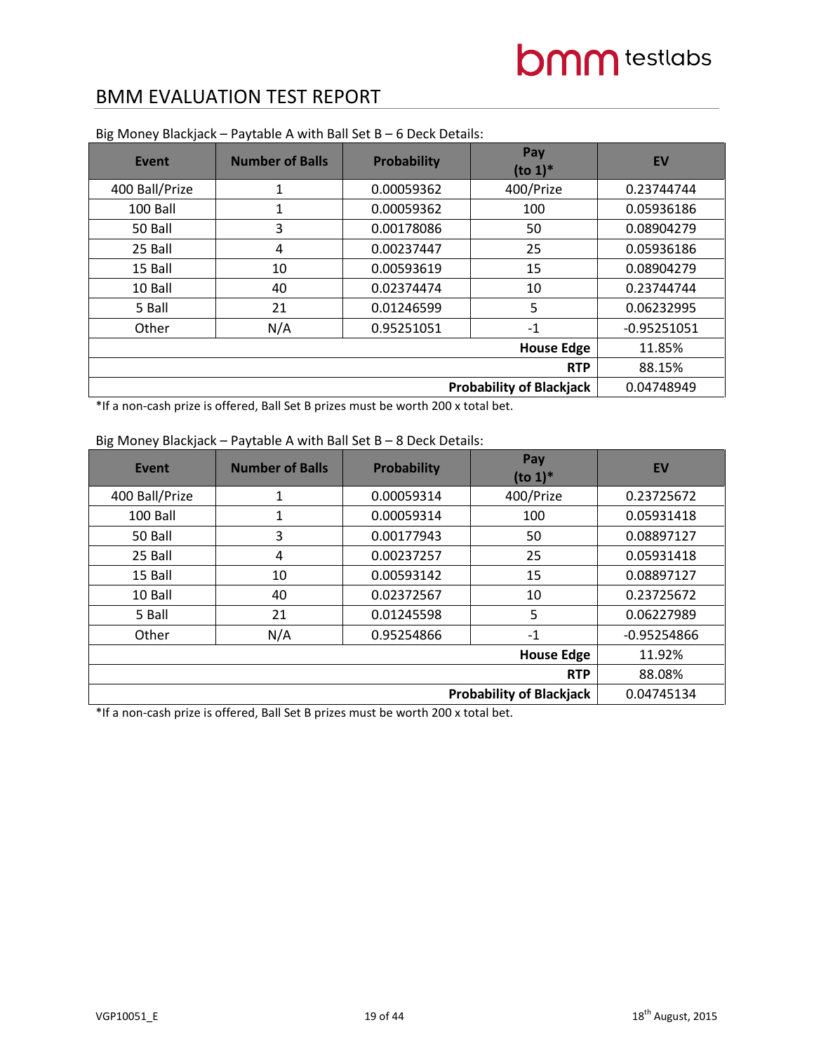# BMM EVALUATION TEST REPORT

Big Money Blackjack – Paytable A with Ball Set B – 6 Deck Details:

| Event | Number of Balls | Probability | Pay (to 1)* | EV |
|---|---|---|---|---|
| 400 Ball/Prize | 1 | 0.00059362 | 400/Prize | 0.23744744 |
| 100 Ball | 1 | 0.00059362 | 100 | 0.05936186 |
| 50 Ball | 3 | 0.00178086 | 50 | 0.08904279 |
| 25 Ball | 4 | 0.00237447 | 25 | 0.05936186 |
| 15 Ball | 10 | 0.00593619 | 15 | 0.08904279 |
| 10 Ball | 40 | 0.02374474 | 10 | 0.23744744 |
| 5 Ball | 21 | 0.01246599 | 5 | 0.06232995 |
| Other | N/A | 0.95251051 | -1 | -0.95251051 |
| | | | **House Edge** | 11.85% |
| | | | **RTP** | 88.15% |
| | | | **Probability of Blackjack** | 0.04748949 |

*If a non-cash prize is offered, Ball Set B prizes must be worth 200 x total bet.

Big Money Blackjack – Paytable A with Ball Set B – 8 Deck Details:

| Event | Number of Balls | Probability | Pay (to 1)* | EV |
|---|---|---|---|---|
| 400 Ball/Prize | 1 | 0.00059314 | 400/Prize | 0.23725672 |
| 100 Ball | 1 | 0.00059314 | 100 | 0.05931418 |
| 50 Ball | 3 | 0.00177943 | 50 | 0.08897127 |
| 25 Ball | 4 | 0.00237257 | 25 | 0.05931418 |
| 15 Ball | 10 | 0.00593142 | 15 | 0.08897127 |
| 10 Ball | 40 | 0.02372567 | 10 | 0.23725672 |
| 5 Ball | 21 | 0.01245598 | 5 | 0.06227989 |
| Other | N/A | 0.95254866 | -1 | -0.95254866 |
| | | | **House Edge** | 11.92% |
| | | | **RTP** | 88.08% |
| | | | **Probability of Blackjack** | 0.04745134 |

*If a non-cash prize is offered, Ball Set B prizes must be worth 200 x total bet.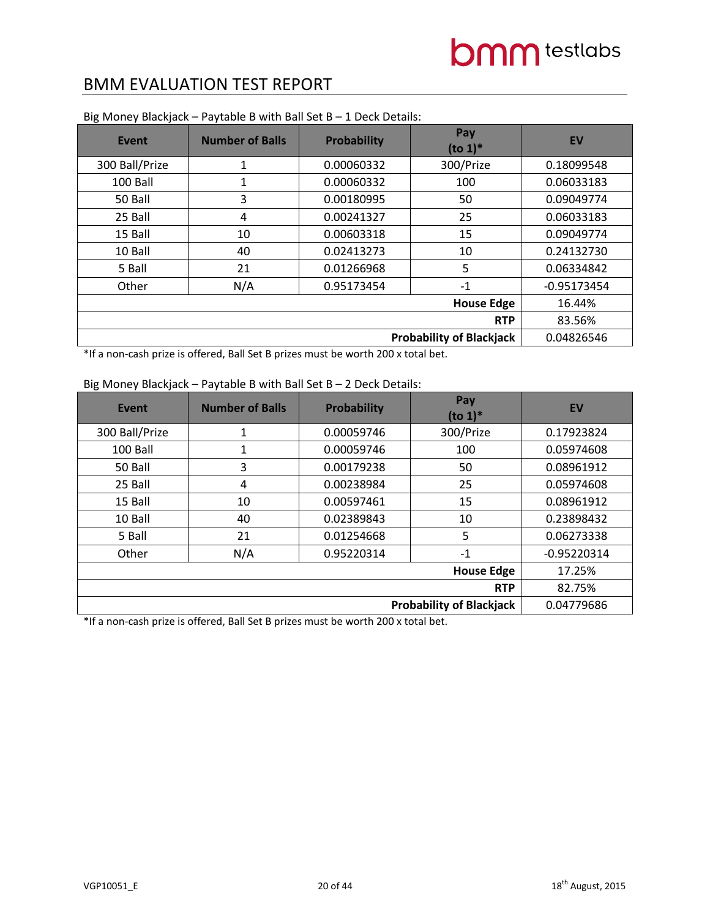## BMM EVALUATION TEST REPORT

Big Money Blackjack – Paytable B with Ball Set B – 1 Deck Details:

| Event | Number of Balls | Probability | Pay (to 1)* | EV |
|---|---|---|---|---|
| 300 Ball/Prize | 1 | 0.00060332 | 300/Prize | 0.18099548 |
| 100 Ball | 1 | 0.00060332 | 100 | 0.06033183 |
| 50 Ball | 3 | 0.00180995 | 50 | 0.09049774 |
| 25 Ball | 4 | 0.00241327 | 25 | 0.06033183 |
| 15 Ball | 10 | 0.00603318 | 15 | 0.09049774 |
| 10 Ball | 40 | 0.02413273 | 10 | 0.24132730 |
| 5 Ball | 21 | 0.01266968 | 5 | 0.06334842 |
| Other | N/A | 0.95173454 | -1 | -0.95173454 |
| | | | **House Edge** | 16.44% |
| | | | **RTP** | 83.56% |
| | | | **Probability of Blackjack** | 0.04826546 |

*If a non-cash prize is offered, Ball Set B prizes must be worth 200 x total bet.

Big Money Blackjack – Paytable B with Ball Set B – 2 Deck Details:

| Event | Number of Balls | Probability | Pay (to 1)* | EV |
|---|---|---|---|---|
| 300 Ball/Prize | 1 | 0.00059746 | 300/Prize | 0.17923824 |
| 100 Ball | 1 | 0.00059746 | 100 | 0.05974608 |
| 50 Ball | 3 | 0.00179238 | 50 | 0.08961912 |
| 25 Ball | 4 | 0.00238984 | 25 | 0.05974608 |
| 15 Ball | 10 | 0.00597461 | 15 | 0.08961912 |
| 10 Ball | 40 | 0.02389843 | 10 | 0.23898432 |
| 5 Ball | 21 | 0.01254668 | 5 | 0.06273338 |
| Other | N/A | 0.95220314 | -1 | -0.95220314 |
| | | | **House Edge** | 17.25% |
| | | | **RTP** | 82.75% |
| | | | **Probability of Blackjack** | 0.04779686 |

*If a non-cash prize is offered, Ball Set B prizes must be worth 200 x total bet.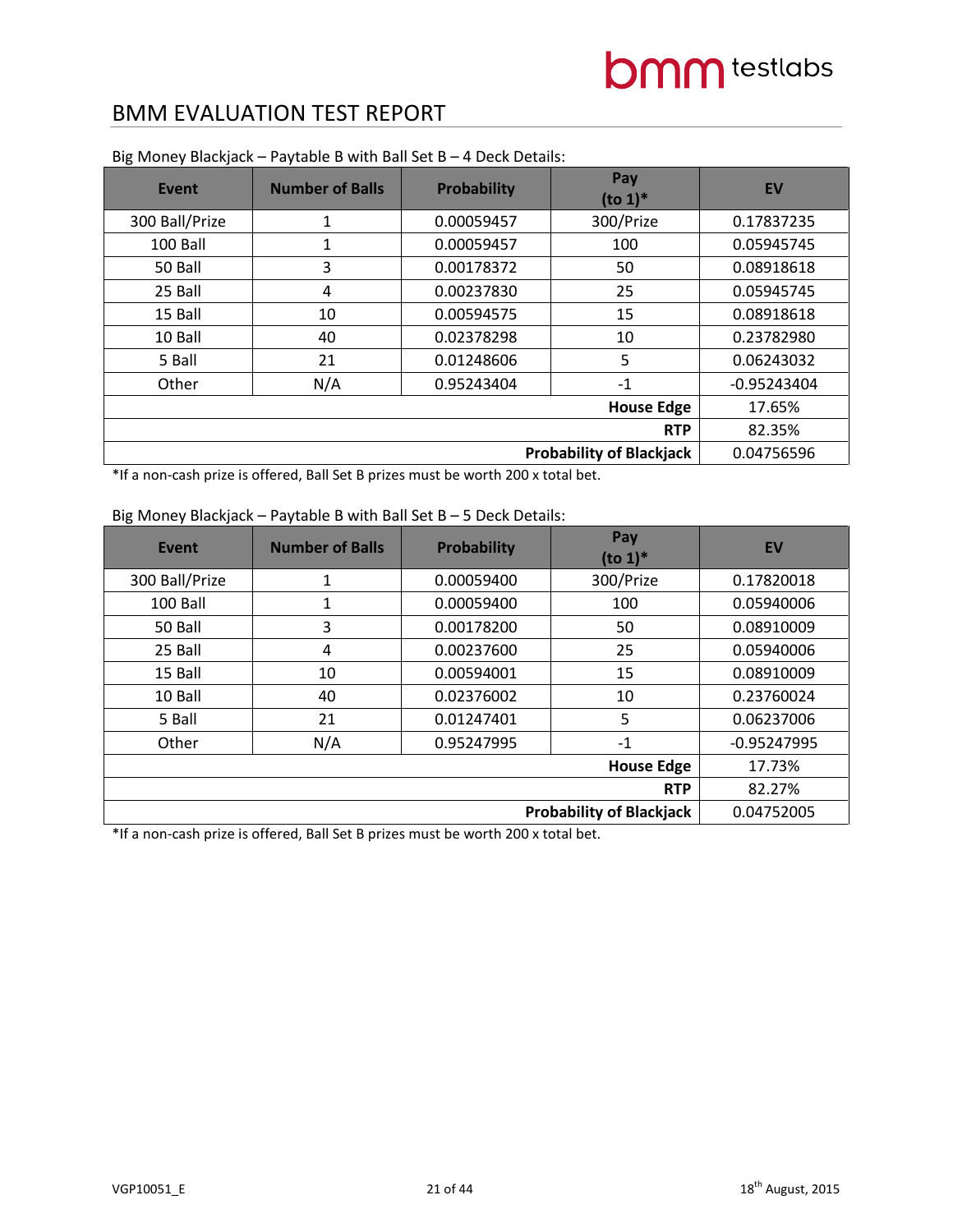# BMM EVALUATION TEST REPORT

Big Money Blackjack – Paytable B with Ball Set B – 4 Deck Details:

| Event | Number of Balls | Probability | Pay (to 1)* | EV |
|---|---|---|---|---|
| 300 Ball/Prize | 1 | 0.00059457 | 300/Prize | 0.17837235 |
| 100 Ball | 1 | 0.00059457 | 100 | 0.05945745 |
| 50 Ball | 3 | 0.00178372 | 50 | 0.08918618 |
| 25 Ball | 4 | 0.00237830 | 25 | 0.05945745 |
| 15 Ball | 10 | 0.00594575 | 15 | 0.08918618 |
| 10 Ball | 40 | 0.02378298 | 10 | 0.23782980 |
| 5 Ball | 21 | 0.01248606 | 5 | 0.06243032 |
| Other | N/A | 0.95243404 | -1 | -0.95243404 |
| | | | **House Edge** | 17.65% |
| | | | **RTP** | 82.35% |
| | | | **Probability of Blackjack** | 0.04756596 |

*If a non-cash prize is offered, Ball Set B prizes must be worth 200 x total bet.

Big Money Blackjack – Paytable B with Ball Set B – 5 Deck Details:

| Event | Number of Balls | Probability | Pay (to 1)* | EV |
|---|---|---|---|---|
| 300 Ball/Prize | 1 | 0.00059400 | 300/Prize | 0.17820018 |
| 100 Ball | 1 | 0.00059400 | 100 | 0.05940006 |
| 50 Ball | 3 | 0.00178200 | 50 | 0.08910009 |
| 25 Ball | 4 | 0.00237600 | 25 | 0.05940006 |
| 15 Ball | 10 | 0.00594001 | 15 | 0.08910009 |
| 10 Ball | 40 | 0.02376002 | 10 | 0.23760024 |
| 5 Ball | 21 | 0.01247401 | 5 | 0.06237006 |
| Other | N/A | 0.95247995 | -1 | -0.95247995 |
| | | | **House Edge** | 17.73% |
| | | | **RTP** | 82.27% |
| | | | **Probability of Blackjack** | 0.04752005 |

*If a non-cash prize is offered, Ball Set B prizes must be worth 200 x total bet.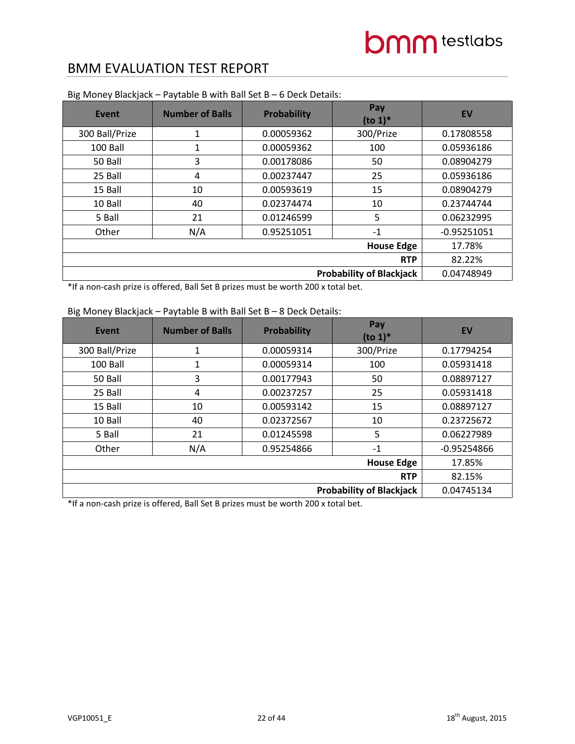## BMM EVALUATION TEST REPORT

Big Money Blackjack – Paytable B with Ball Set B – 6 Deck Details:

| Event | Number of Balls | Probability | Pay (to 1)* | EV |
|---|---|---|---|---|
| 300 Ball/Prize | 1 | 0.00059362 | 300/Prize | 0.17808558 |
| 100 Ball | 1 | 0.00059362 | 100 | 0.05936186 |
| 50 Ball | 3 | 0.00178086 | 50 | 0.08904279 |
| 25 Ball | 4 | 0.00237447 | 25 | 0.05936186 |
| 15 Ball | 10 | 0.00593619 | 15 | 0.08904279 |
| 10 Ball | 40 | 0.02374474 | 10 | 0.23744744 |
| 5 Ball | 21 | 0.01246599 | 5 | 0.06232995 |
| Other | N/A | 0.95251051 | -1 | -0.95251051 |
| | | | **House Edge** | 17.78% |
| | | | **RTP** | 82.22% |
| | | | **Probability of Blackjack** | 0.04748949 |

*If a non-cash prize is offered, Ball Set B prizes must be worth 200 x total bet.

Big Money Blackjack – Paytable B with Ball Set B – 8 Deck Details:

| Event | Number of Balls | Probability | Pay (to 1)* | EV |
|---|---|---|---|---|
| 300 Ball/Prize | 1 | 0.00059314 | 300/Prize | 0.17794254 |
| 100 Ball | 1 | 0.00059314 | 100 | 0.05931418 |
| 50 Ball | 3 | 0.00177943 | 50 | 0.08897127 |
| 25 Ball | 4 | 0.00237257 | 25 | 0.05931418 |
| 15 Ball | 10 | 0.00593142 | 15 | 0.08897127 |
| 10 Ball | 40 | 0.02372567 | 10 | 0.23725672 |
| 5 Ball | 21 | 0.01245598 | 5 | 0.06227989 |
| Other | N/A | 0.95254866 | -1 | -0.95254866 |
| | | | **House Edge** | 17.85% |
| | | | **RTP** | 82.15% |
| | | | **Probability of Blackjack** | 0.04745134 |

*If a non-cash prize is offered, Ball Set B prizes must be worth 200 x total bet.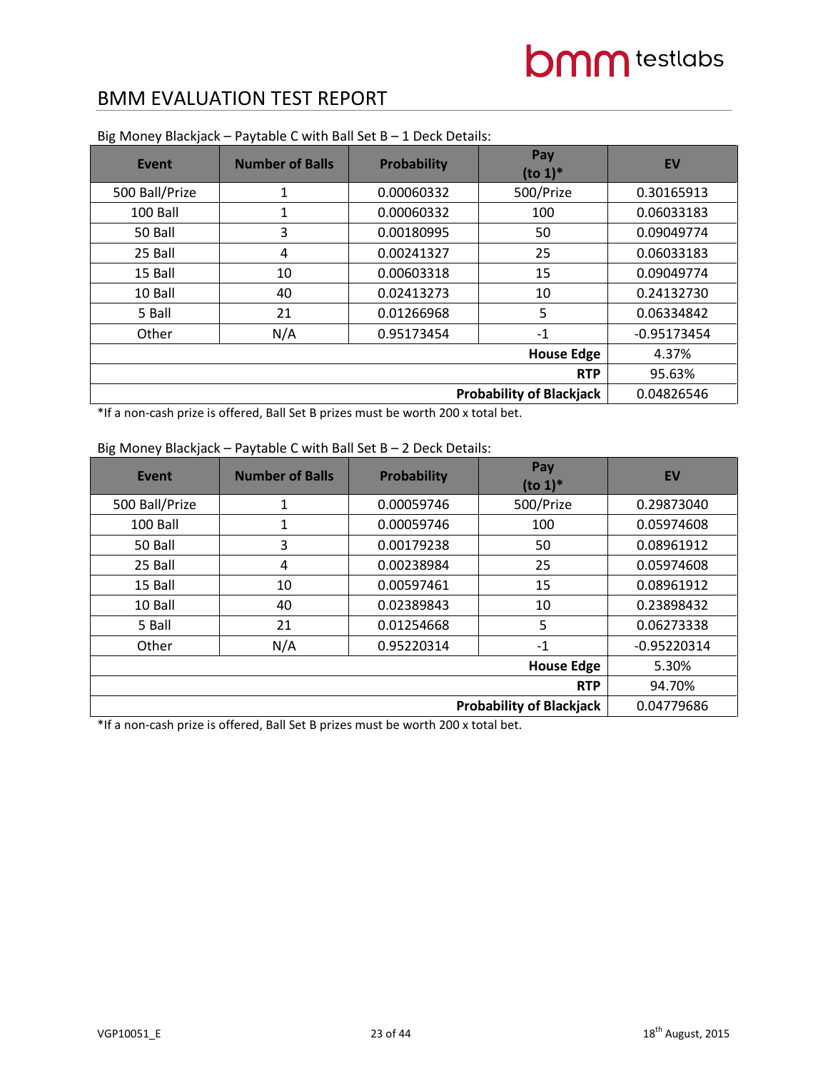## BMM EVALUATION TEST REPORT

Big Money Blackjack – Paytable C with Ball Set B – 1 Deck Details:

| Event | Number of Balls | Probability | Pay (to 1)* | EV |
|---|---|---|---|---|
| 500 Ball/Prize | 1 | 0.00060332 | 500/Prize | 0.30165913 |
| 100 Ball | 1 | 0.00060332 | 100 | 0.06033183 |
| 50 Ball | 3 | 0.00180995 | 50 | 0.09049774 |
| 25 Ball | 4 | 0.00241327 | 25 | 0.06033183 |
| 15 Ball | 10 | 0.00603318 | 15 | 0.09049774 |
| 10 Ball | 40 | 0.02413273 | 10 | 0.24132730 |
| 5 Ball | 21 | 0.01266968 | 5 | 0.06334842 |
| Other | N/A | 0.95173454 | -1 | -0.95173454 |
| | | | **House Edge** | 4.37% |
| | | | **RTP** | 95.63% |
| | | | **Probability of Blackjack** | 0.04826546 |

*If a non-cash prize is offered, Ball Set B prizes must be worth 200 x total bet.

Big Money Blackjack – Paytable C with Ball Set B – 2 Deck Details:

| Event | Number of Balls | Probability | Pay (to 1)* | EV |
|---|---|---|---|---|
| 500 Ball/Prize | 1 | 0.00059746 | 500/Prize | 0.29873040 |
| 100 Ball | 1 | 0.00059746 | 100 | 0.05974608 |
| 50 Ball | 3 | 0.00179238 | 50 | 0.08961912 |
| 25 Ball | 4 | 0.00238984 | 25 | 0.05974608 |
| 15 Ball | 10 | 0.00597461 | 15 | 0.08961912 |
| 10 Ball | 40 | 0.02389843 | 10 | 0.23898432 |
| 5 Ball | 21 | 0.01254668 | 5 | 0.06273338 |
| Other | N/A | 0.95220314 | -1 | -0.95220314 |
| | | | **House Edge** | 5.30% |
| | | | **RTP** | 94.70% |
| | | | **Probability of Blackjack** | 0.04779686 |

*If a non-cash prize is offered, Ball Set B prizes must be worth 200 x total bet.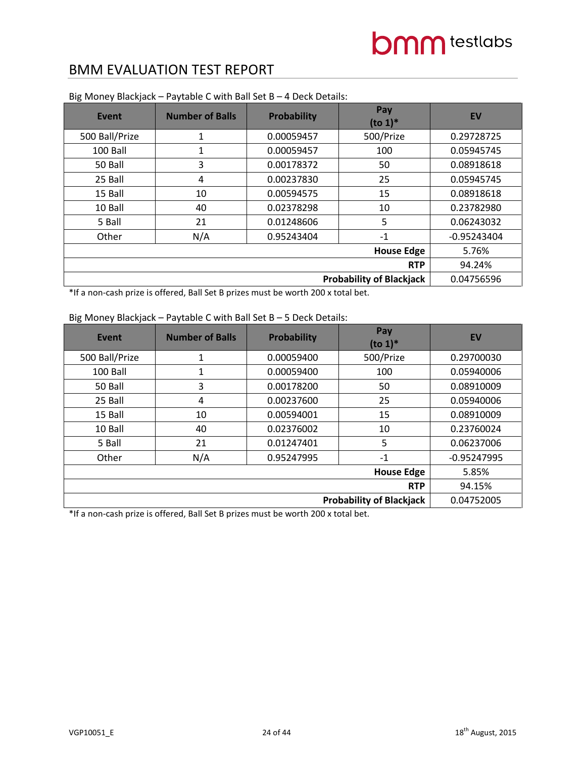## BMM EVALUATION TEST REPORT

Big Money Blackjack – Paytable C with Ball Set B – 4 Deck Details:

| Event | Number of Balls | Probability | Pay (to 1)* | EV |
|---|---|---|---|---|
| 500 Ball/Prize | 1 | 0.00059457 | 500/Prize | 0.29728725 |
| 100 Ball | 1 | 0.00059457 | 100 | 0.05945745 |
| 50 Ball | 3 | 0.00178372 | 50 | 0.08918618 |
| 25 Ball | 4 | 0.00237830 | 25 | 0.05945745 |
| 15 Ball | 10 | 0.00594575 | 15 | 0.08918618 |
| 10 Ball | 40 | 0.02378298 | 10 | 0.23782980 |
| 5 Ball | 21 | 0.01248606 | 5 | 0.06243032 |
| Other | N/A | 0.95243404 | -1 | -0.95243404 |
| | | | **House Edge** | 5.76% |
| | | | **RTP** | 94.24% |
| | | | **Probability of Blackjack** | 0.04756596 |

*If a non-cash prize is offered, Ball Set B prizes must be worth 200 x total bet.

Big Money Blackjack – Paytable C with Ball Set B – 5 Deck Details:

| Event | Number of Balls | Probability | Pay (to 1)* | EV |
|---|---|---|---|---|
| 500 Ball/Prize | 1 | 0.00059400 | 500/Prize | 0.29700030 |
| 100 Ball | 1 | 0.00059400 | 100 | 0.05940006 |
| 50 Ball | 3 | 0.00178200 | 50 | 0.08910009 |
| 25 Ball | 4 | 0.00237600 | 25 | 0.05940006 |
| 15 Ball | 10 | 0.00594001 | 15 | 0.08910009 |
| 10 Ball | 40 | 0.02376002 | 10 | 0.23760024 |
| 5 Ball | 21 | 0.01247401 | 5 | 0.06237006 |
| Other | N/A | 0.95247995 | -1 | -0.95247995 |
| | | | **House Edge** | 5.85% |
| | | | **RTP** | 94.15% |
| | | | **Probability of Blackjack** | 0.04752005 |

*If a non-cash prize is offered, Ball Set B prizes must be worth 200 x total bet.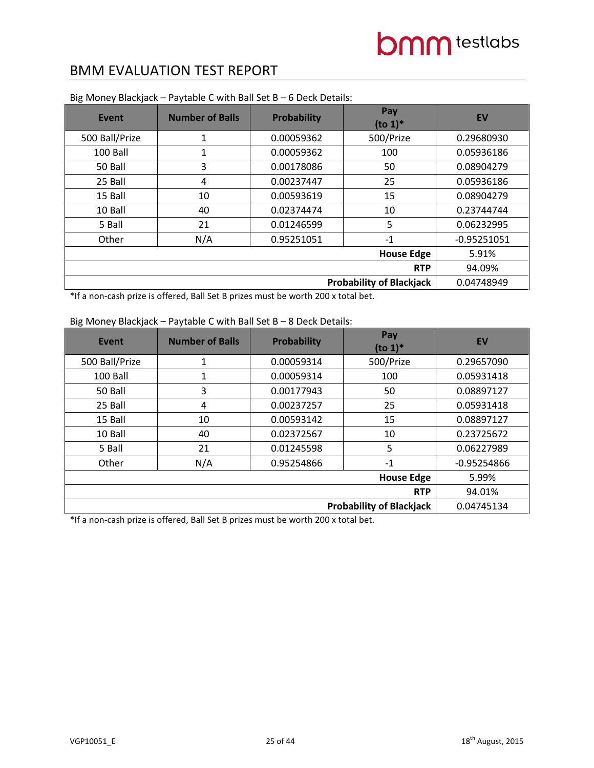# BMM EVALUATION TEST REPORT

Big Money Blackjack – Paytable C with Ball Set B – 6 Deck Details:

| Event | Number of Balls | Probability | Pay (to 1)* | EV |
|---|---|---|---|---|
| 500 Ball/Prize | 1 | 0.00059362 | 500/Prize | 0.29680930 |
| 100 Ball | 1 | 0.00059362 | 100 | 0.05936186 |
| 50 Ball | 3 | 0.00178086 | 50 | 0.08904279 |
| 25 Ball | 4 | 0.00237447 | 25 | 0.05936186 |
| 15 Ball | 10 | 0.00593619 | 15 | 0.08904279 |
| 10 Ball | 40 | 0.02374474 | 10 | 0.23744744 |
| 5 Ball | 21 | 0.01246599 | 5 | 0.06232995 |
| Other | N/A | 0.95251051 | -1 | -0.95251051 |
| | | | **House Edge** | 5.91% |
| | | | **RTP** | 94.09% |
| | | | **Probability of Blackjack** | 0.04748949 |

*If a non-cash prize is offered, Ball Set B prizes must be worth 200 x total bet.

Big Money Blackjack – Paytable C with Ball Set B – 8 Deck Details:

| Event | Number of Balls | Probability | Pay (to 1)* | EV |
|---|---|---|---|---|
| 500 Ball/Prize | 1 | 0.00059314 | 500/Prize | 0.29657090 |
| 100 Ball | 1 | 0.00059314 | 100 | 0.05931418 |
| 50 Ball | 3 | 0.00177943 | 50 | 0.08897127 |
| 25 Ball | 4 | 0.00237257 | 25 | 0.05931418 |
| 15 Ball | 10 | 0.00593142 | 15 | 0.08897127 |
| 10 Ball | 40 | 0.02372567 | 10 | 0.23725672 |
| 5 Ball | 21 | 0.01245598 | 5 | 0.06227989 |
| Other | N/A | 0.95254866 | -1 | -0.95254866 |
| | | | **House Edge** | 5.99% |
| | | | **RTP** | 94.01% |
| | | | **Probability of Blackjack** | 0.04745134 |

*If a non-cash prize is offered, Ball Set B prizes must be worth 200 x total bet.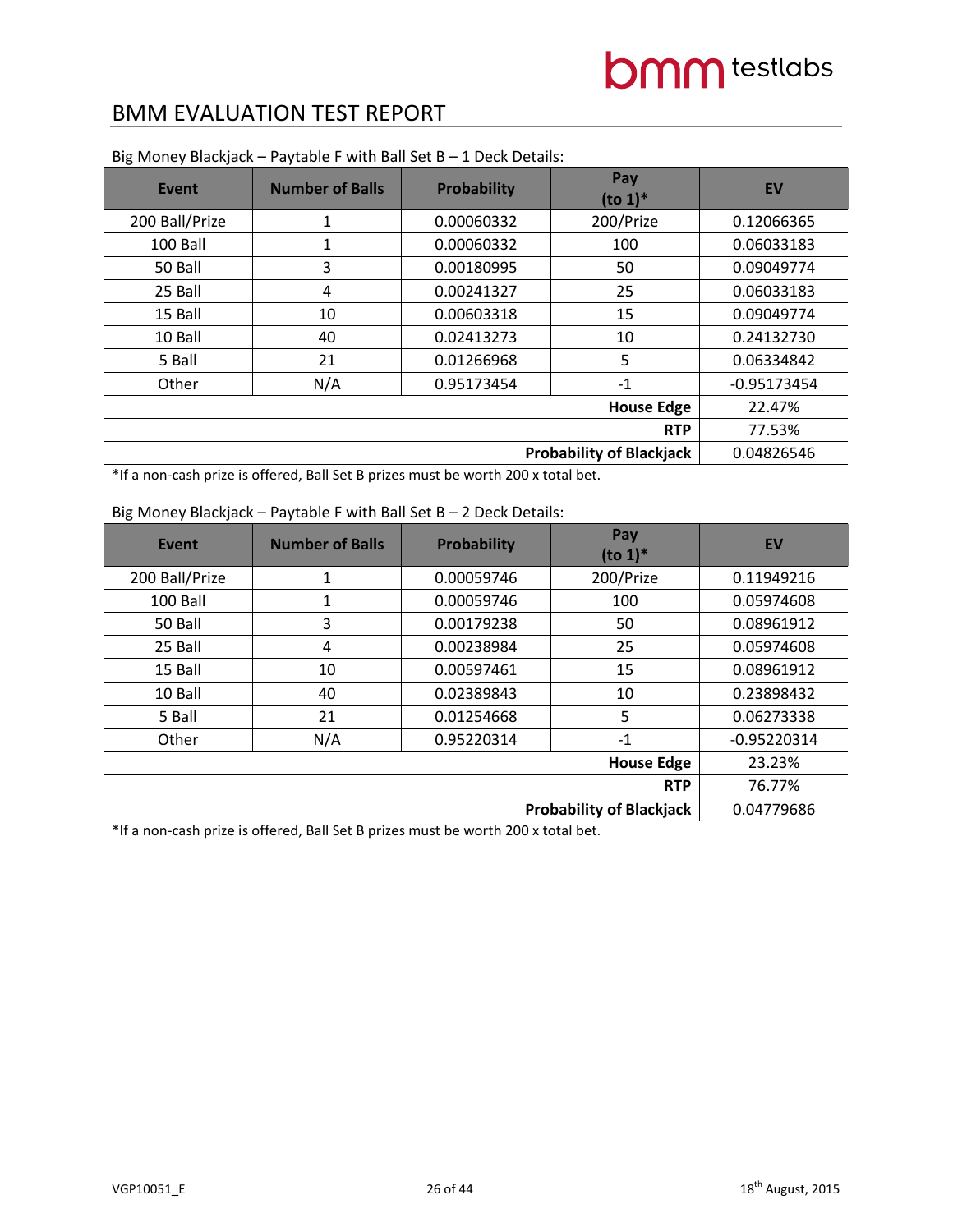# BMM EVALUATION TEST REPORT

Big Money Blackjack – Paytable F with Ball Set B – 1 Deck Details:

| Event | Number of Balls | Probability | Pay (to 1)* | EV |
|---|---|---|---|---|
| 200 Ball/Prize | 1 | 0.00060332 | 200/Prize | 0.12066365 |
| 100 Ball | 1 | 0.00060332 | 100 | 0.06033183 |
| 50 Ball | 3 | 0.00180995 | 50 | 0.09049774 |
| 25 Ball | 4 | 0.00241327 | 25 | 0.06033183 |
| 15 Ball | 10 | 0.00603318 | 15 | 0.09049774 |
| 10 Ball | 40 | 0.02413273 | 10 | 0.24132730 |
| 5 Ball | 21 | 0.01266968 | 5 | 0.06334842 |
| Other | N/A | 0.95173454 | -1 | -0.95173454 |
| | | | **House Edge** | 22.47% |
| | | | **RTP** | 77.53% |
| | | | **Probability of Blackjack** | 0.04826546 |

*If a non-cash prize is offered, Ball Set B prizes must be worth 200 x total bet.

Big Money Blackjack – Paytable F with Ball Set B – 2 Deck Details:

| Event | Number of Balls | Probability | Pay (to 1)* | EV |
|---|---|---|---|---|
| 200 Ball/Prize | 1 | 0.00059746 | 200/Prize | 0.11949216 |
| 100 Ball | 1 | 0.00059746 | 100 | 0.05974608 |
| 50 Ball | 3 | 0.00179238 | 50 | 0.08961912 |
| 25 Ball | 4 | 0.00238984 | 25 | 0.05974608 |
| 15 Ball | 10 | 0.00597461 | 15 | 0.08961912 |
| 10 Ball | 40 | 0.02389843 | 10 | 0.23898432 |
| 5 Ball | 21 | 0.01254668 | 5 | 0.06273338 |
| Other | N/A | 0.95220314 | -1 | -0.95220314 |
| | | | **House Edge** | 23.23% |
| | | | **RTP** | 76.77% |
| | | | **Probability of Blackjack** | 0.04779686 |

*If a non-cash prize is offered, Ball Set B prizes must be worth 200 x total bet.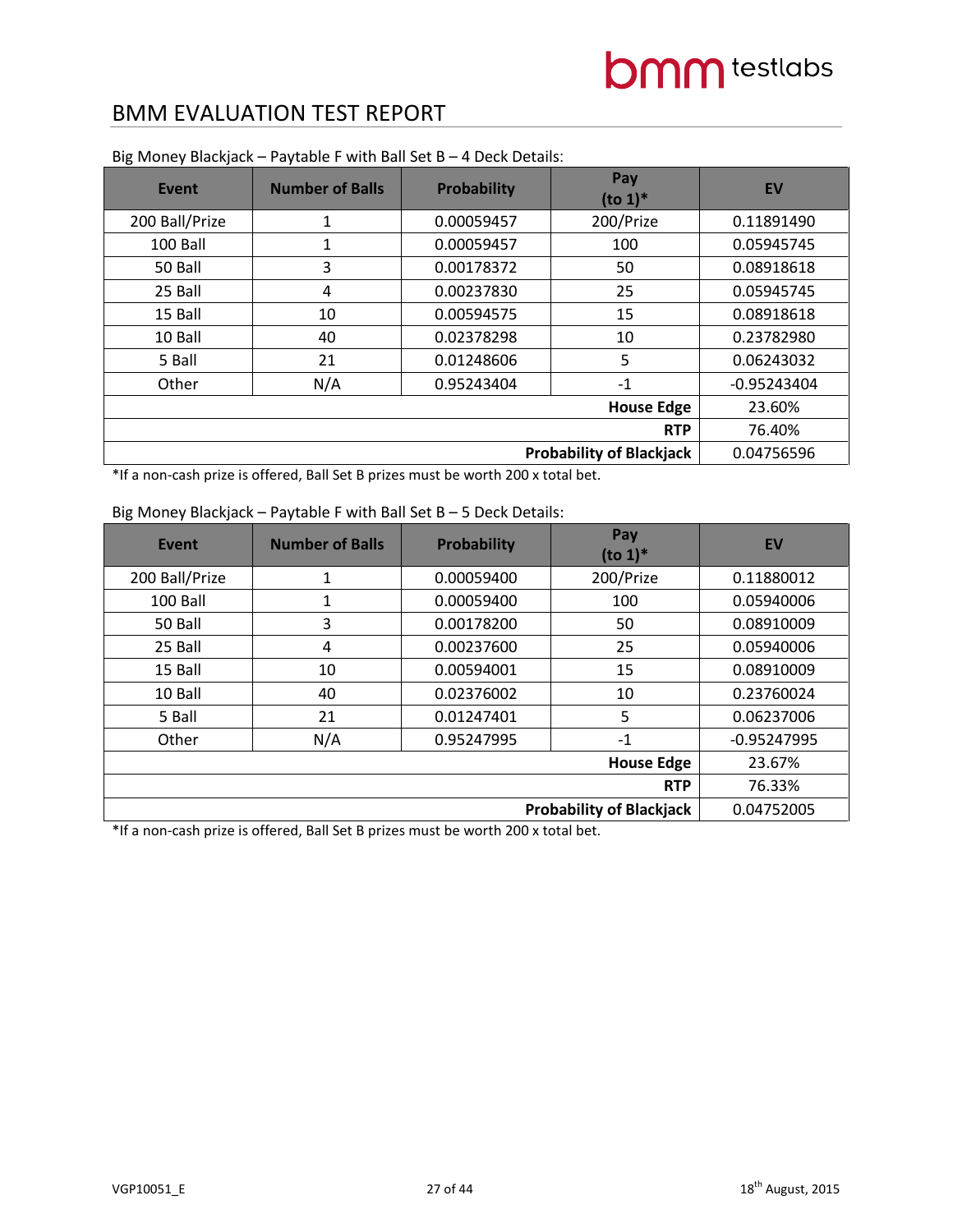# BMM EVALUATION TEST REPORT

Big Money Blackjack – Paytable F with Ball Set B – 4 Deck Details:

| Event | Number of Balls | Probability | Pay (to 1)* | EV |
|---|---|---|---|---|
| 200 Ball/Prize | 1 | 0.00059457 | 200/Prize | 0.11891490 |
| 100 Ball | 1 | 0.00059457 | 100 | 0.05945745 |
| 50 Ball | 3 | 0.00178372 | 50 | 0.08918618 |
| 25 Ball | 4 | 0.00237830 | 25 | 0.05945745 |
| 15 Ball | 10 | 0.00594575 | 15 | 0.08918618 |
| 10 Ball | 40 | 0.02378298 | 10 | 0.23782980 |
| 5 Ball | 21 | 0.01248606 | 5 | 0.06243032 |
| Other | N/A | 0.95243404 | -1 | -0.95243404 |
| | | | **House Edge** | 23.60% |
| | | | **RTP** | 76.40% |
| | | | **Probability of Blackjack** | 0.04756596 |

*If a non-cash prize is offered, Ball Set B prizes must be worth 200 x total bet.

Big Money Blackjack – Paytable F with Ball Set B – 5 Deck Details:

| Event | Number of Balls | Probability | Pay (to 1)* | EV |
|---|---|---|---|---|
| 200 Ball/Prize | 1 | 0.00059400 | 200/Prize | 0.11880012 |
| 100 Ball | 1 | 0.00059400 | 100 | 0.05940006 |
| 50 Ball | 3 | 0.00178200 | 50 | 0.08910009 |
| 25 Ball | 4 | 0.00237600 | 25 | 0.05940006 |
| 15 Ball | 10 | 0.00594001 | 15 | 0.08910009 |
| 10 Ball | 40 | 0.02376002 | 10 | 0.23760024 |
| 5 Ball | 21 | 0.01247401 | 5 | 0.06237006 |
| Other | N/A | 0.95247995 | -1 | -0.95247995 |
| | | | **House Edge** | 23.67% |
| | | | **RTP** | 76.33% |
| | | | **Probability of Blackjack** | 0.04752005 |

*If a non-cash prize is offered, Ball Set B prizes must be worth 200 x total bet.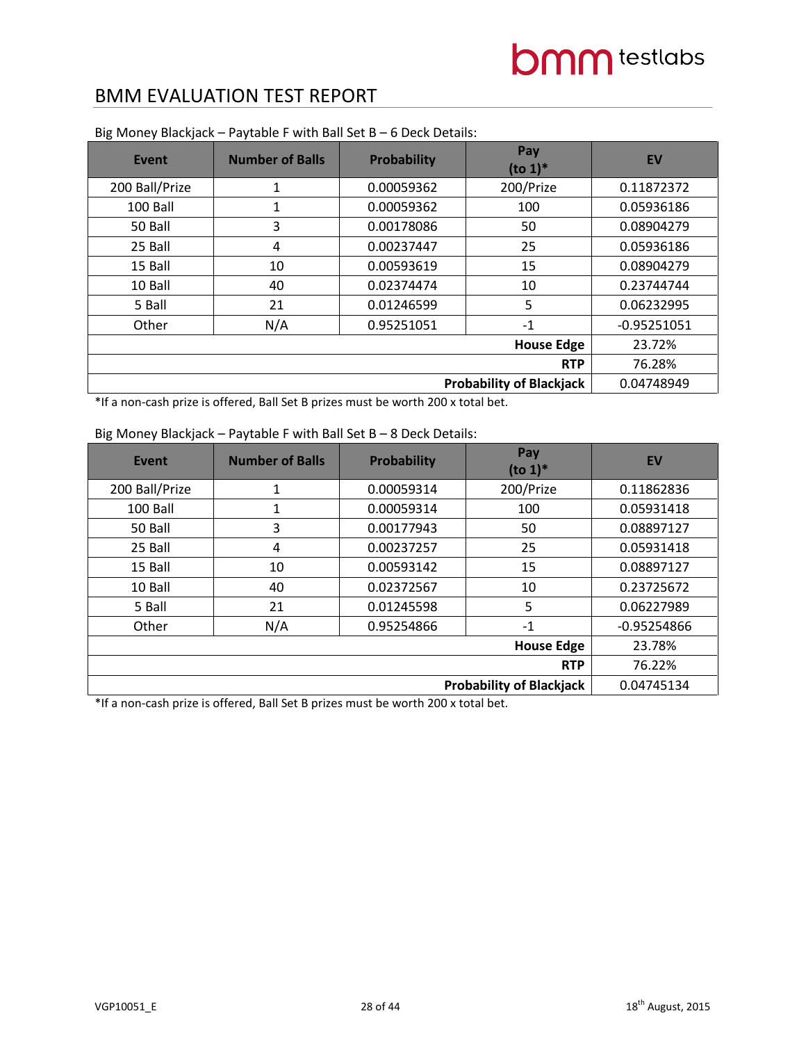## BMM EVALUATION TEST REPORT

Big Money Blackjack – Paytable F with Ball Set B – 6 Deck Details:

| Event | Number of Balls | Probability | Pay (to 1)* | EV |
|---|---|---|---|---|
| 200 Ball/Prize | 1 | 0.00059362 | 200/Prize | 0.11872372 |
| 100 Ball | 1 | 0.00059362 | 100 | 0.05936186 |
| 50 Ball | 3 | 0.00178086 | 50 | 0.08904279 |
| 25 Ball | 4 | 0.00237447 | 25 | 0.05936186 |
| 15 Ball | 10 | 0.00593619 | 15 | 0.08904279 |
| 10 Ball | 40 | 0.02374474 | 10 | 0.23744744 |
| 5 Ball | 21 | 0.01246599 | 5 | 0.06232995 |
| Other | N/A | 0.95251051 | -1 | -0.95251051 |
| | | | **House Edge** | 23.72% |
| | | | **RTP** | 76.28% |
| | | | **Probability of Blackjack** | 0.04748949 |

*If a non-cash prize is offered, Ball Set B prizes must be worth 200 x total bet.

Big Money Blackjack – Paytable F with Ball Set B – 8 Deck Details:

| Event | Number of Balls | Probability | Pay (to 1)* | EV |
|---|---|---|---|---|
| 200 Ball/Prize | 1 | 0.00059314 | 200/Prize | 0.11862836 |
| 100 Ball | 1 | 0.00059314 | 100 | 0.05931418 |
| 50 Ball | 3 | 0.00177943 | 50 | 0.08897127 |
| 25 Ball | 4 | 0.00237257 | 25 | 0.05931418 |
| 15 Ball | 10 | 0.00593142 | 15 | 0.08897127 |
| 10 Ball | 40 | 0.02372567 | 10 | 0.23725672 |
| 5 Ball | 21 | 0.01245598 | 5 | 0.06227989 |
| Other | N/A | 0.95254866 | -1 | -0.95254866 |
| | | | **House Edge** | 23.78% |
| | | | **RTP** | 76.22% |
| | | | **Probability of Blackjack** | 0.04745134 |

*If a non-cash prize is offered, Ball Set B prizes must be worth 200 x total bet.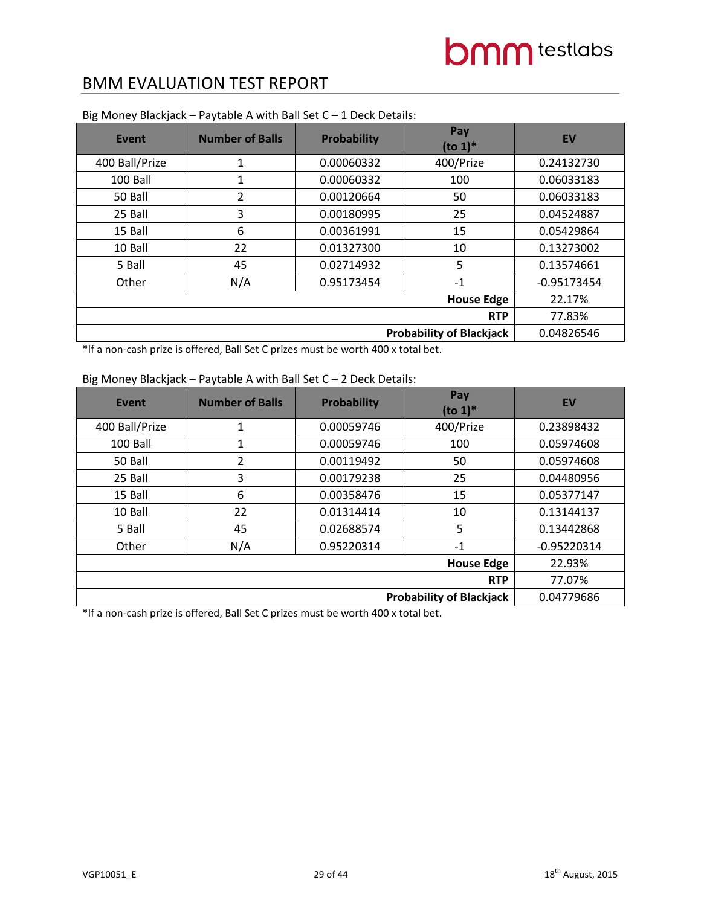Big Money Blackjack – Paytable A with Ball Set C – 1 Deck Details:

| Event | Number of Balls | Probability | Pay (to 1)* | EV |
|---|---|---|---|---|
| 400 Ball/Prize | 1 | 0.00060332 | 400/Prize | 0.24132730 |
| 100 Ball | 1 | 0.00060332 | 100 | 0.06033183 |
| 50 Ball | 2 | 0.00120664 | 50 | 0.06033183 |
| 25 Ball | 3 | 0.00180995 | 25 | 0.04524887 |
| 15 Ball | 6 | 0.00361991 | 15 | 0.05429864 |
| 10 Ball | 22 | 0.01327300 | 10 | 0.13273002 |
| 5 Ball | 45 | 0.02714932 | 5 | 0.13574661 |
| Other | N/A | 0.95173454 | -1 | -0.95173454 |
| | | | **House Edge** | 22.17% |
| | | | **RTP** | 77.83% |
| | | | **Probability of Blackjack** | 0.04826546 |

*If a non-cash prize is offered, Ball Set C prizes must be worth 400 x total bet.

Big Money Blackjack – Paytable A with Ball Set C – 2 Deck Details:

| Event | Number of Balls | Probability | Pay (to 1)* | EV |
|---|---|---|---|---|
| 400 Ball/Prize | 1 | 0.00059746 | 400/Prize | 0.23898432 |
| 100 Ball | 1 | 0.00059746 | 100 | 0.05974608 |
| 50 Ball | 2 | 0.00119492 | 50 | 0.05974608 |
| 25 Ball | 3 | 0.00179238 | 25 | 0.04480956 |
| 15 Ball | 6 | 0.00358476 | 15 | 0.05377147 |
| 10 Ball | 22 | 0.01314414 | 10 | 0.13144137 |
| 5 Ball | 45 | 0.02688574 | 5 | 0.13442868 |
| Other | N/A | 0.95220314 | -1 | -0.95220314 |
| | | | **House Edge** | 22.93% |
| | | | **RTP** | 77.07% |
| | | | **Probability of Blackjack** | 0.04779686 |

*If a non-cash prize is offered, Ball Set C prizes must be worth 400 x total bet.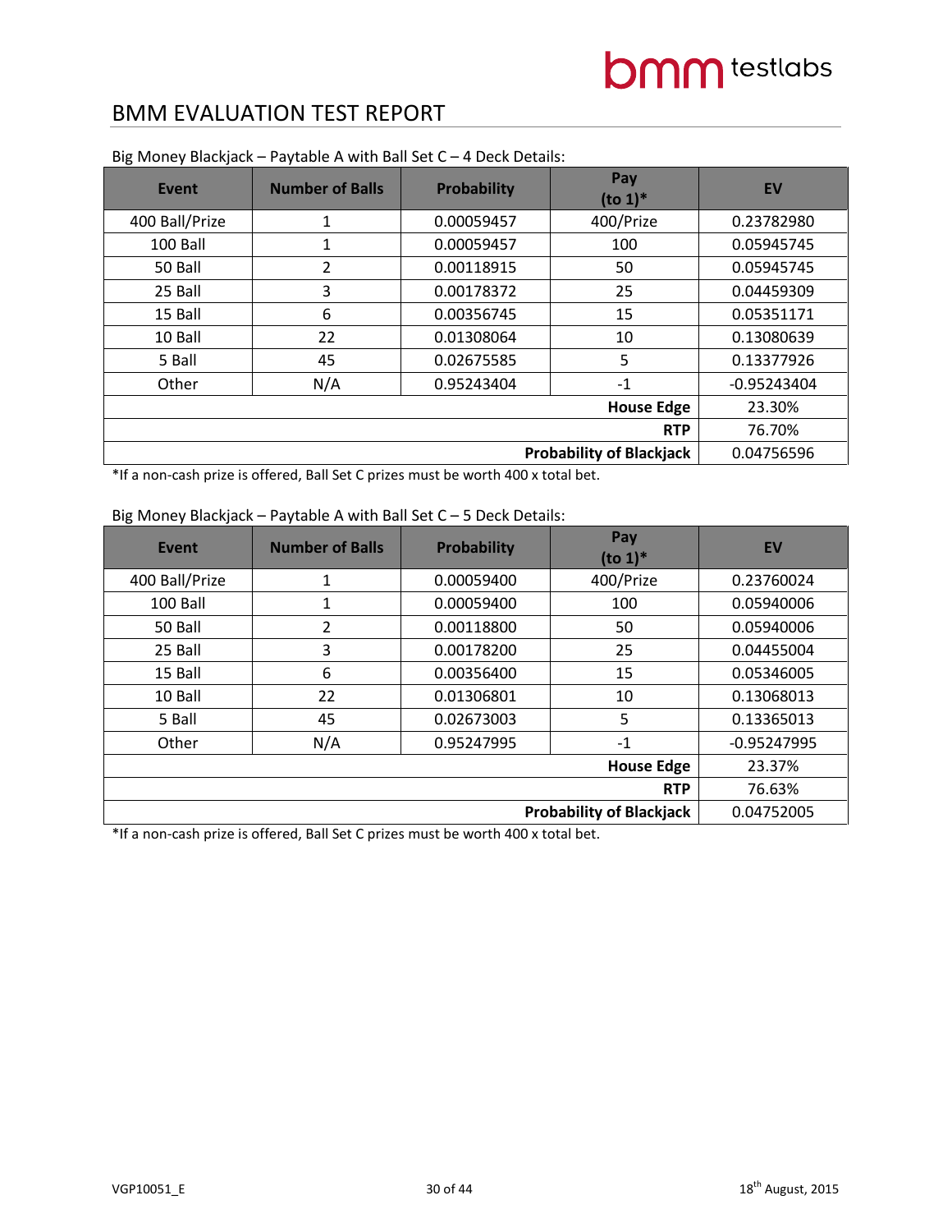Big Money Blackjack – Paytable A with Ball Set C – 4 Deck Details:

| Event | Number of Balls | Probability | Pay (to 1)* | EV |
|---|---|---|---|---|
| 400 Ball/Prize | 1 | 0.00059457 | 400/Prize | 0.23782980 |
| 100 Ball | 1 | 0.00059457 | 100 | 0.05945745 |
| 50 Ball | 2 | 0.00118915 | 50 | 0.05945745 |
| 25 Ball | 3 | 0.00178372 | 25 | 0.04459309 |
| 15 Ball | 6 | 0.00356745 | 15 | 0.05351171 |
| 10 Ball | 22 | 0.01308064 | 10 | 0.13080639 |
| 5 Ball | 45 | 0.02675585 | 5 | 0.13377926 |
| Other | N/A | 0.95243404 | -1 | -0.95243404 |
| | | | **House Edge** | 23.30% |
| | | | **RTP** | 76.70% |
| | | | **Probability of Blackjack** | 0.04756596 |

*If a non-cash prize is offered, Ball Set C prizes must be worth 400 x total bet.

Big Money Blackjack – Paytable A with Ball Set C – 5 Deck Details:

| Event | Number of Balls | Probability | Pay (to 1)* | EV |
|---|---|---|---|---|
| 400 Ball/Prize | 1 | 0.00059400 | 400/Prize | 0.23760024 |
| 100 Ball | 1 | 0.00059400 | 100 | 0.05940006 |
| 50 Ball | 2 | 0.00118800 | 50 | 0.05940006 |
| 25 Ball | 3 | 0.00178200 | 25 | 0.04455004 |
| 15 Ball | 6 | 0.00356400 | 15 | 0.05346005 |
| 10 Ball | 22 | 0.01306801 | 10 | 0.13068013 |
| 5 Ball | 45 | 0.02673003 | 5 | 0.13365013 |
| Other | N/A | 0.95247995 | -1 | -0.95247995 |
| | | | **House Edge** | 23.37% |
| | | | **RTP** | 76.63% |
| | | | **Probability of Blackjack** | 0.04752005 |

*If a non-cash prize is offered, Ball Set C prizes must be worth 400 x total bet.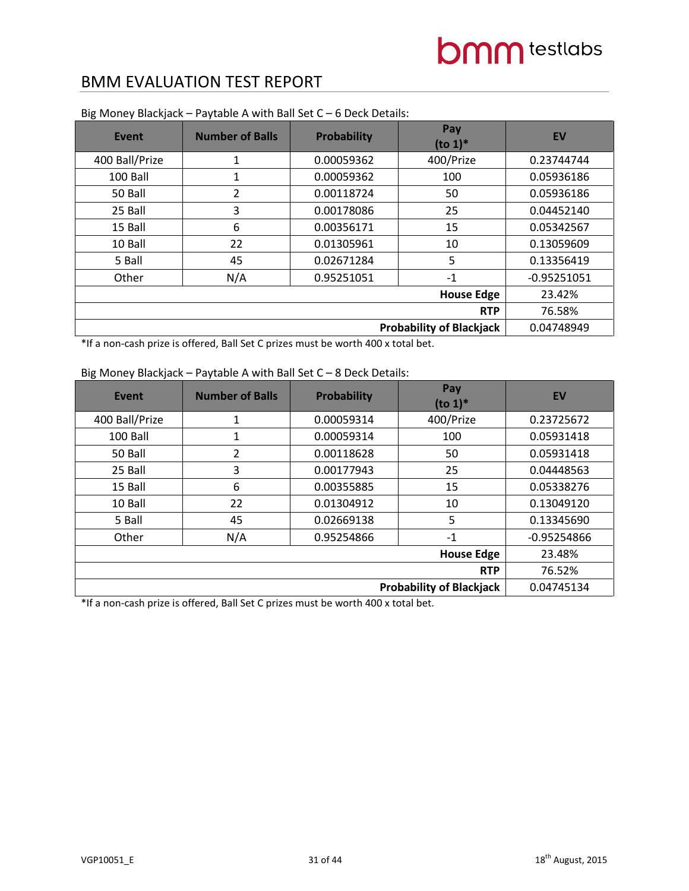# BMM EVALUATION TEST REPORT

Big Money Blackjack – Paytable A with Ball Set C – 6 Deck Details:

| Event | Number of Balls | Probability | Pay (to 1)* | EV |
|---|---|---|---|---|
| 400 Ball/Prize | 1 | 0.00059362 | 400/Prize | 0.23744744 |
| 100 Ball | 1 | 0.00059362 | 100 | 0.05936186 |
| 50 Ball | 2 | 0.00118724 | 50 | 0.05936186 |
| 25 Ball | 3 | 0.00178086 | 25 | 0.04452140 |
| 15 Ball | 6 | 0.00356171 | 15 | 0.05342567 |
| 10 Ball | 22 | 0.01305961 | 10 | 0.13059609 |
| 5 Ball | 45 | 0.02671284 | 5 | 0.13356419 |
| Other | N/A | 0.95251051 | -1 | -0.95251051 |
| | | | **House Edge** | 23.42% |
| | | | **RTP** | 76.58% |
| | | | **Probability of Blackjack** | 0.04748949 |

*If a non-cash prize is offered, Ball Set C prizes must be worth 400 x total bet.

Big Money Blackjack – Paytable A with Ball Set C – 8 Deck Details:

| Event | Number of Balls | Probability | Pay (to 1)* | EV |
|---|---|---|---|---|
| 400 Ball/Prize | 1 | 0.00059314 | 400/Prize | 0.23725672 |
| 100 Ball | 1 | 0.00059314 | 100 | 0.05931418 |
| 50 Ball | 2 | 0.00118628 | 50 | 0.05931418 |
| 25 Ball | 3 | 0.00177943 | 25 | 0.04448563 |
| 15 Ball | 6 | 0.00355885 | 15 | 0.05338276 |
| 10 Ball | 22 | 0.01304912 | 10 | 0.13049120 |
| 5 Ball | 45 | 0.02669138 | 5 | 0.13345690 |
| Other | N/A | 0.95254866 | -1 | -0.95254866 |
| | | | **House Edge** | 23.48% |
| | | | **RTP** | 76.52% |
| | | | **Probability of Blackjack** | 0.04745134 |

*If a non-cash prize is offered, Ball Set C prizes must be worth 400 x total bet.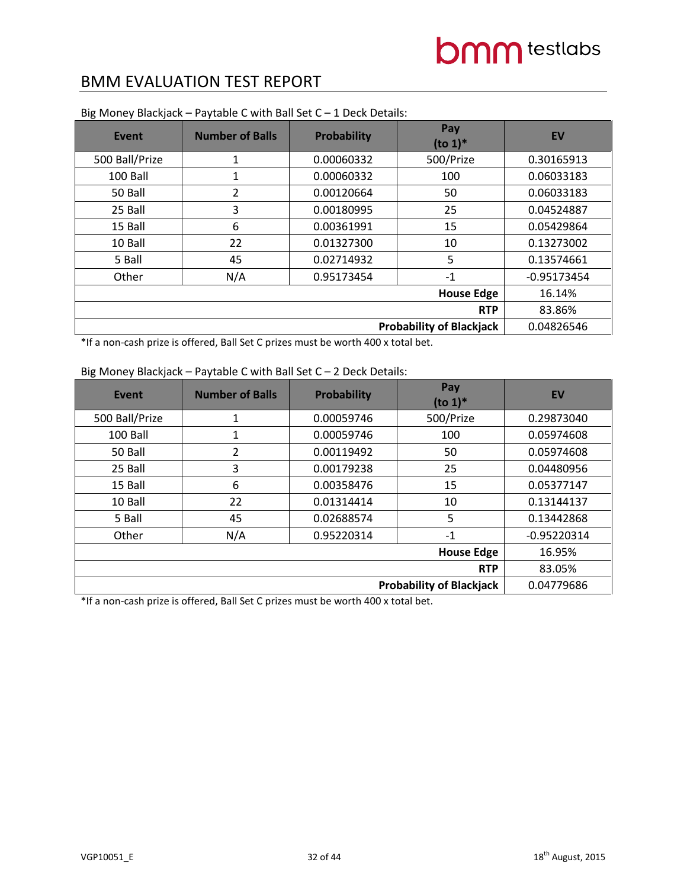## BMM EVALUATION TEST REPORT

Big Money Blackjack – Paytable C with Ball Set C – 1 Deck Details:

| Event | Number of Balls | Probability | Pay (to 1)* | EV |
|---|---|---|---|---|
| 500 Ball/Prize | 1 | 0.00060332 | 500/Prize | 0.30165913 |
| 100 Ball | 1 | 0.00060332 | 100 | 0.06033183 |
| 50 Ball | 2 | 0.00120664 | 50 | 0.06033183 |
| 25 Ball | 3 | 0.00180995 | 25 | 0.04524887 |
| 15 Ball | 6 | 0.00361991 | 15 | 0.05429864 |
| 10 Ball | 22 | 0.01327300 | 10 | 0.13273002 |
| 5 Ball | 45 | 0.02714932 | 5 | 0.13574661 |
| Other | N/A | 0.95173454 | -1 | -0.95173454 |
| | | | **House Edge** | 16.14% |
| | | | **RTP** | 83.86% |
| | | | **Probability of Blackjack** | 0.04826546 |

*If a non-cash prize is offered, Ball Set C prizes must be worth 400 x total bet.

Big Money Blackjack – Paytable C with Ball Set C – 2 Deck Details:

| Event | Number of Balls | Probability | Pay (to 1)* | EV |
|---|---|---|---|---|
| 500 Ball/Prize | 1 | 0.00059746 | 500/Prize | 0.29873040 |
| 100 Ball | 1 | 0.00059746 | 100 | 0.05974608 |
| 50 Ball | 2 | 0.00119492 | 50 | 0.05974608 |
| 25 Ball | 3 | 0.00179238 | 25 | 0.04480956 |
| 15 Ball | 6 | 0.00358476 | 15 | 0.05377147 |
| 10 Ball | 22 | 0.01314414 | 10 | 0.13144137 |
| 5 Ball | 45 | 0.02688574 | 5 | 0.13442868 |
| Other | N/A | 0.95220314 | -1 | -0.95220314 |
| | | | **House Edge** | 16.95% |
| | | | **RTP** | 83.05% |
| | | | **Probability of Blackjack** | 0.04779686 |

*If a non-cash prize is offered, Ball Set C prizes must be worth 400 x total bet.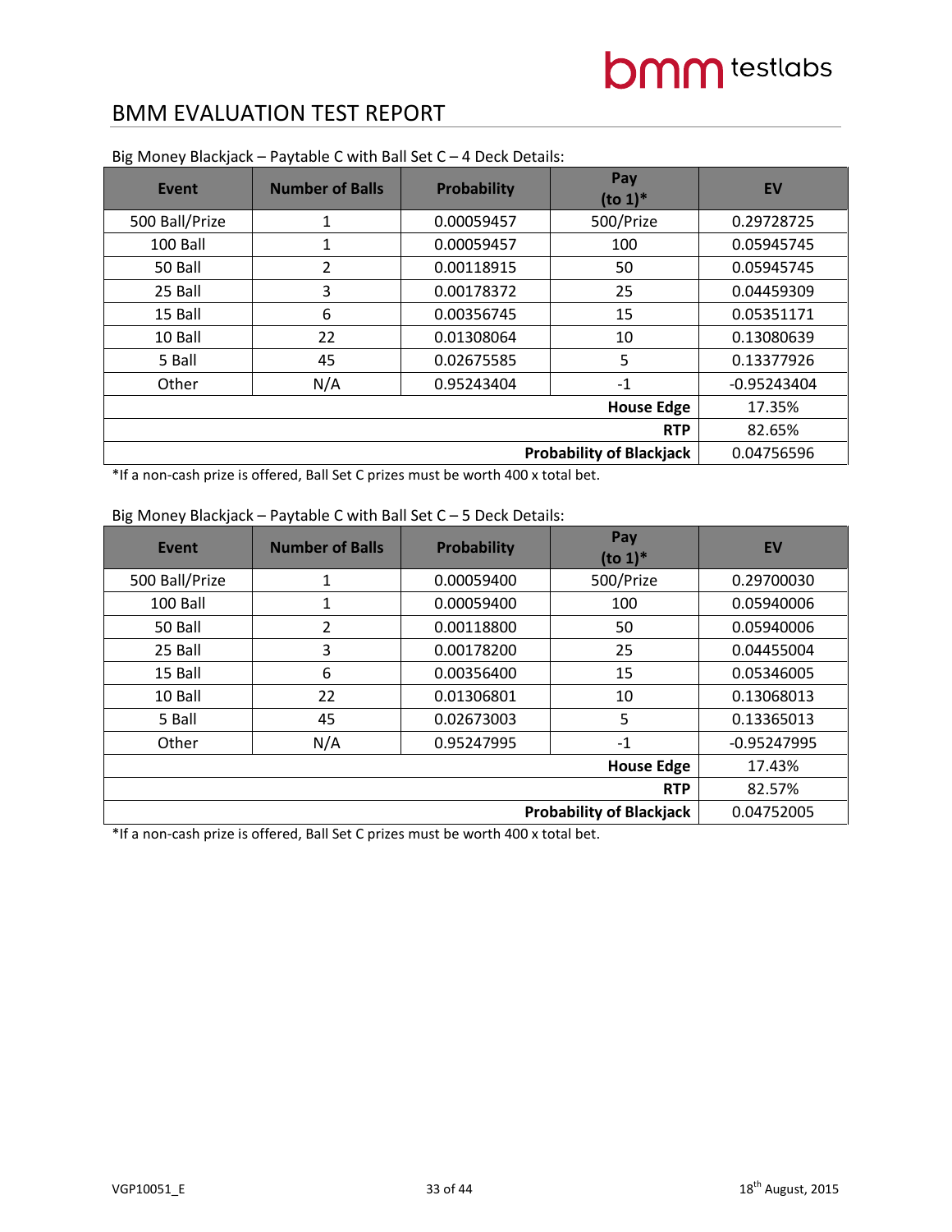# BMM EVALUATION TEST REPORT

Big Money Blackjack – Paytable C with Ball Set C – 4 Deck Details:

| Event | Number of Balls | Probability | Pay (to 1)* | EV |
|---|---|---|---|---|
| 500 Ball/Prize | 1 | 0.00059457 | 500/Prize | 0.29728725 |
| 100 Ball | 1 | 0.00059457 | 100 | 0.05945745 |
| 50 Ball | 2 | 0.00118915 | 50 | 0.05945745 |
| 25 Ball | 3 | 0.00178372 | 25 | 0.04459309 |
| 15 Ball | 6 | 0.00356745 | 15 | 0.05351171 |
| 10 Ball | 22 | 0.01308064 | 10 | 0.13080639 |
| 5 Ball | 45 | 0.02675585 | 5 | 0.13377926 |
| Other | N/A | 0.95243404 | -1 | -0.95243404 |
| | | | **House Edge** | 17.35% |
| | | | **RTP** | 82.65% |
| | | | **Probability of Blackjack** | 0.04756596 |

*If a non-cash prize is offered, Ball Set C prizes must be worth 400 x total bet.

Big Money Blackjack – Paytable C with Ball Set C – 5 Deck Details:

| Event | Number of Balls | Probability | Pay (to 1)* | EV |
|---|---|---|---|---|
| 500 Ball/Prize | 1 | 0.00059400 | 500/Prize | 0.29700030 |
| 100 Ball | 1 | 0.00059400 | 100 | 0.05940006 |
| 50 Ball | 2 | 0.00118800 | 50 | 0.05940006 |
| 25 Ball | 3 | 0.00178200 | 25 | 0.04455004 |
| 15 Ball | 6 | 0.00356400 | 15 | 0.05346005 |
| 10 Ball | 22 | 0.01306801 | 10 | 0.13068013 |
| 5 Ball | 45 | 0.02673003 | 5 | 0.13365013 |
| Other | N/A | 0.95247995 | -1 | -0.95247995 |
| | | | **House Edge** | 17.43% |
| | | | **RTP** | 82.57% |
| | | | **Probability of Blackjack** | 0.04752005 |

*If a non-cash prize is offered, Ball Set C prizes must be worth 400 x total bet.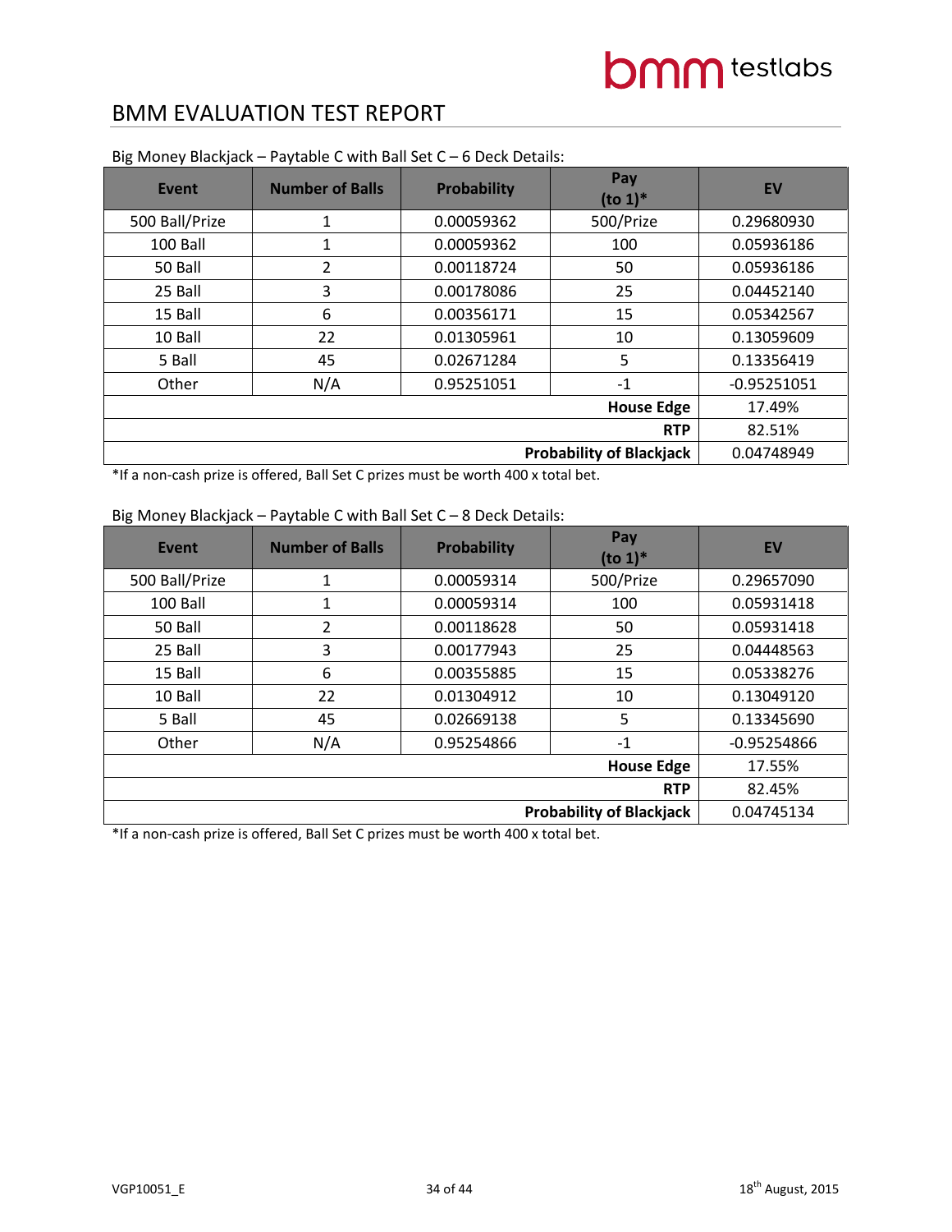Big Money Blackjack – Paytable C with Ball Set C – 6 Deck Details:

| Event | Number of Balls | Probability | Pay (to 1)* | EV |
|---|---|---|---|---|
| 500 Ball/Prize | 1 | 0.00059362 | 500/Prize | 0.29680930 |
| 100 Ball | 1 | 0.00059362 | 100 | 0.05936186 |
| 50 Ball | 2 | 0.00118724 | 50 | 0.05936186 |
| 25 Ball | 3 | 0.00178086 | 25 | 0.04452140 |
| 15 Ball | 6 | 0.00356171 | 15 | 0.05342567 |
| 10 Ball | 22 | 0.01305961 | 10 | 0.13059609 |
| 5 Ball | 45 | 0.02671284 | 5 | 0.13356419 |
| Other | N/A | 0.95251051 | -1 | -0.95251051 |
| | | | **House Edge** | 17.49% |
| | | | **RTP** | 82.51% |
| | | | **Probability of Blackjack** | 0.04748949 |

*If a non-cash prize is offered, Ball Set C prizes must be worth 400 x total bet.

Big Money Blackjack – Paytable C with Ball Set C – 8 Deck Details:

| Event | Number of Balls | Probability | Pay (to 1)* | EV |
|---|---|---|---|---|
| 500 Ball/Prize | 1 | 0.00059314 | 500/Prize | 0.29657090 |
| 100 Ball | 1 | 0.00059314 | 100 | 0.05931418 |
| 50 Ball | 2 | 0.00118628 | 50 | 0.05931418 |
| 25 Ball | 3 | 0.00177943 | 25 | 0.04448563 |
| 15 Ball | 6 | 0.00355885 | 15 | 0.05338276 |
| 10 Ball | 22 | 0.01304912 | 10 | 0.13049120 |
| 5 Ball | 45 | 0.02669138 | 5 | 0.13345690 |
| Other | N/A | 0.95254866 | -1 | -0.95254866 |
| | | | **House Edge** | 17.55% |
| | | | **RTP** | 82.45% |
| | | | **Probability of Blackjack** | 0.04745134 |

*If a non-cash prize is offered, Ball Set C prizes must be worth 400 x total bet.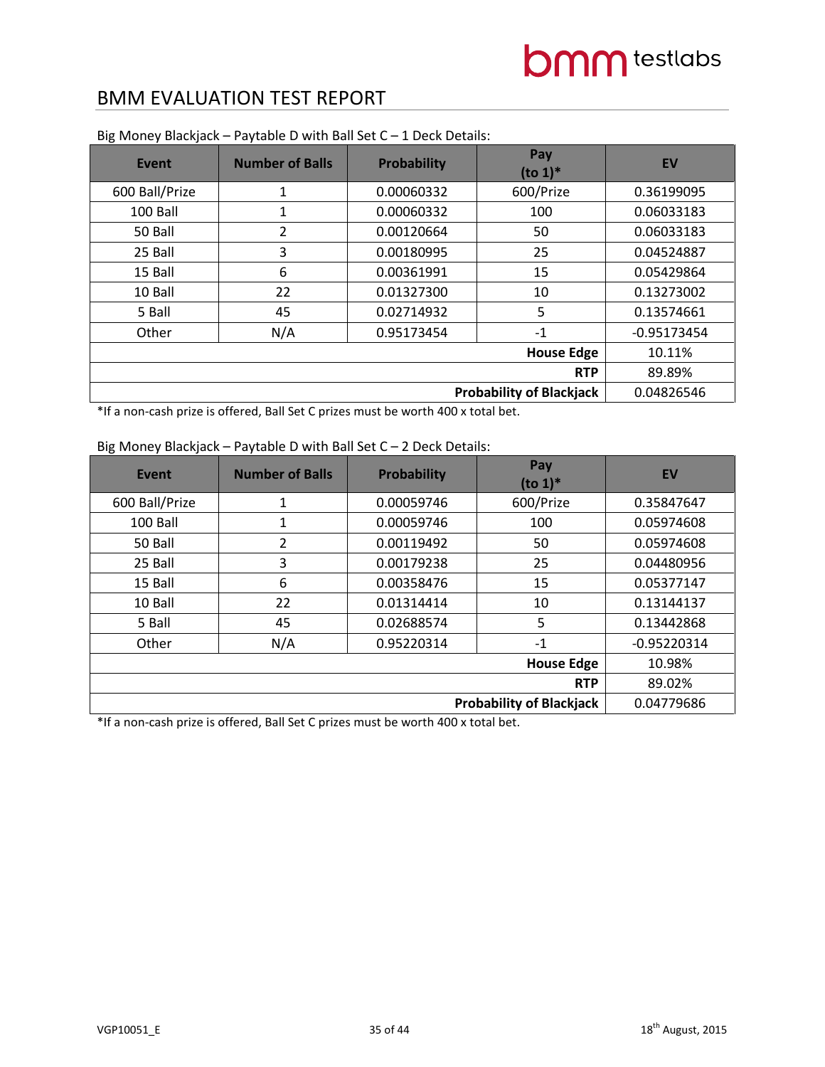## BMM EVALUATION TEST REPORT

Big Money Blackjack – Paytable D with Ball Set C – 1 Deck Details:

| Event | Number of Balls | Probability | Pay (to 1)* | EV |
|---|---|---|---|---|
| 600 Ball/Prize | 1 | 0.00060332 | 600/Prize | 0.36199095 |
| 100 Ball | 1 | 0.00060332 | 100 | 0.06033183 |
| 50 Ball | 2 | 0.00120664 | 50 | 0.06033183 |
| 25 Ball | 3 | 0.00180995 | 25 | 0.04524887 |
| 15 Ball | 6 | 0.00361991 | 15 | 0.05429864 |
| 10 Ball | 22 | 0.01327300 | 10 | 0.13273002 |
| 5 Ball | 45 | 0.02714932 | 5 | 0.13574661 |
| Other | N/A | 0.95173454 | -1 | -0.95173454 |
| | | | **House Edge** | 10.11% |
| | | | **RTP** | 89.89% |
| | | | **Probability of Blackjack** | 0.04826546 |

*If a non-cash prize is offered, Ball Set C prizes must be worth 400 x total bet.

Big Money Blackjack – Paytable D with Ball Set C – 2 Deck Details:

| Event | Number of Balls | Probability | Pay (to 1)* | EV |
|---|---|---|---|---|
| 600 Ball/Prize | 1 | 0.00059746 | 600/Prize | 0.35847647 |
| 100 Ball | 1 | 0.00059746 | 100 | 0.05974608 |
| 50 Ball | 2 | 0.00119492 | 50 | 0.05974608 |
| 25 Ball | 3 | 0.00179238 | 25 | 0.04480956 |
| 15 Ball | 6 | 0.00358476 | 15 | 0.05377147 |
| 10 Ball | 22 | 0.01314414 | 10 | 0.13144137 |
| 5 Ball | 45 | 0.02688574 | 5 | 0.13442868 |
| Other | N/A | 0.95220314 | -1 | -0.95220314 |
| | | | **House Edge** | 10.98% |
| | | | **RTP** | 89.02% |
| | | | **Probability of Blackjack** | 0.04779686 |

*If a non-cash prize is offered, Ball Set C prizes must be worth 400 x total bet.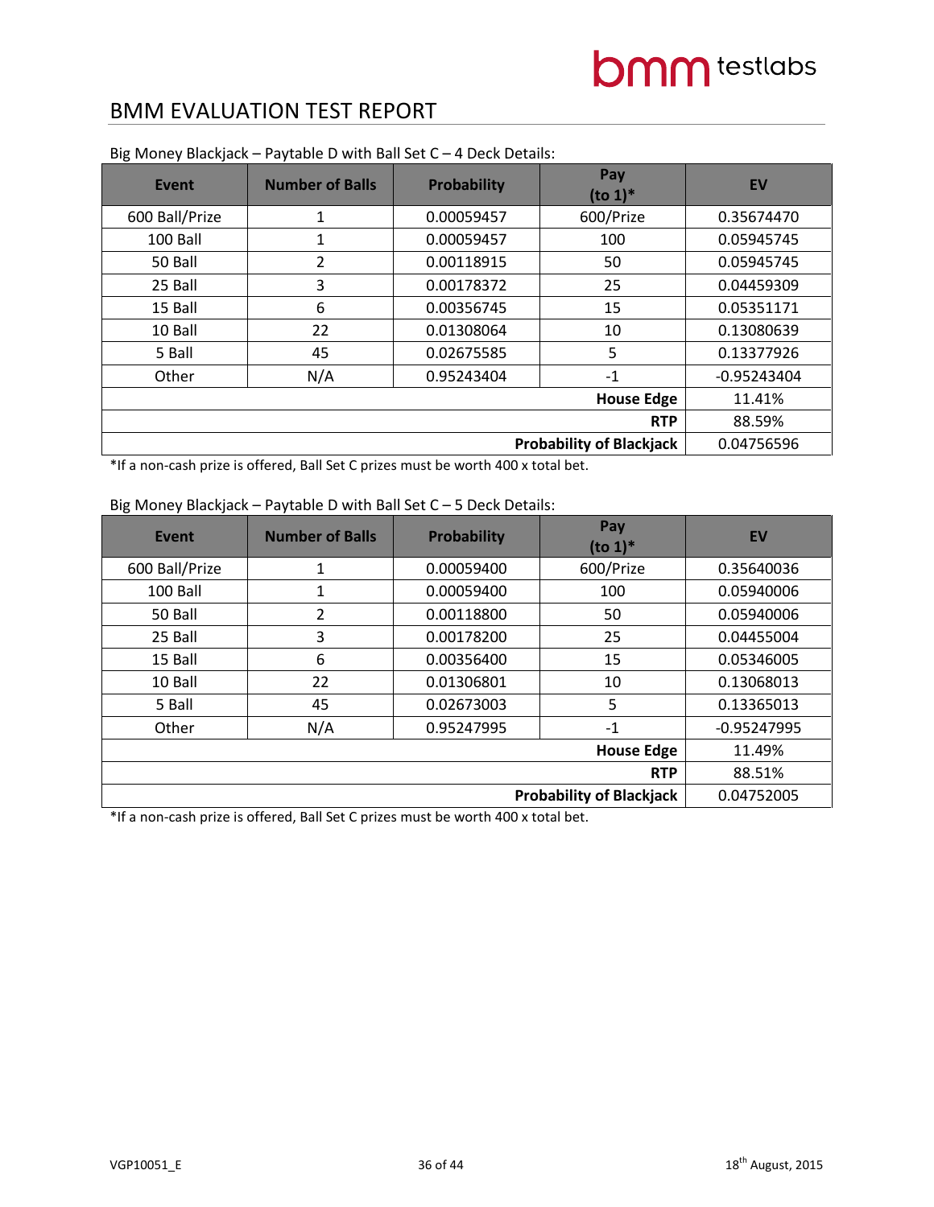# BMM EVALUATION TEST REPORT

Big Money Blackjack – Paytable D with Ball Set C – 4 Deck Details:

| Event | Number of Balls | Probability | Pay (to 1)* | EV |
|---|---|---|---|---|
| 600 Ball/Prize | 1 | 0.00059457 | 600/Prize | 0.35674470 |
| 100 Ball | 1 | 0.00059457 | 100 | 0.05945745 |
| 50 Ball | 2 | 0.00118915 | 50 | 0.05945745 |
| 25 Ball | 3 | 0.00178372 | 25 | 0.04459309 |
| 15 Ball | 6 | 0.00356745 | 15 | 0.05351171 |
| 10 Ball | 22 | 0.01308064 | 10 | 0.13080639 |
| 5 Ball | 45 | 0.02675585 | 5 | 0.13377926 |
| Other | N/A | 0.95243404 | -1 | -0.95243404 |
| | | | **House Edge** | 11.41% |
| | | | **RTP** | 88.59% |
| | | | **Probability of Blackjack** | 0.04756596 |

*If a non-cash prize is offered, Ball Set C prizes must be worth 400 x total bet.

Big Money Blackjack – Paytable D with Ball Set C – 5 Deck Details:

| Event | Number of Balls | Probability | Pay (to 1)* | EV |
|---|---|---|---|---|
| 600 Ball/Prize | 1 | 0.00059400 | 600/Prize | 0.35640036 |
| 100 Ball | 1 | 0.00059400 | 100 | 0.05940006 |
| 50 Ball | 2 | 0.00118800 | 50 | 0.05940006 |
| 25 Ball | 3 | 0.00178200 | 25 | 0.04455004 |
| 15 Ball | 6 | 0.00356400 | 15 | 0.05346005 |
| 10 Ball | 22 | 0.01306801 | 10 | 0.13068013 |
| 5 Ball | 45 | 0.02673003 | 5 | 0.13365013 |
| Other | N/A | 0.95247995 | -1 | -0.95247995 |
| | | | **House Edge** | 11.49% |
| | | | **RTP** | 88.51% |
| | | | **Probability of Blackjack** | 0.04752005 |

*If a non-cash prize is offered, Ball Set C prizes must be worth 400 x total bet.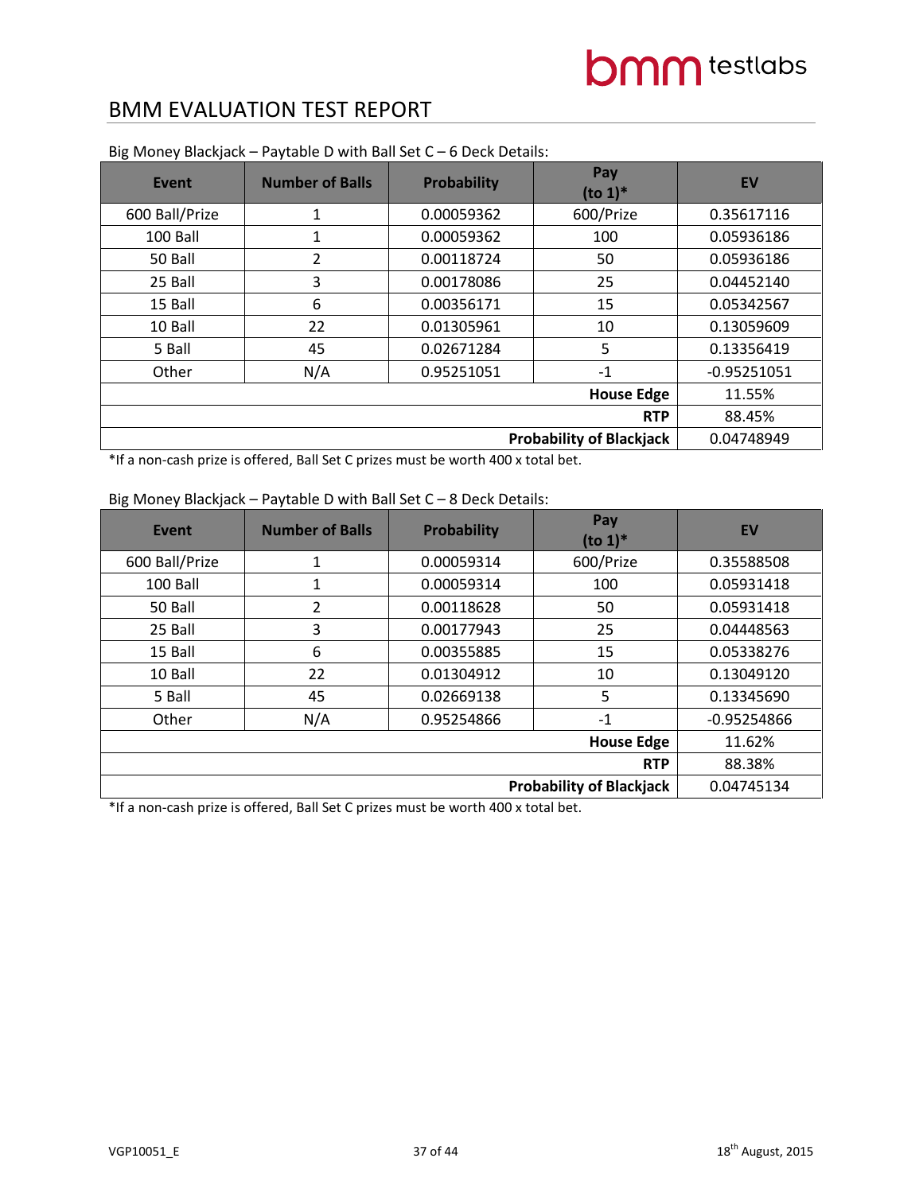# BMM EVALUATION TEST REPORT

Big Money Blackjack – Paytable D with Ball Set C – 6 Deck Details:

| Event | Number of Balls | Probability | Pay (to 1)* | EV |
|---|---|---|---|---|
| 600 Ball/Prize | 1 | 0.00059362 | 600/Prize | 0.35617116 |
| 100 Ball | 1 | 0.00059362 | 100 | 0.05936186 |
| 50 Ball | 2 | 0.00118724 | 50 | 0.05936186 |
| 25 Ball | 3 | 0.00178086 | 25 | 0.04452140 |
| 15 Ball | 6 | 0.00356171 | 15 | 0.05342567 |
| 10 Ball | 22 | 0.01305961 | 10 | 0.13059609 |
| 5 Ball | 45 | 0.02671284 | 5 | 0.13356419 |
| Other | N/A | 0.95251051 | -1 | -0.95251051 |
| | | | **House Edge** | 11.55% |
| | | | **RTP** | 88.45% |
| | | | **Probability of Blackjack** | 0.04748949 |

*If a non-cash prize is offered, Ball Set C prizes must be worth 400 x total bet.

Big Money Blackjack – Paytable D with Ball Set C – 8 Deck Details:

| Event | Number of Balls | Probability | Pay (to 1)* | EV |
|---|---|---|---|---|
| 600 Ball/Prize | 1 | 0.00059314 | 600/Prize | 0.35588508 |
| 100 Ball | 1 | 0.00059314 | 100 | 0.05931418 |
| 50 Ball | 2 | 0.00118628 | 50 | 0.05931418 |
| 25 Ball | 3 | 0.00177943 | 25 | 0.04448563 |
| 15 Ball | 6 | 0.00355885 | 15 | 0.05338276 |
| 10 Ball | 22 | 0.01304912 | 10 | 0.13049120 |
| 5 Ball | 45 | 0.02669138 | 5 | 0.13345690 |
| Other | N/A | 0.95254866 | -1 | -0.95254866 |
| | | | **House Edge** | 11.62% |
| | | | **RTP** | 88.38% |
| | | | **Probability of Blackjack** | 0.04745134 |

*If a non-cash prize is offered, Ball Set C prizes must be worth 400 x total bet.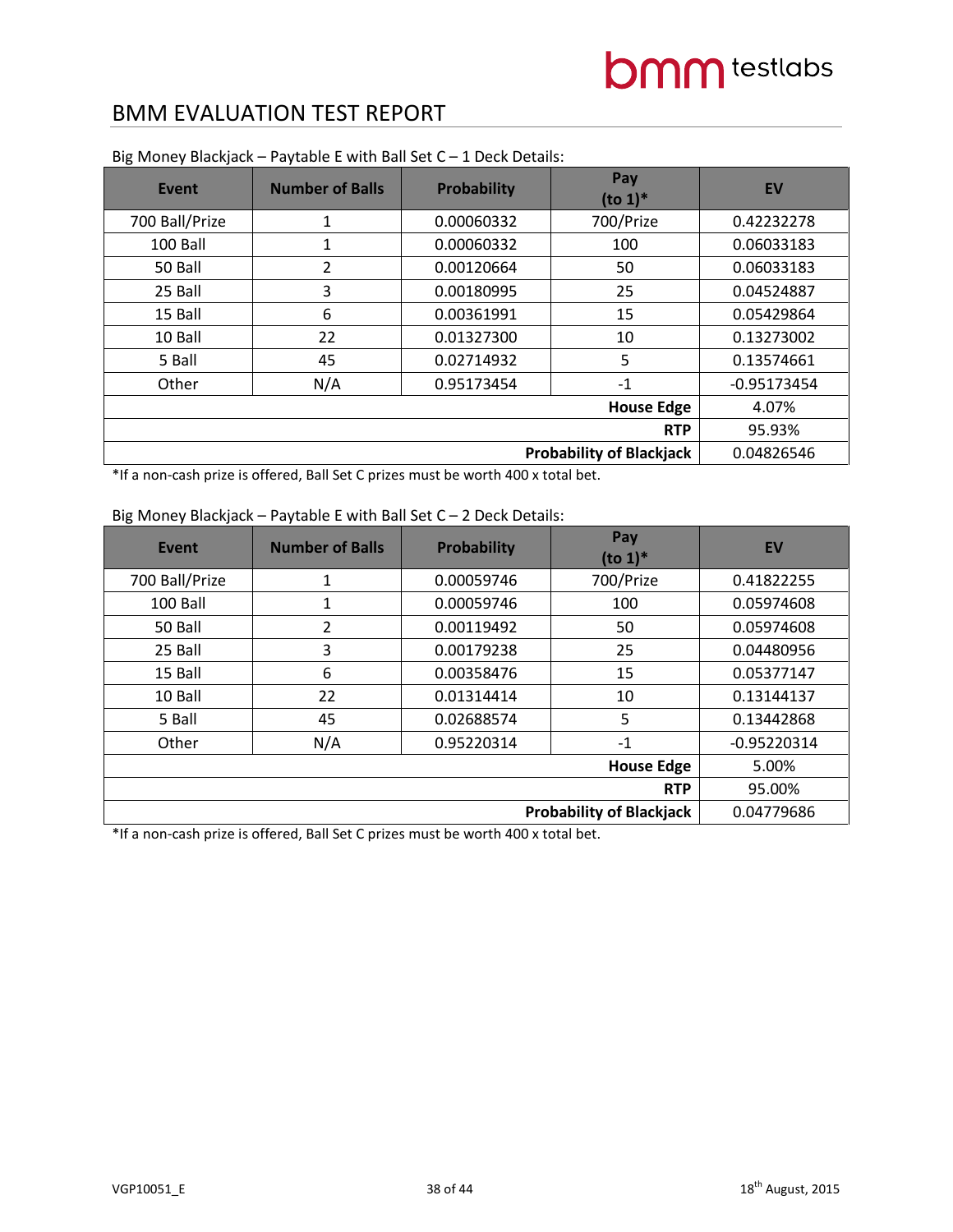Big Money Blackjack – Paytable E with Ball Set C – 1 Deck Details:

| Event | Number of Balls | Probability | Pay (to 1)* | EV |
|---|---|---|---|---|
| 700 Ball/Prize | 1 | 0.00060332 | 700/Prize | 0.42232278 |
| 100 Ball | 1 | 0.00060332 | 100 | 0.06033183 |
| 50 Ball | 2 | 0.00120664 | 50 | 0.06033183 |
| 25 Ball | 3 | 0.00180995 | 25 | 0.04524887 |
| 15 Ball | 6 | 0.00361991 | 15 | 0.05429864 |
| 10 Ball | 22 | 0.01327300 | 10 | 0.13273002 |
| 5 Ball | 45 | 0.02714932 | 5 | 0.13574661 |
| Other | N/A | 0.95173454 | -1 | -0.95173454 |
| | | | **House Edge** | 4.07% |
| | | | **RTP** | 95.93% |
| | | | **Probability of Blackjack** | 0.04826546 |

*If a non-cash prize is offered, Ball Set C prizes must be worth 400 x total bet.

Big Money Blackjack – Paytable E with Ball Set C – 2 Deck Details:

| Event | Number of Balls | Probability | Pay (to 1)* | EV |
|---|---|---|---|---|
| 700 Ball/Prize | 1 | 0.00059746 | 700/Prize | 0.41822255 |
| 100 Ball | 1 | 0.00059746 | 100 | 0.05974608 |
| 50 Ball | 2 | 0.00119492 | 50 | 0.05974608 |
| 25 Ball | 3 | 0.00179238 | 25 | 0.04480956 |
| 15 Ball | 6 | 0.00358476 | 15 | 0.05377147 |
| 10 Ball | 22 | 0.01314414 | 10 | 0.13144137 |
| 5 Ball | 45 | 0.02688574 | 5 | 0.13442868 |
| Other | N/A | 0.95220314 | -1 | -0.95220314 |
| | | | **House Edge** | 5.00% |
| | | | **RTP** | 95.00% |
| | | | **Probability of Blackjack** | 0.04779686 |

*If a non-cash prize is offered, Ball Set C prizes must be worth 400 x total bet.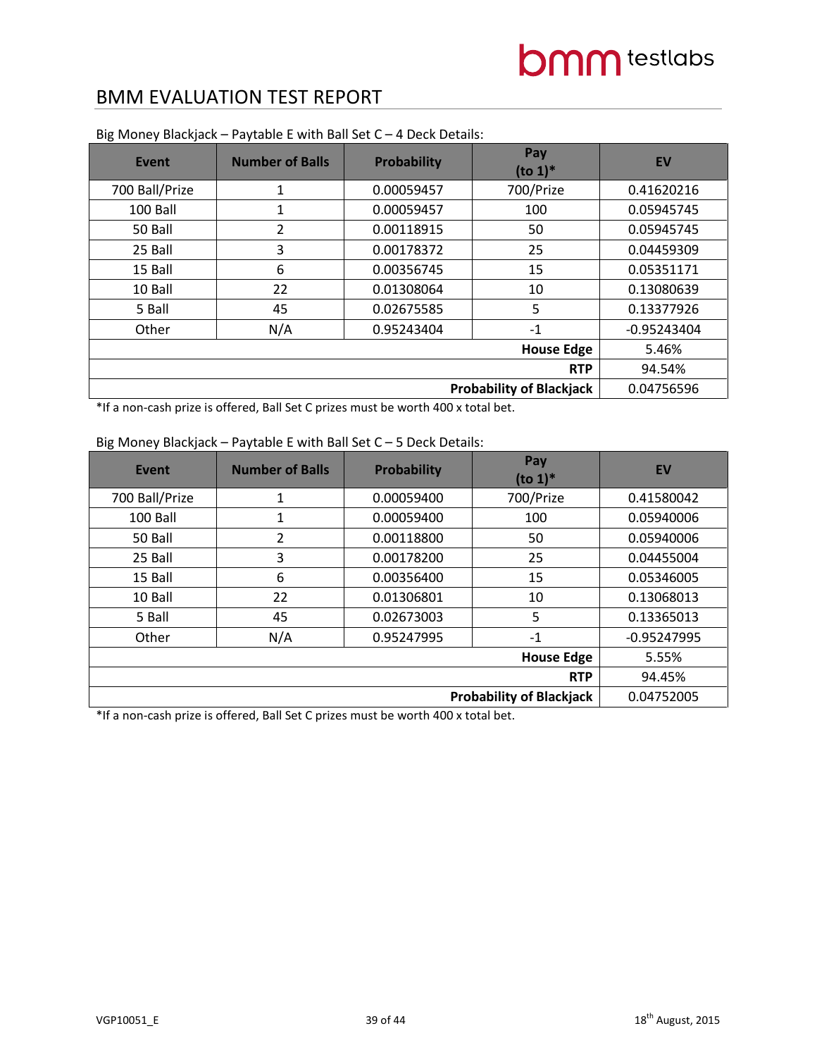# BMM EVALUATION TEST REPORT

Big Money Blackjack – Paytable E with Ball Set C – 4 Deck Details:

| Event | Number of Balls | Probability | Pay (to 1)* | EV |
|---|---|---|---|---|
| 700 Ball/Prize | 1 | 0.00059457 | 700/Prize | 0.41620216 |
| 100 Ball | 1 | 0.00059457 | 100 | 0.05945745 |
| 50 Ball | 2 | 0.00118915 | 50 | 0.05945745 |
| 25 Ball | 3 | 0.00178372 | 25 | 0.04459309 |
| 15 Ball | 6 | 0.00356745 | 15 | 0.05351171 |
| 10 Ball | 22 | 0.01308064 | 10 | 0.13080639 |
| 5 Ball | 45 | 0.02675585 | 5 | 0.13377926 |
| Other | N/A | 0.95243404 | -1 | -0.95243404 |
| | | | **House Edge** | 5.46% |
| | | | **RTP** | 94.54% |
| | | | **Probability of Blackjack** | 0.04756596 |

*If a non-cash prize is offered, Ball Set C prizes must be worth 400 x total bet.

Big Money Blackjack – Paytable E with Ball Set C – 5 Deck Details:

| Event | Number of Balls | Probability | Pay (to 1)* | EV |
|---|---|---|---|---|
| 700 Ball/Prize | 1 | 0.00059400 | 700/Prize | 0.41580042 |
| 100 Ball | 1 | 0.00059400 | 100 | 0.05940006 |
| 50 Ball | 2 | 0.00118800 | 50 | 0.05940006 |
| 25 Ball | 3 | 0.00178200 | 25 | 0.04455004 |
| 15 Ball | 6 | 0.00356400 | 15 | 0.05346005 |
| 10 Ball | 22 | 0.01306801 | 10 | 0.13068013 |
| 5 Ball | 45 | 0.02673003 | 5 | 0.13365013 |
| Other | N/A | 0.95247995 | -1 | -0.95247995 |
| | | | **House Edge** | 5.55% |
| | | | **RTP** | 94.45% |
| | | | **Probability of Blackjack** | 0.04752005 |

*If a non-cash prize is offered, Ball Set C prizes must be worth 400 x total bet.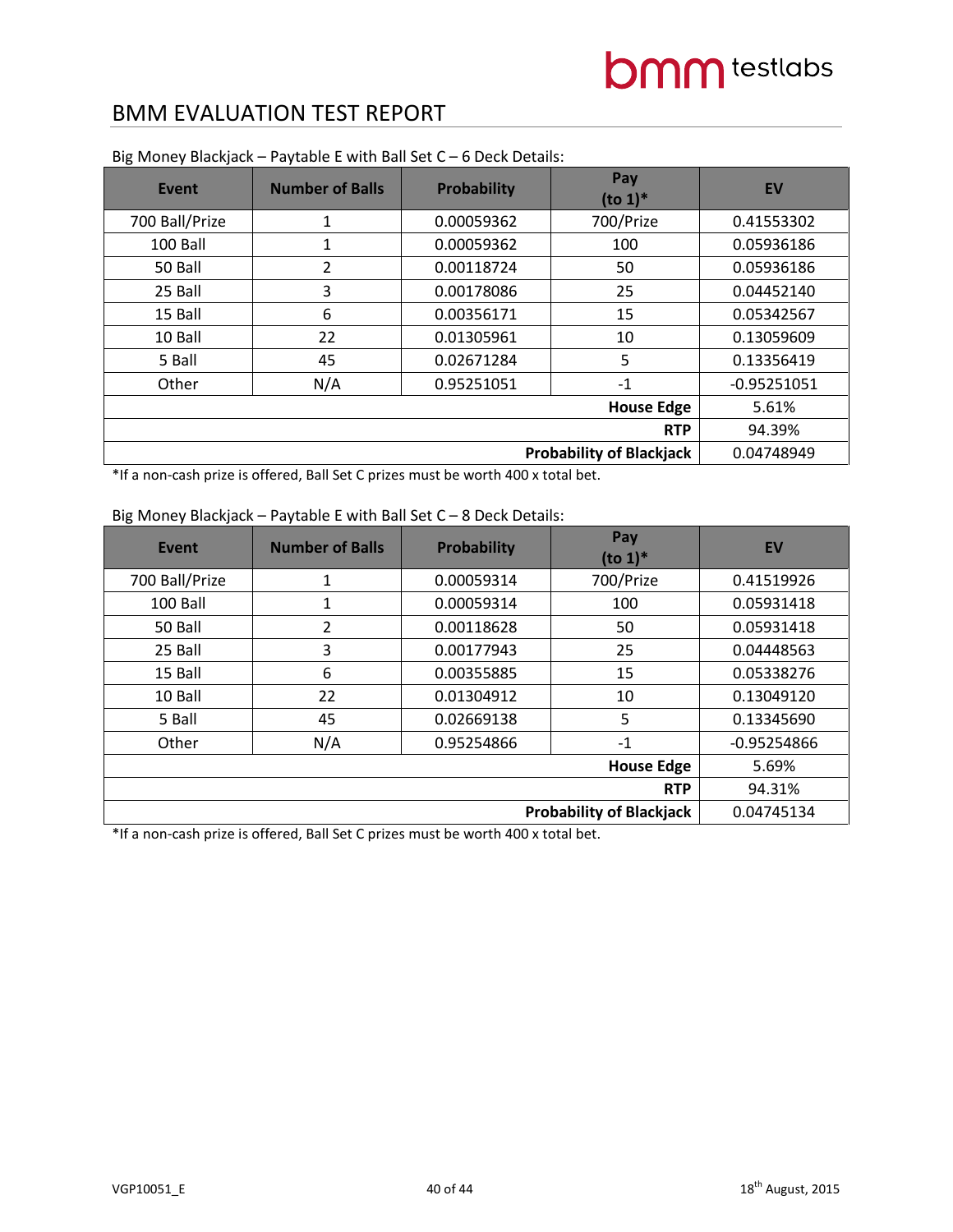# BMM EVALUATION TEST REPORT

Big Money Blackjack – Paytable E with Ball Set C – 6 Deck Details:

| Event | Number of Balls | Probability | Pay (to 1)* | EV |
|---|---|---|---|---|
| 700 Ball/Prize | 1 | 0.00059362 | 700/Prize | 0.41553302 |
| 100 Ball | 1 | 0.00059362 | 100 | 0.05936186 |
| 50 Ball | 2 | 0.00118724 | 50 | 0.05936186 |
| 25 Ball | 3 | 0.00178086 | 25 | 0.04452140 |
| 15 Ball | 6 | 0.00356171 | 15 | 0.05342567 |
| 10 Ball | 22 | 0.01305961 | 10 | 0.13059609 |
| 5 Ball | 45 | 0.02671284 | 5 | 0.13356419 |
| Other | N/A | 0.95251051 | -1 | -0.95251051 |
| | | | **House Edge** | 5.61% |
| | | | **RTP** | 94.39% |
| | | | **Probability of Blackjack** | 0.04748949 |

*If a non-cash prize is offered, Ball Set C prizes must be worth 400 x total bet.

Big Money Blackjack – Paytable E with Ball Set C – 8 Deck Details:

| Event | Number of Balls | Probability | Pay (to 1)* | EV |
|---|---|---|---|---|
| 700 Ball/Prize | 1 | 0.00059314 | 700/Prize | 0.41519926 |
| 100 Ball | 1 | 0.00059314 | 100 | 0.05931418 |
| 50 Ball | 2 | 0.00118628 | 50 | 0.05931418 |
| 25 Ball | 3 | 0.00177943 | 25 | 0.04448563 |
| 15 Ball | 6 | 0.00355885 | 15 | 0.05338276 |
| 10 Ball | 22 | 0.01304912 | 10 | 0.13049120 |
| 5 Ball | 45 | 0.02669138 | 5 | 0.13345690 |
| Other | N/A | 0.95254866 | -1 | -0.95254866 |
| | | | **House Edge** | 5.69% |
| | | | **RTP** | 94.31% |
| | | | **Probability of Blackjack** | 0.04745134 |

*If a non-cash prize is offered, Ball Set C prizes must be worth 400 x total bet.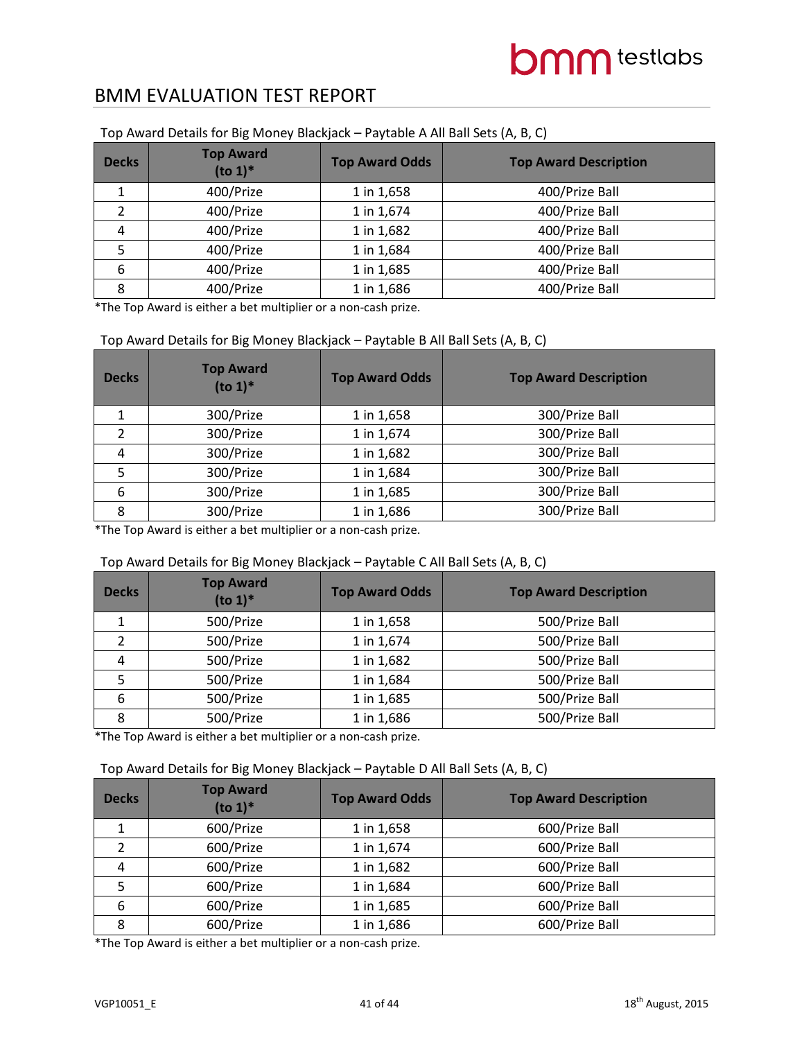Top Award Details for Big Money Blackjack – Paytable A All Ball Sets (A, B, C)

| Decks | Top Award (to 1)* | Top Award Odds | Top Award Description |
|---|---|---|---|
| 1 | 400/Prize | 1 in 1,658 | 400/Prize Ball |
| 2 | 400/Prize | 1 in 1,674 | 400/Prize Ball |
| 4 | 400/Prize | 1 in 1,682 | 400/Prize Ball |
| 5 | 400/Prize | 1 in 1,684 | 400/Prize Ball |
| 6 | 400/Prize | 1 in 1,685 | 400/Prize Ball |
| 8 | 400/Prize | 1 in 1,686 | 400/Prize Ball |

*The Top Award is either a bet multiplier or a non-cash prize.

Top Award Details for Big Money Blackjack – Paytable B All Ball Sets (A, B, C)

| Decks | Top Award (to 1)* | Top Award Odds | Top Award Description |
|---|---|---|---|
| 1 | 300/Prize | 1 in 1,658 | 300/Prize Ball |
| 2 | 300/Prize | 1 in 1,674 | 300/Prize Ball |
| 4 | 300/Prize | 1 in 1,682 | 300/Prize Ball |
| 5 | 300/Prize | 1 in 1,684 | 300/Prize Ball |
| 6 | 300/Prize | 1 in 1,685 | 300/Prize Ball |
| 8 | 300/Prize | 1 in 1,686 | 300/Prize Ball |

*The Top Award is either a bet multiplier or a non-cash prize.

Top Award Details for Big Money Blackjack – Paytable C All Ball Sets (A, B, C)

| Decks | Top Award (to 1)* | Top Award Odds | Top Award Description |
|---|---|---|---|
| 1 | 500/Prize | 1 in 1,658 | 500/Prize Ball |
| 2 | 500/Prize | 1 in 1,674 | 500/Prize Ball |
| 4 | 500/Prize | 1 in 1,682 | 500/Prize Ball |
| 5 | 500/Prize | 1 in 1,684 | 500/Prize Ball |
| 6 | 500/Prize | 1 in 1,685 | 500/Prize Ball |
| 8 | 500/Prize | 1 in 1,686 | 500/Prize Ball |

*The Top Award is either a bet multiplier or a non-cash prize.

Top Award Details for Big Money Blackjack – Paytable D All Ball Sets (A, B, C)

| Decks | Top Award (to 1)* | Top Award Odds | Top Award Description |
|---|---|---|---|
| 1 | 600/Prize | 1 in 1,658 | 600/Prize Ball |
| 2 | 600/Prize | 1 in 1,674 | 600/Prize Ball |
| 4 | 600/Prize | 1 in 1,682 | 600/Prize Ball |
| 5 | 600/Prize | 1 in 1,684 | 600/Prize Ball |
| 6 | 600/Prize | 1 in 1,685 | 600/Prize Ball |
| 8 | 600/Prize | 1 in 1,686 | 600/Prize Ball |

*The Top Award is either a bet multiplier or a non-cash prize.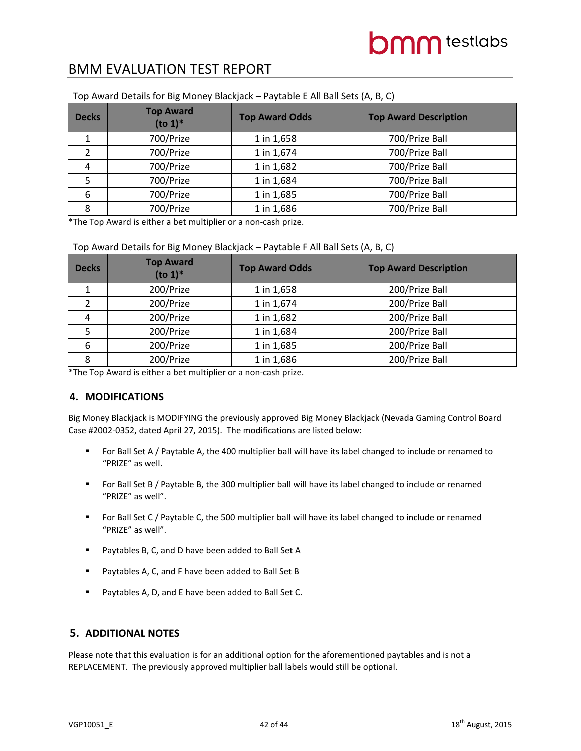Top Award Details for Big Money Blackjack – Paytable E All Ball Sets (A, B, C)

| Decks | Top Award (to 1)* | Top Award Odds | Top Award Description |
|---|---|---|---|
| 1 | 700/Prize | 1 in 1,658 | 700/Prize Ball |
| 2 | 700/Prize | 1 in 1,674 | 700/Prize Ball |
| 4 | 700/Prize | 1 in 1,682 | 700/Prize Ball |
| 5 | 700/Prize | 1 in 1,684 | 700/Prize Ball |
| 6 | 700/Prize | 1 in 1,685 | 700/Prize Ball |
| 8 | 700/Prize | 1 in 1,686 | 700/Prize Ball |

*The Top Award is either a bet multiplier or a non-cash prize.

Top Award Details for Big Money Blackjack – Paytable F All Ball Sets (A, B, C)

| Decks | Top Award (to 1)* | Top Award Odds | Top Award Description |
|---|---|---|---|
| 1 | 200/Prize | 1 in 1,658 | 200/Prize Ball |
| 2 | 200/Prize | 1 in 1,674 | 200/Prize Ball |
| 4 | 200/Prize | 1 in 1,682 | 200/Prize Ball |
| 5 | 200/Prize | 1 in 1,684 | 200/Prize Ball |
| 6 | 200/Prize | 1 in 1,685 | 200/Prize Ball |
| 8 | 200/Prize | 1 in 1,686 | 200/Prize Ball |

*The Top Award is either a bet multiplier or a non-cash prize.

## 4. MODIFICATIONS

Big Money Blackjack is MODIFYING the previously approved Big Money Blackjack (Nevada Gaming Control Board Case #2002-0352, dated April 27, 2015). The modifications are listed below:

- For Ball Set A / Paytable A, the 400 multiplier ball will have its label changed to include or renamed to "PRIZE" as well.
- For Ball Set B / Paytable B, the 300 multiplier ball will have its label changed to include or renamed "PRIZE" as well".
- For Ball Set C / Paytable C, the 500 multiplier ball will have its label changed to include or renamed "PRIZE" as well".
- Paytables B, C, and D have been added to Ball Set A
- Paytables A, C, and F have been added to Ball Set B
- Paytables A, D, and E have been added to Ball Set C.

## 5. ADDITIONAL NOTES

Please note that this evaluation is for an additional option for the aforementioned paytables and is not a REPLACEMENT. The previously approved multiplier ball labels would still be optional.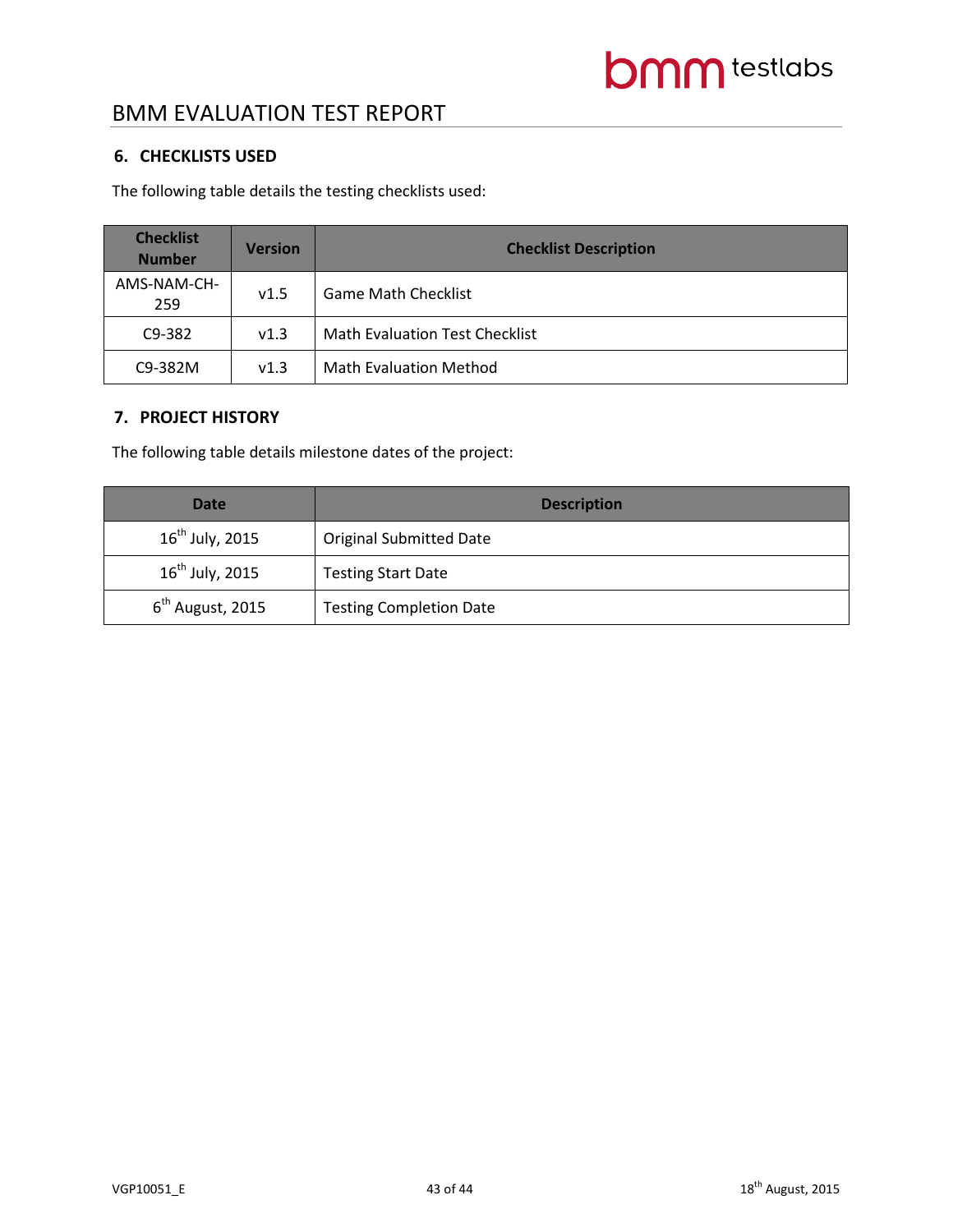## 6. CHECKLISTS USED

The following table details the testing checklists used:

| Checklist Number | Version | Checklist Description |
|---|---|---|
| AMS-NAM-CH-259 | v1.5 | Game Math Checklist |
| C9-382 | v1.3 | Math Evaluation Test Checklist |
| C9-382M | v1.3 | Math Evaluation Method |

## 7. PROJECT HISTORY

The following table details milestone dates of the project:

| Date | Description |
|---|---|
| 16th July, 2015 | Original Submitted Date |
| 16th July, 2015 | Testing Start Date |
| 6th August, 2015 | Testing Completion Date |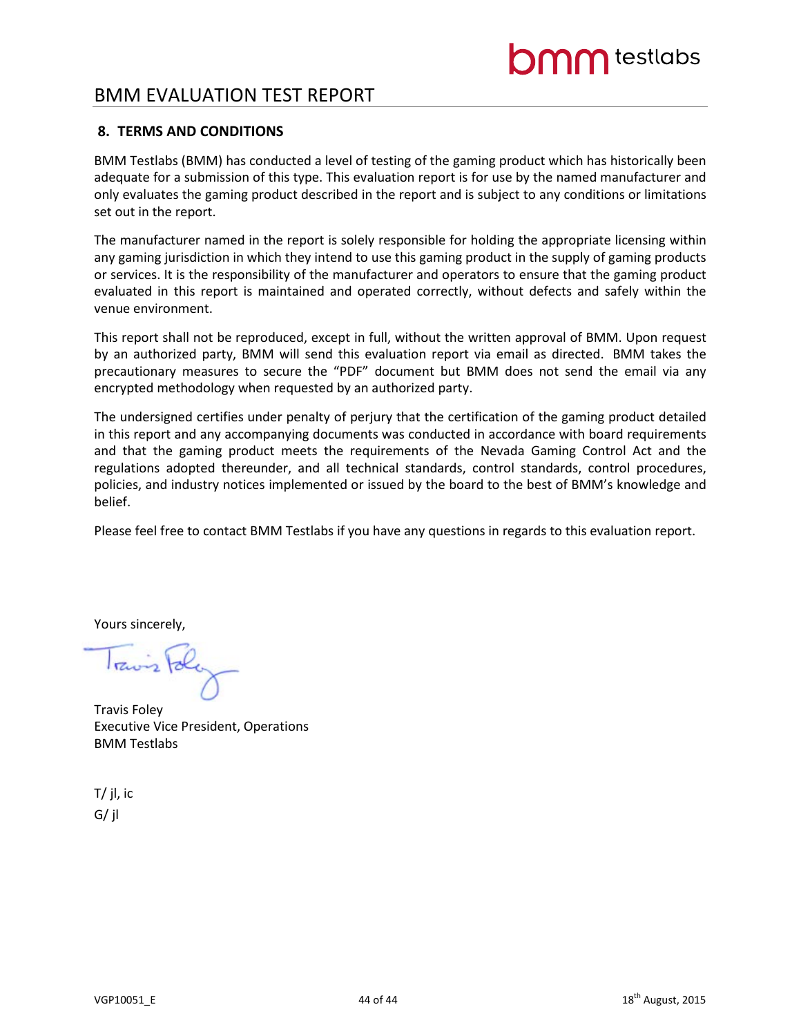## 8. TERMS AND CONDITIONS

BMM Testlabs (BMM) has conducted a level of testing of the gaming product which has historically been adequate for a submission of this type. This evaluation report is for use by the named manufacturer and only evaluates the gaming product described in the report and is subject to any conditions or limitations set out in the report.

The manufacturer named in the report is solely responsible for holding the appropriate licensing within any gaming jurisdiction in which they intend to use this gaming product in the supply of gaming products or services. It is the responsibility of the manufacturer and operators to ensure that the gaming product evaluated in this report is maintained and operated correctly, without defects and safely within the venue environment.

This report shall not be reproduced, except in full, without the written approval of BMM. Upon request by an authorized party, BMM will send this evaluation report via email as directed. BMM takes the precautionary measures to secure the "PDF" document but BMM does not send the email via any encrypted methodology when requested by an authorized party.

The undersigned certifies under penalty of perjury that the certification of the gaming product detailed in this report and any accompanying documents was conducted in accordance with board requirements and that the gaming product meets the requirements of the Nevada Gaming Control Act and the regulations adopted thereunder, and all technical standards, control standards, control procedures, policies, and industry notices implemented or issued by the board to the best of BMM's knowledge and belief.

Please feel free to contact BMM Testlabs if you have any questions in regards to this evaluation report.

Yours sincerely,

Travis Foley
Executive Vice President, Operations
BMM Testlabs

T/ jl, ic
G/ jl